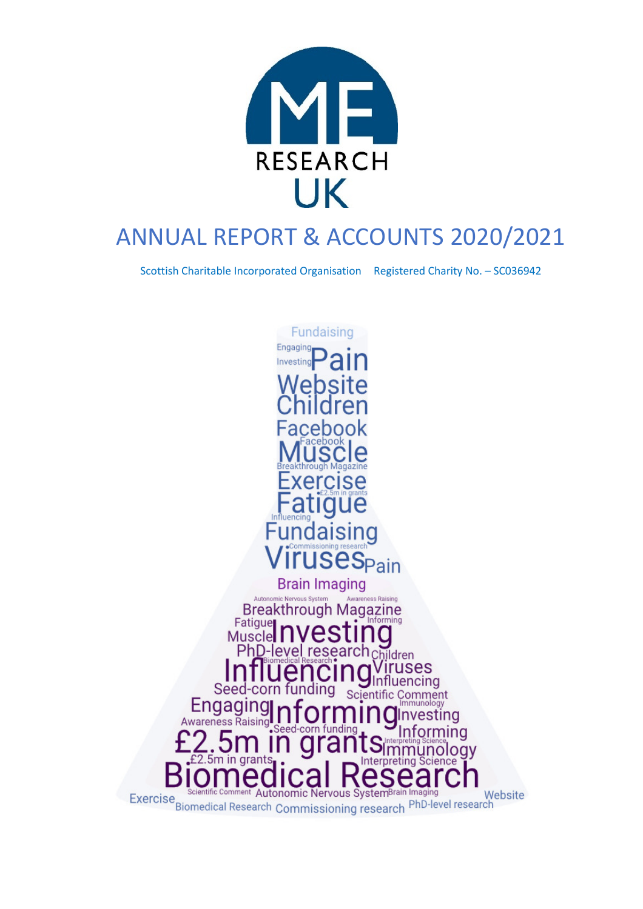# ME RESEARCH UK

# ANNUAL REPORT & ACCOUNTS 2020/2021

Scottish Charitable Incorporated Organisation Registered Charity No. – SC036942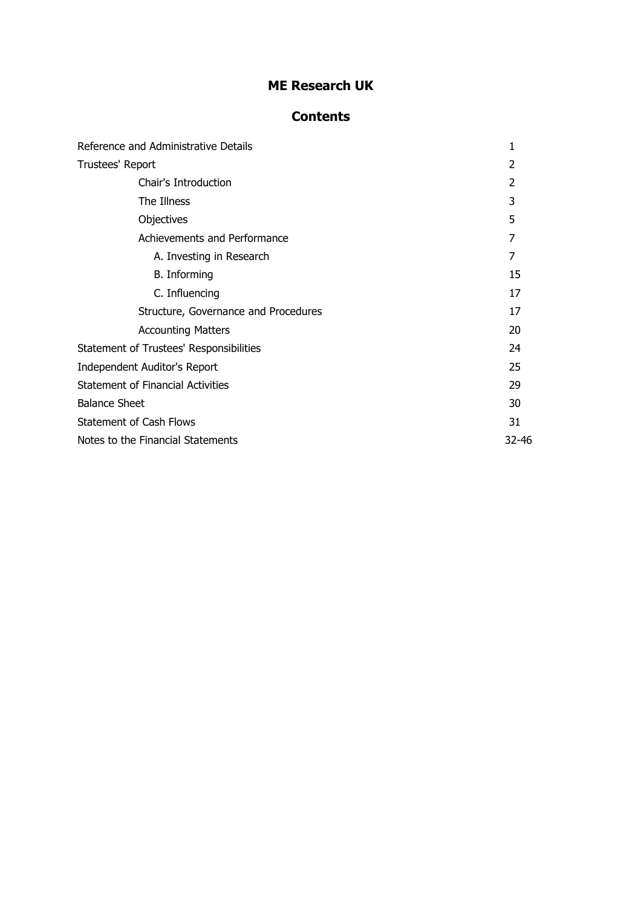# ME Research UK

## Contents

| | |
|---|---|
| Reference and Administrative Details | 1 |
| Trustees' Report | 2 |
| Chair's Introduction | 2 |
| The Illness | 3 |
| Objectives | 5 |
| Achievements and Performance | 7 |
| A. Investing in Research | 7 |
| B. Informing | 15 |
| C. Influencing | 17 |
| Structure, Governance and Procedures | 17 |
| Accounting Matters | 20 |
| Statement of Trustees' Responsibilities | 24 |
| Independent Auditor's Report | 25 |
| Statement of Financial Activities | 29 |
| Balance Sheet | 30 |
| Statement of Cash Flows | 31 |
| Notes to the Financial Statements | 32-46 |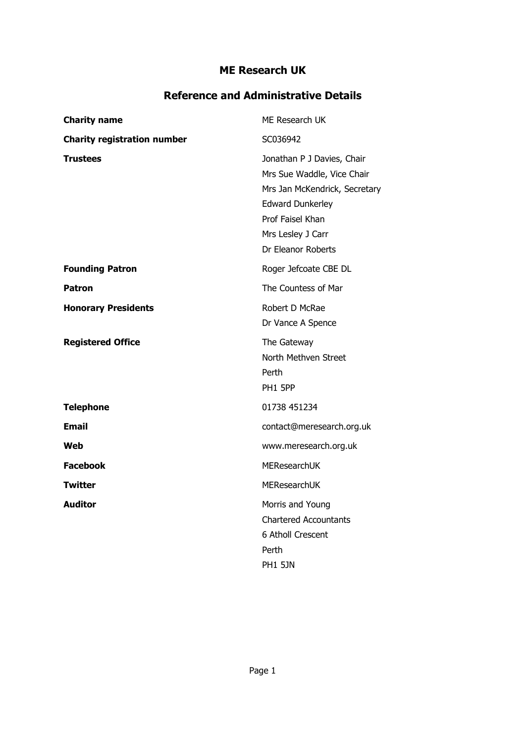# ME Research UK

## Reference and Administrative Details

| | |
|---|---|
| **Charity name** | ME Research UK |
| **Charity registration number** | SC036942 |
| **Trustees** | Jonathan P J Davies, Chair<br>Mrs Sue Waddle, Vice Chair<br>Mrs Jan McKendrick, Secretary<br>Edward Dunkerley<br>Prof Faisel Khan<br>Mrs Lesley J Carr<br>Dr Eleanor Roberts |
| **Founding Patron** | Roger Jefcoate CBE DL |
| **Patron** | The Countess of Mar |
| **Honorary Presidents** | Robert D McRae<br>Dr Vance A Spence |
| **Registered Office** | The Gateway<br>North Methven Street<br>Perth<br>PH1 5PP |
| **Telephone** | 01738 451234 |
| **Email** | contact@meresearch.org.uk |
| **Web** | www.meresearch.org.uk |
| **Facebook** | MEResearchUK |
| **Twitter** | MEResearchUK |
| **Auditor** | Morris and Young<br>Chartered Accountants<br>6 Atholl Crescent<br>Perth<br>PH1 5JN |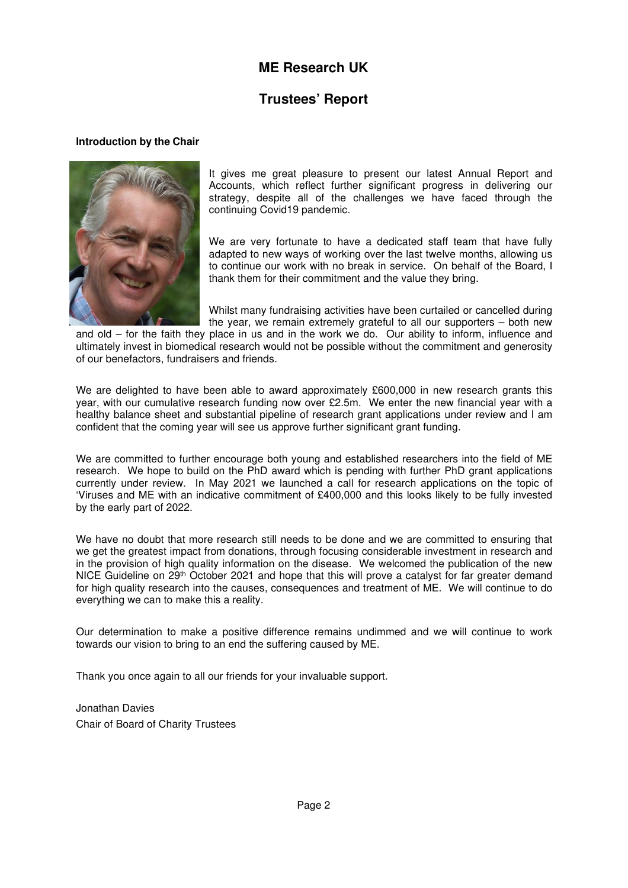# ME Research UK

## Trustees' Report

**Introduction by the Chair**

It gives me great pleasure to present our latest Annual Report and Accounts, which reflect further significant progress in delivering our strategy, despite all of the challenges we have faced through the continuing Covid19 pandemic.

We are very fortunate to have a dedicated staff team that have fully adapted to new ways of working over the last twelve months, allowing us to continue our work with no break in service. On behalf of the Board, I thank them for their commitment and the value they bring.

Whilst many fundraising activities have been curtailed or cancelled during the year, we remain extremely grateful to all our supporters – both new and old – for the faith they place in us and in the work we do. Our ability to inform, influence and ultimately invest in biomedical research would not be possible without the commitment and generosity of our benefactors, fundraisers and friends.

We are delighted to have been able to award approximately £600,000 in new research grants this year, with our cumulative research funding now over £2.5m. We enter the new financial year with a healthy balance sheet and substantial pipeline of research grant applications under review and I am confident that the coming year will see us approve further significant grant funding.

We are committed to further encourage both young and established researchers into the field of ME research. We hope to build on the PhD award which is pending with further PhD grant applications currently under review. In May 2021 we launched a call for research applications on the topic of 'Viruses and ME with an indicative commitment of £400,000 and this looks likely to be fully invested by the early part of 2022.

We have no doubt that more research still needs to be done and we are committed to ensuring that we get the greatest impact from donations, through focusing considerable investment in research and in the provision of high quality information on the disease. We welcomed the publication of the new NICE Guideline on 29th October 2021 and hope that this will prove a catalyst for far greater demand for high quality research into the causes, consequences and treatment of ME. We will continue to do everything we can to make this a reality.

Our determination to make a positive difference remains undimmed and we will continue to work towards our vision to bring to an end the suffering caused by ME.

Thank you once again to all our friends for your invaluable support.

Jonathan Davies
Chair of Board of Charity Trustees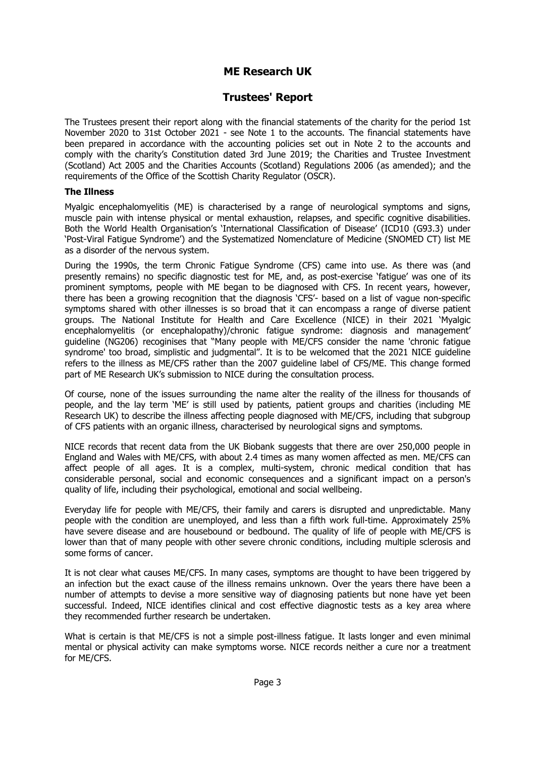# ME Research UK

## Trustees' Report

The Trustees present their report along with the financial statements of the charity for the period 1st November 2020 to 31st October 2021 - see Note 1 to the accounts. The financial statements have been prepared in accordance with the accounting policies set out in Note 2 to the accounts and comply with the charity's Constitution dated 3rd June 2019; the Charities and Trustee Investment (Scotland) Act 2005 and the Charities Accounts (Scotland) Regulations 2006 (as amended); and the requirements of the Office of the Scottish Charity Regulator (OSCR).

### The Illness

Myalgic encephalomyelitis (ME) is characterised by a range of neurological symptoms and signs, muscle pain with intense physical or mental exhaustion, relapses, and specific cognitive disabilities. Both the World Health Organisation's 'International Classification of Disease' (ICD10 (G93.3) under 'Post-Viral Fatigue Syndrome') and the Systematized Nomenclature of Medicine (SNOMED CT) list ME as a disorder of the nervous system.

During the 1990s, the term Chronic Fatigue Syndrome (CFS) came into use. As there was (and presently remains) no specific diagnostic test for ME, and, as post-exercise 'fatigue' was one of its prominent symptoms, people with ME began to be diagnosed with CFS. In recent years, however, there has been a growing recognition that the diagnosis 'CFS'- based on a list of vague non-specific symptoms shared with other illnesses is so broad that it can encompass a range of diverse patient groups. The National Institute for Health and Care Excellence (NICE) in their 2021 'Myalgic encephalomyelitis (or encephalopathy)/chronic fatigue syndrome: diagnosis and management' guideline (NG206) recoginises that "Many people with ME/CFS consider the name 'chronic fatigue syndrome' too broad, simplistic and judgmental". It is to be welcomed that the 2021 NICE guideline refers to the illness as ME/CFS rather than the 2007 guideline label of CFS/ME. This change formed part of ME Research UK's submission to NICE during the consultation process.

Of course, none of the issues surrounding the name alter the reality of the illness for thousands of people, and the lay term 'ME' is still used by patients, patient groups and charities (including ME Research UK) to describe the illness affecting people diagnosed with ME/CFS, including that subgroup of CFS patients with an organic illness, characterised by neurological signs and symptoms.

NICE records that recent data from the UK Biobank suggests that there are over 250,000 people in England and Wales with ME/CFS, with about 2.4 times as many women affected as men. ME/CFS can affect people of all ages. It is a complex, multi-system, chronic medical condition that has considerable personal, social and economic consequences and a significant impact on a person's quality of life, including their psychological, emotional and social wellbeing.

Everyday life for people with ME/CFS, their family and carers is disrupted and unpredictable. Many people with the condition are unemployed, and less than a fifth work full-time. Approximately 25% have severe disease and are housebound or bedbound. The quality of life of people with ME/CFS is lower than that of many people with other severe chronic conditions, including multiple sclerosis and some forms of cancer.

It is not clear what causes ME/CFS. In many cases, symptoms are thought to have been triggered by an infection but the exact cause of the illness remains unknown. Over the years there have been a number of attempts to devise a more sensitive way of diagnosing patients but none have yet been successful. Indeed, NICE identifies clinical and cost effective diagnostic tests as a key area where they recommended further research be undertaken.

What is certain is that ME/CFS is not a simple post-illness fatigue. It lasts longer and even minimal mental or physical activity can make symptoms worse. NICE records neither a cure nor a treatment for ME/CFS.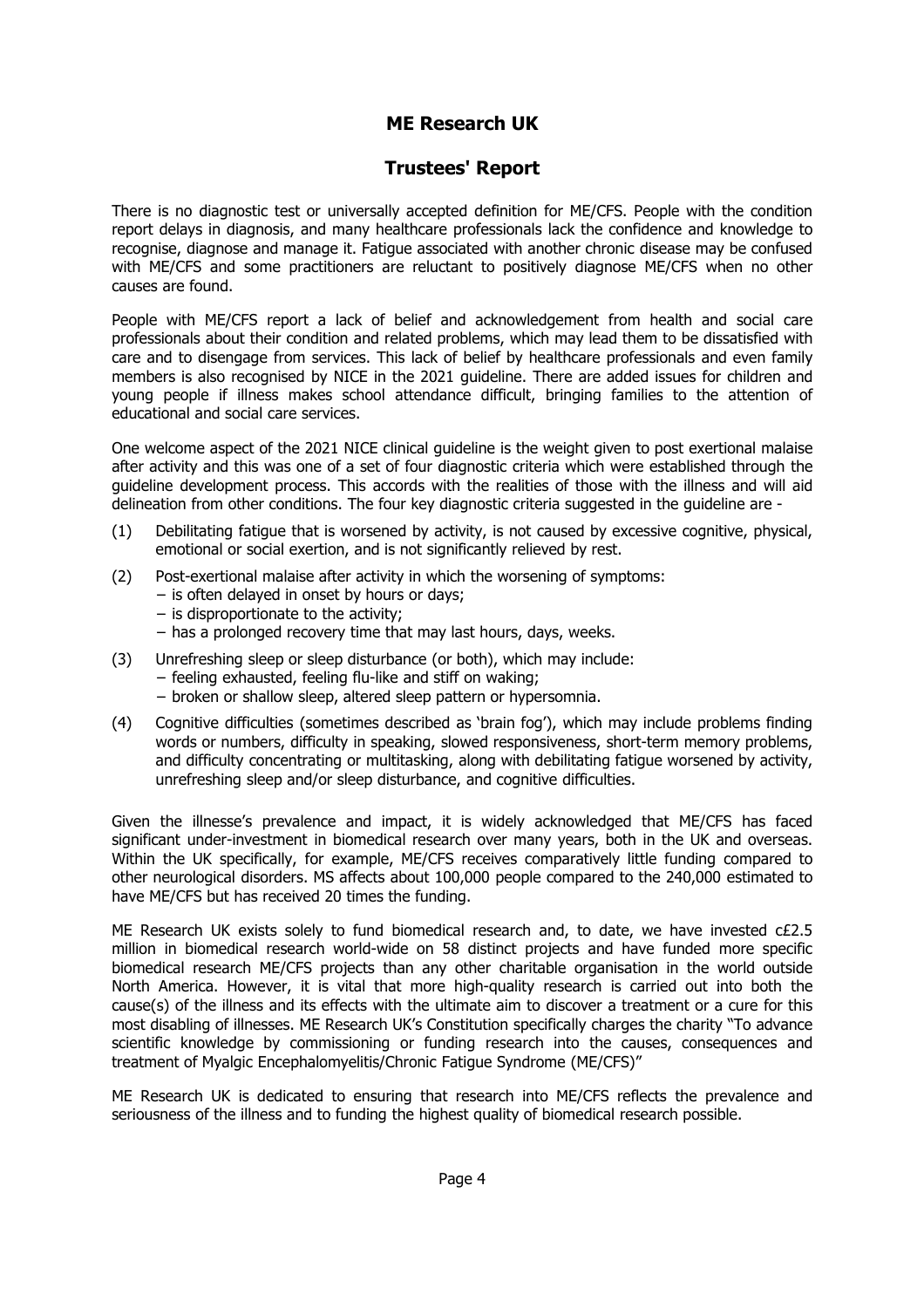# ME Research UK

## Trustees' Report

There is no diagnostic test or universally accepted definition for ME/CFS. People with the condition report delays in diagnosis, and many healthcare professionals lack the confidence and knowledge to recognise, diagnose and manage it. Fatigue associated with another chronic disease may be confused with ME/CFS and some practitioners are reluctant to positively diagnose ME/CFS when no other causes are found.

People with ME/CFS report a lack of belief and acknowledgement from health and social care professionals about their condition and related problems, which may lead them to be dissatisfied with care and to disengage from services. This lack of belief by healthcare professionals and even family members is also recognised by NICE in the 2021 guideline. There are added issues for children and young people if illness makes school attendance difficult, bringing families to the attention of educational and social care services.

One welcome aspect of the 2021 NICE clinical guideline is the weight given to post exertional malaise after activity and this was one of a set of four diagnostic criteria which were established through the guideline development process. This accords with the realities of those with the illness and will aid delineation from other conditions. The four key diagnostic criteria suggested in the guideline are -

(1) Debilitating fatigue that is worsened by activity, is not caused by excessive cognitive, physical, emotional or social exertion, and is not significantly relieved by rest.

(2) Post-exertional malaise after activity in which the worsening of symptoms:
   - is often delayed in onset by hours or days;
   - is disproportionate to the activity;
   - has a prolonged recovery time that may last hours, days, weeks.

(3) Unrefreshing sleep or sleep disturbance (or both), which may include:
   - feeling exhausted, feeling flu-like and stiff on waking;
   - broken or shallow sleep, altered sleep pattern or hypersomnia.

(4) Cognitive difficulties (sometimes described as 'brain fog'), which may include problems finding words or numbers, difficulty in speaking, slowed responsiveness, short-term memory problems, and difficulty concentrating or multitasking, along with debilitating fatigue worsened by activity, unrefreshing sleep and/or sleep disturbance, and cognitive difficulties.

Given the illnesse's prevalence and impact, it is widely acknowledged that ME/CFS has faced significant under-investment in biomedical research over many years, both in the UK and overseas. Within the UK specifically, for example, ME/CFS receives comparatively little funding compared to other neurological disorders. MS affects about 100,000 people compared to the 240,000 estimated to have ME/CFS but has received 20 times the funding.

ME Research UK exists solely to fund biomedical research and, to date, we have invested c£2.5 million in biomedical research world-wide on 58 distinct projects and have funded more specific biomedical research ME/CFS projects than any other charitable organisation in the world outside North America. However, it is vital that more high-quality research is carried out into both the cause(s) of the illness and its effects with the ultimate aim to discover a treatment or a cure for this most disabling of illnesses. ME Research UK's Constitution specifically charges the charity "To advance scientific knowledge by commissioning or funding research into the causes, consequences and treatment of Myalgic Encephalomyelitis/Chronic Fatigue Syndrome (ME/CFS)"

ME Research UK is dedicated to ensuring that research into ME/CFS reflects the prevalence and seriousness of the illness and to funding the highest quality of biomedical research possible.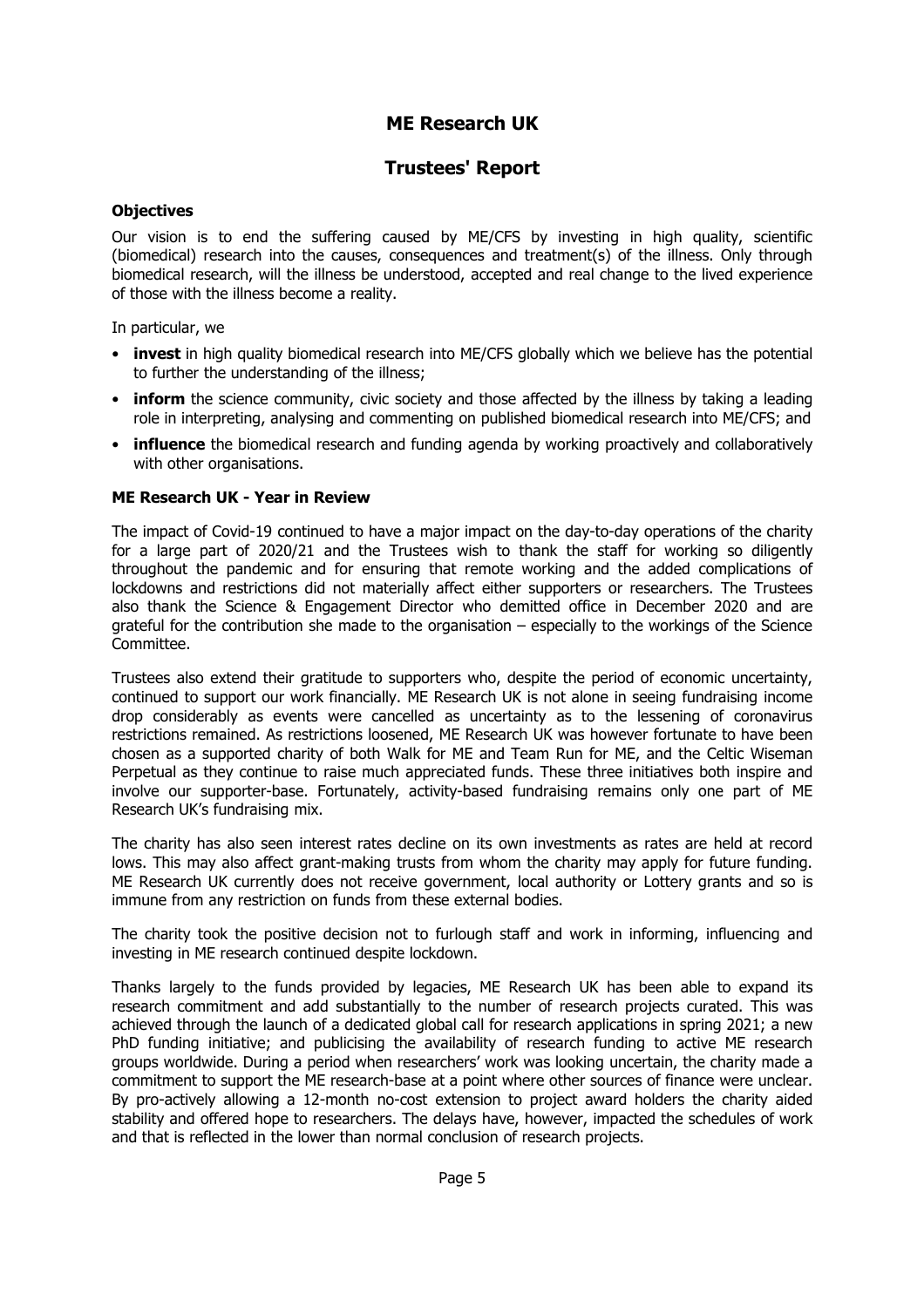# ME Research UK

# Trustees' Report

### Objectives

Our vision is to end the suffering caused by ME/CFS by investing in high quality, scientific (biomedical) research into the causes, consequences and treatment(s) of the illness. Only through biomedical research, will the illness be understood, accepted and real change to the lived experience of those with the illness become a reality.

In particular, we

- **invest** in high quality biomedical research into ME/CFS globally which we believe has the potential to further the understanding of the illness;
- **inform** the science community, civic society and those affected by the illness by taking a leading role in interpreting, analysing and commenting on published biomedical research into ME/CFS; and
- **influence** the biomedical research and funding agenda by working proactively and collaboratively with other organisations.

### ME Research UK - Year in Review

The impact of Covid-19 continued to have a major impact on the day-to-day operations of the charity for a large part of 2020/21 and the Trustees wish to thank the staff for working so diligently throughout the pandemic and for ensuring that remote working and the added complications of lockdowns and restrictions did not materially affect either supporters or researchers. The Trustees also thank the Science & Engagement Director who demitted office in December 2020 and are grateful for the contribution she made to the organisation – especially to the workings of the Science Committee.

Trustees also extend their gratitude to supporters who, despite the period of economic uncertainty, continued to support our work financially. ME Research UK is not alone in seeing fundraising income drop considerably as events were cancelled as uncertainty as to the lessening of coronavirus restrictions remained. As restrictions loosened, ME Research UK was however fortunate to have been chosen as a supported charity of both Walk for ME and Team Run for ME, and the Celtic Wiseman Perpetual as they continue to raise much appreciated funds. These three initiatives both inspire and involve our supporter-base. Fortunately, activity-based fundraising remains only one part of ME Research UK's fundraising mix.

The charity has also seen interest rates decline on its own investments as rates are held at record lows. This may also affect grant-making trusts from whom the charity may apply for future funding. ME Research UK currently does not receive government, local authority or Lottery grants and so is immune from any restriction on funds from these external bodies.

The charity took the positive decision not to furlough staff and work in informing, influencing and investing in ME research continued despite lockdown.

Thanks largely to the funds provided by legacies, ME Research UK has been able to expand its research commitment and add substantially to the number of research projects curated. This was achieved through the launch of a dedicated global call for research applications in spring 2021; a new PhD funding initiative; and publicising the availability of research funding to active ME research groups worldwide. During a period when researchers' work was looking uncertain, the charity made a commitment to support the ME research-base at a point where other sources of finance were unclear. By pro-actively allowing a 12-month no-cost extension to project award holders the charity aided stability and offered hope to researchers. The delays have, however, impacted the schedules of work and that is reflected in the lower than normal conclusion of research projects.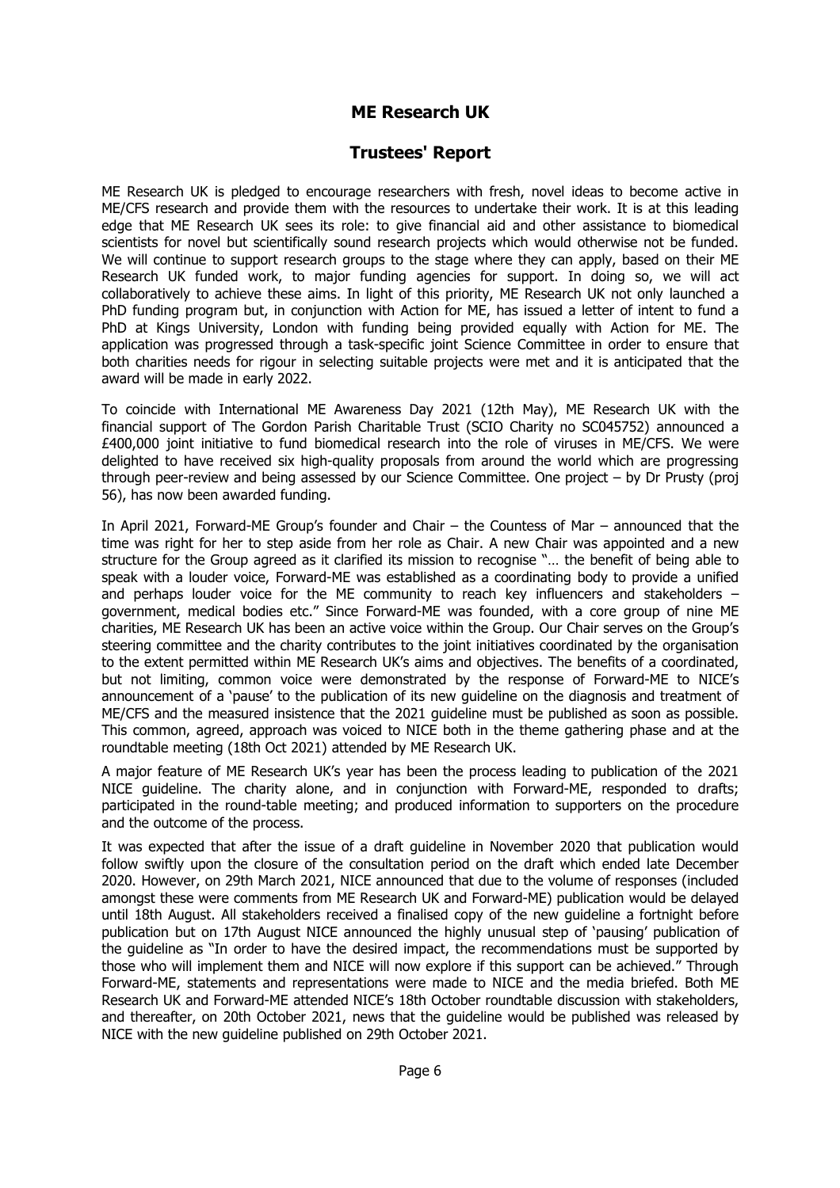# ME Research UK

## Trustees' Report

ME Research UK is pledged to encourage researchers with fresh, novel ideas to become active in ME/CFS research and provide them with the resources to undertake their work. It is at this leading edge that ME Research UK sees its role: to give financial aid and other assistance to biomedical scientists for novel but scientifically sound research projects which would otherwise not be funded. We will continue to support research groups to the stage where they can apply, based on their ME Research UK funded work, to major funding agencies for support. In doing so, we will act collaboratively to achieve these aims. In light of this priority, ME Research UK not only launched a PhD funding program but, in conjunction with Action for ME, has issued a letter of intent to fund a PhD at Kings University, London with funding being provided equally with Action for ME. The application was progressed through a task-specific joint Science Committee in order to ensure that both charities needs for rigour in selecting suitable projects were met and it is anticipated that the award will be made in early 2022.

To coincide with International ME Awareness Day 2021 (12th May), ME Research UK with the financial support of The Gordon Parish Charitable Trust (SCIO Charity no SC045752) announced a £400,000 joint initiative to fund biomedical research into the role of viruses in ME/CFS. We were delighted to have received six high-quality proposals from around the world which are progressing through peer-review and being assessed by our Science Committee. One project – by Dr Prusty (proj 56), has now been awarded funding.

In April 2021, Forward-ME Group's founder and Chair – the Countess of Mar – announced that the time was right for her to step aside from her role as Chair. A new Chair was appointed and a new structure for the Group agreed as it clarified its mission to recognise "… the benefit of being able to speak with a louder voice, Forward-ME was established as a coordinating body to provide a unified and perhaps louder voice for the ME community to reach key influencers and stakeholders – government, medical bodies etc." Since Forward-ME was founded, with a core group of nine ME charities, ME Research UK has been an active voice within the Group. Our Chair serves on the Group's steering committee and the charity contributes to the joint initiatives coordinated by the organisation to the extent permitted within ME Research UK's aims and objectives. The benefits of a coordinated, but not limiting, common voice were demonstrated by the response of Forward-ME to NICE's announcement of a 'pause' to the publication of its new guideline on the diagnosis and treatment of ME/CFS and the measured insistence that the 2021 guideline must be published as soon as possible. This common, agreed, approach was voiced to NICE both in the theme gathering phase and at the roundtable meeting (18th Oct 2021) attended by ME Research UK.

A major feature of ME Research UK's year has been the process leading to publication of the 2021 NICE guideline. The charity alone, and in conjunction with Forward-ME, responded to drafts; participated in the round-table meeting; and produced information to supporters on the procedure and the outcome of the process.

It was expected that after the issue of a draft guideline in November 2020 that publication would follow swiftly upon the closure of the consultation period on the draft which ended late December 2020. However, on 29th March 2021, NICE announced that due to the volume of responses (included amongst these were comments from ME Research UK and Forward-ME) publication would be delayed until 18th August. All stakeholders received a finalised copy of the new guideline a fortnight before publication but on 17th August NICE announced the highly unusual step of 'pausing' publication of the guideline as "In order to have the desired impact, the recommendations must be supported by those who will implement them and NICE will now explore if this support can be achieved." Through Forward-ME, statements and representations were made to NICE and the media briefed. Both ME Research UK and Forward-ME attended NICE's 18th October roundtable discussion with stakeholders, and thereafter, on 20th October 2021, news that the guideline would be published was released by NICE with the new guideline published on 29th October 2021.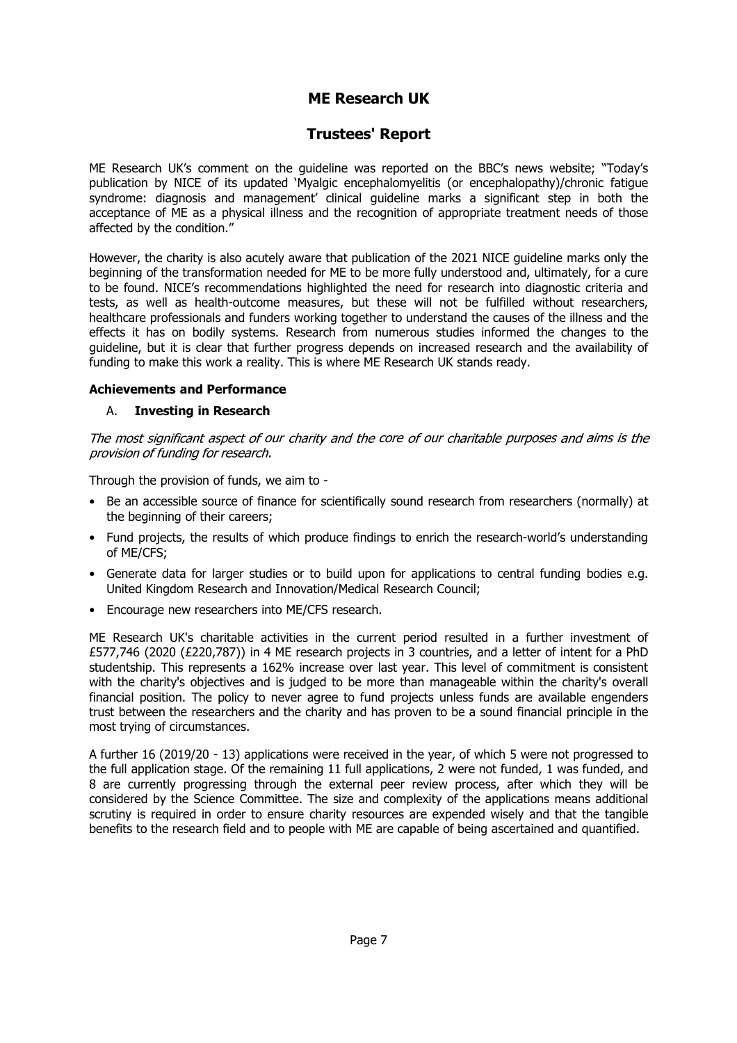## ME Research UK

## Trustees' Report

ME Research UK's comment on the guideline was reported on the BBC's news website; "Today's publication by NICE of its updated 'Myalgic encephalomyelitis (or encephalopathy)/chronic fatigue syndrome: diagnosis and management' clinical guideline marks a significant step in both the acceptance of ME as a physical illness and the recognition of appropriate treatment needs of those affected by the condition."

However, the charity is also acutely aware that publication of the 2021 NICE guideline marks only the beginning of the transformation needed for ME to be more fully understood and, ultimately, for a cure to be found. NICE's recommendations highlighted the need for research into diagnostic criteria and tests, as well as health-outcome measures, but these will not be fulfilled without researchers, healthcare professionals and funders working together to understand the causes of the illness and the effects it has on bodily systems. Research from numerous studies informed the changes to the guideline, but it is clear that further progress depends on increased research and the availability of funding to make this work a reality. This is where ME Research UK stands ready.

**Achievements and Performance**

A. **Investing in Research**

*The most significant aspect of our charity and the core of our charitable purposes and aims is the provision of funding for research.*

Through the provision of funds, we aim to -

- Be an accessible source of finance for scientifically sound research from researchers (normally) at the beginning of their careers;
- Fund projects, the results of which produce findings to enrich the research-world's understanding of ME/CFS;
- Generate data for larger studies or to build upon for applications to central funding bodies e.g. United Kingdom Research and Innovation/Medical Research Council;
- Encourage new researchers into ME/CFS research.

ME Research UK's charitable activities in the current period resulted in a further investment of £577,746 (2020 (£220,787)) in 4 ME research projects in 3 countries, and a letter of intent for a PhD studentship. This represents a 162% increase over last year. This level of commitment is consistent with the charity's objectives and is judged to be more than manageable within the charity's overall financial position. The policy to never agree to fund projects unless funds are available engenders trust between the researchers and the charity and has proven to be a sound financial principle in the most trying of circumstances.

A further 16 (2019/20 - 13) applications were received in the year, of which 5 were not progressed to the full application stage. Of the remaining 11 full applications, 2 were not funded, 1 was funded, and 8 are currently progressing through the external peer review process, after which they will be considered by the Science Committee. The size and complexity of the applications means additional scrutiny is required in order to ensure charity resources are expended wisely and that the tangible benefits to the research field and to people with ME are capable of being ascertained and quantified.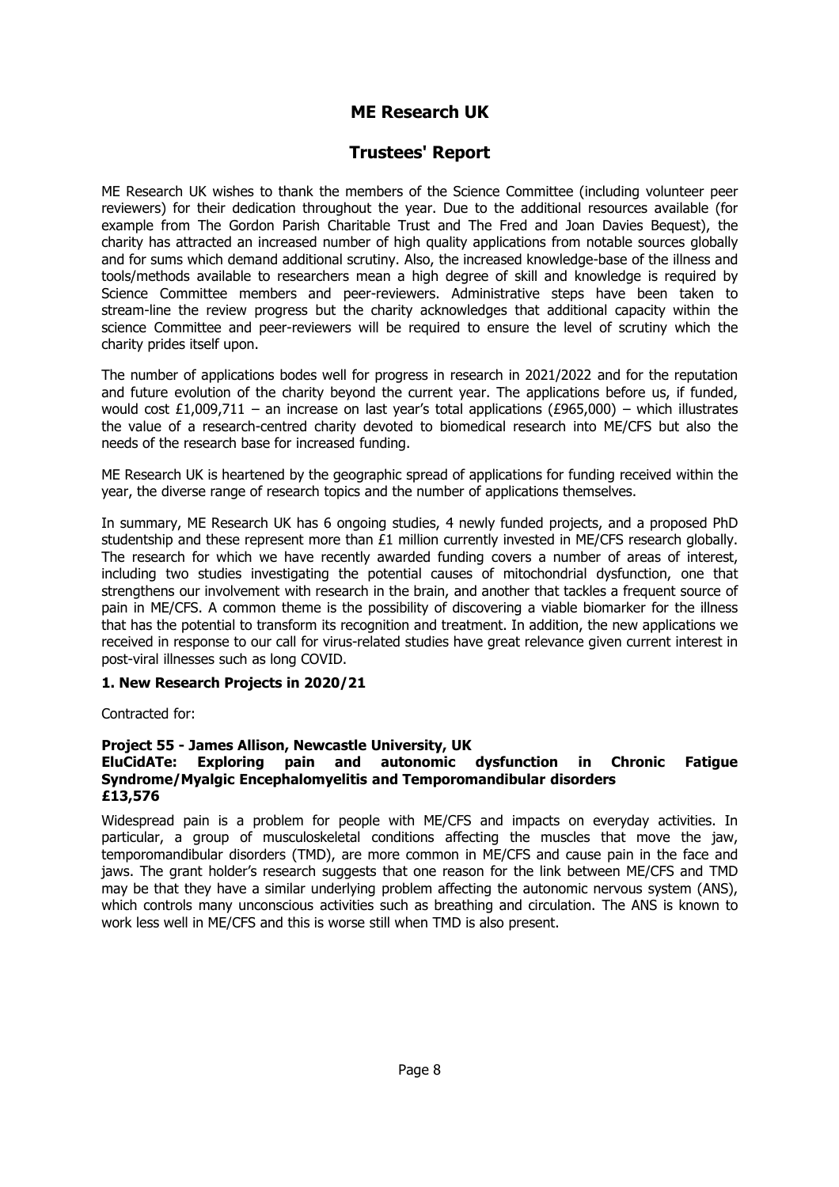# ME Research UK

## Trustees' Report

ME Research UK wishes to thank the members of the Science Committee (including volunteer peer reviewers) for their dedication throughout the year. Due to the additional resources available (for example from The Gordon Parish Charitable Trust and The Fred and Joan Davies Bequest), the charity has attracted an increased number of high quality applications from notable sources globally and for sums which demand additional scrutiny. Also, the increased knowledge-base of the illness and tools/methods available to researchers mean a high degree of skill and knowledge is required by Science Committee members and peer-reviewers. Administrative steps have been taken to stream-line the review progress but the charity acknowledges that additional capacity within the science Committee and peer-reviewers will be required to ensure the level of scrutiny which the charity prides itself upon.

The number of applications bodes well for progress in research in 2021/2022 and for the reputation and future evolution of the charity beyond the current year. The applications before us, if funded, would cost £1,009,711 – an increase on last year's total applications (£965,000) – which illustrates the value of a research-centred charity devoted to biomedical research into ME/CFS but also the needs of the research base for increased funding.

ME Research UK is heartened by the geographic spread of applications for funding received within the year, the diverse range of research topics and the number of applications themselves.

In summary, ME Research UK has 6 ongoing studies, 4 newly funded projects, and a proposed PhD studentship and these represent more than £1 million currently invested in ME/CFS research globally. The research for which we have recently awarded funding covers a number of areas of interest, including two studies investigating the potential causes of mitochondrial dysfunction, one that strengthens our involvement with research in the brain, and another that tackles a frequent source of pain in ME/CFS. A common theme is the possibility of discovering a viable biomarker for the illness that has the potential to transform its recognition and treatment. In addition, the new applications we received in response to our call for virus-related studies have great relevance given current interest in post-viral illnesses such as long COVID.

**1. New Research Projects in 2020/21**

Contracted for:

**Project 55 - James Allison, Newcastle University, UK**
**EluCidATe: Exploring pain and autonomic dysfunction in Chronic Fatigue Syndrome/Myalgic Encephalomyelitis and Temporomandibular disorders**
**£13,576**

Widespread pain is a problem for people with ME/CFS and impacts on everyday activities. In particular, a group of musculoskeletal conditions affecting the muscles that move the jaw, temporomandibular disorders (TMD), are more common in ME/CFS and cause pain in the face and jaws. The grant holder's research suggests that one reason for the link between ME/CFS and TMD may be that they have a similar underlying problem affecting the autonomic nervous system (ANS), which controls many unconscious activities such as breathing and circulation. The ANS is known to work less well in ME/CFS and this is worse still when TMD is also present.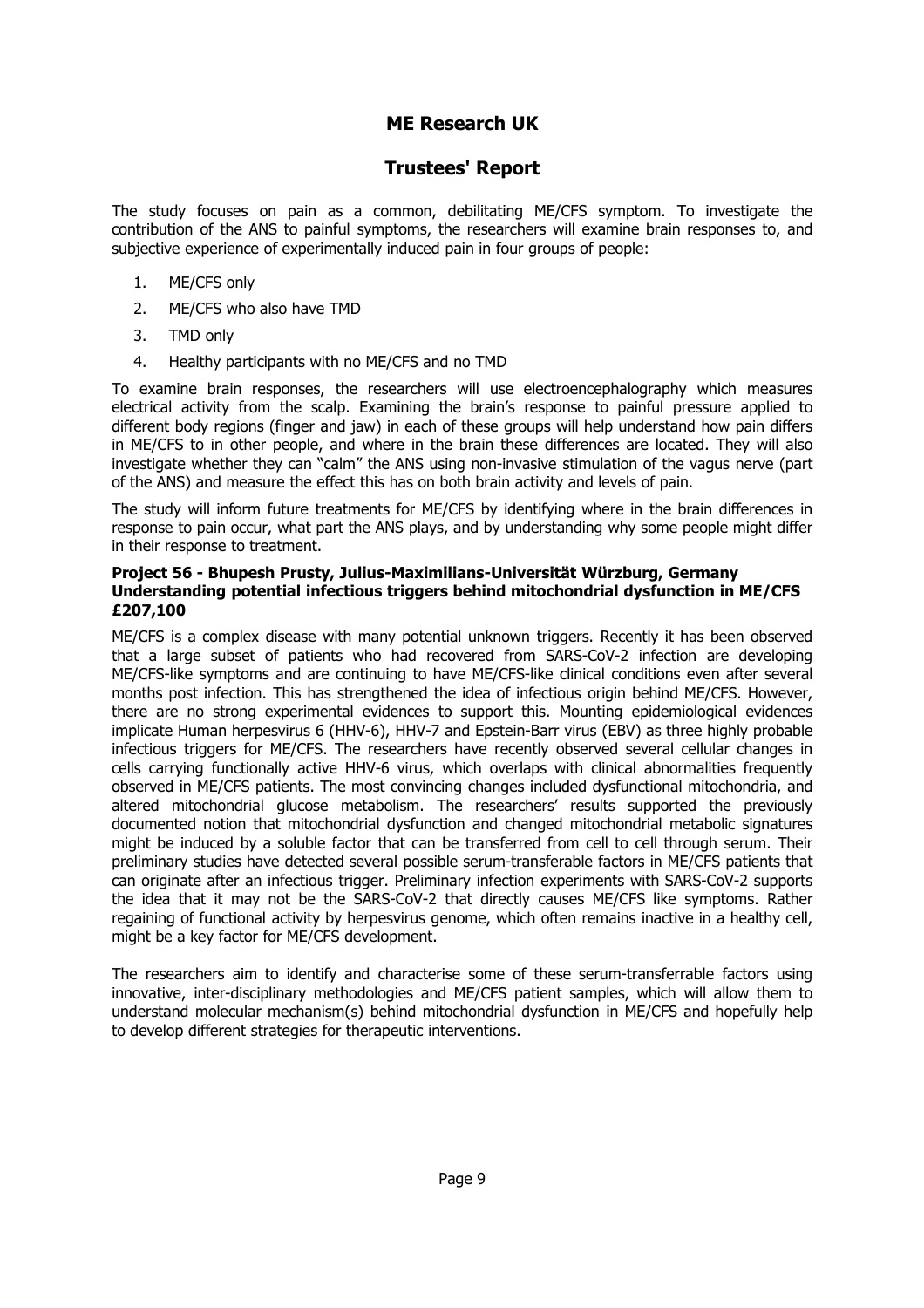The study focuses on pain as a common, debilitating ME/CFS symptom. To investigate the contribution of the ANS to painful symptoms, the researchers will examine brain responses to, and subjective experience of experimentally induced pain in four groups of people:

1. ME/CFS only
2. ME/CFS who also have TMD
3. TMD only
4. Healthy participants with no ME/CFS and no TMD

To examine brain responses, the researchers will use electroencephalography which measures electrical activity from the scalp. Examining the brain's response to painful pressure applied to different body regions (finger and jaw) in each of these groups will help understand how pain differs in ME/CFS to in other people, and where in the brain these differences are located. They will also investigate whether they can "calm" the ANS using non-invasive stimulation of the vagus nerve (part of the ANS) and measure the effect this has on both brain activity and levels of pain.

The study will inform future treatments for ME/CFS by identifying where in the brain differences in response to pain occur, what part the ANS plays, and by understanding why some people might differ in their response to treatment.

**Project 56 - Bhupesh Prusty, Julius-Maximilians-Universität Würzburg, Germany**
**Understanding potential infectious triggers behind mitochondrial dysfunction in ME/CFS**
**£207,100**

ME/CFS is a complex disease with many potential unknown triggers. Recently it has been observed that a large subset of patients who had recovered from SARS-CoV-2 infection are developing ME/CFS-like symptoms and are continuing to have ME/CFS-like clinical conditions even after several months post infection. This has strengthened the idea of infectious origin behind ME/CFS. However, there are no strong experimental evidences to support this. Mounting epidemiological evidences implicate Human herpesvirus 6 (HHV-6), HHV-7 and Epstein-Barr virus (EBV) as three highly probable infectious triggers for ME/CFS. The researchers have recently observed several cellular changes in cells carrying functionally active HHV-6 virus, which overlaps with clinical abnormalities frequently observed in ME/CFS patients. The most convincing changes included dysfunctional mitochondria, and altered mitochondrial glucose metabolism. The researchers' results supported the previously documented notion that mitochondrial dysfunction and changed mitochondrial metabolic signatures might be induced by a soluble factor that can be transferred from cell to cell through serum. Their preliminary studies have detected several possible serum-transferable factors in ME/CFS patients that can originate after an infectious trigger. Preliminary infection experiments with SARS-CoV-2 supports the idea that it may not be the SARS-CoV-2 that directly causes ME/CFS like symptoms. Rather regaining of functional activity by herpesvirus genome, which often remains inactive in a healthy cell, might be a key factor for ME/CFS development.

The researchers aim to identify and characterise some of these serum-transferrable factors using innovative, inter-disciplinary methodologies and ME/CFS patient samples, which will allow them to understand molecular mechanism(s) behind mitochondrial dysfunction in ME/CFS and hopefully help to develop different strategies for therapeutic interventions.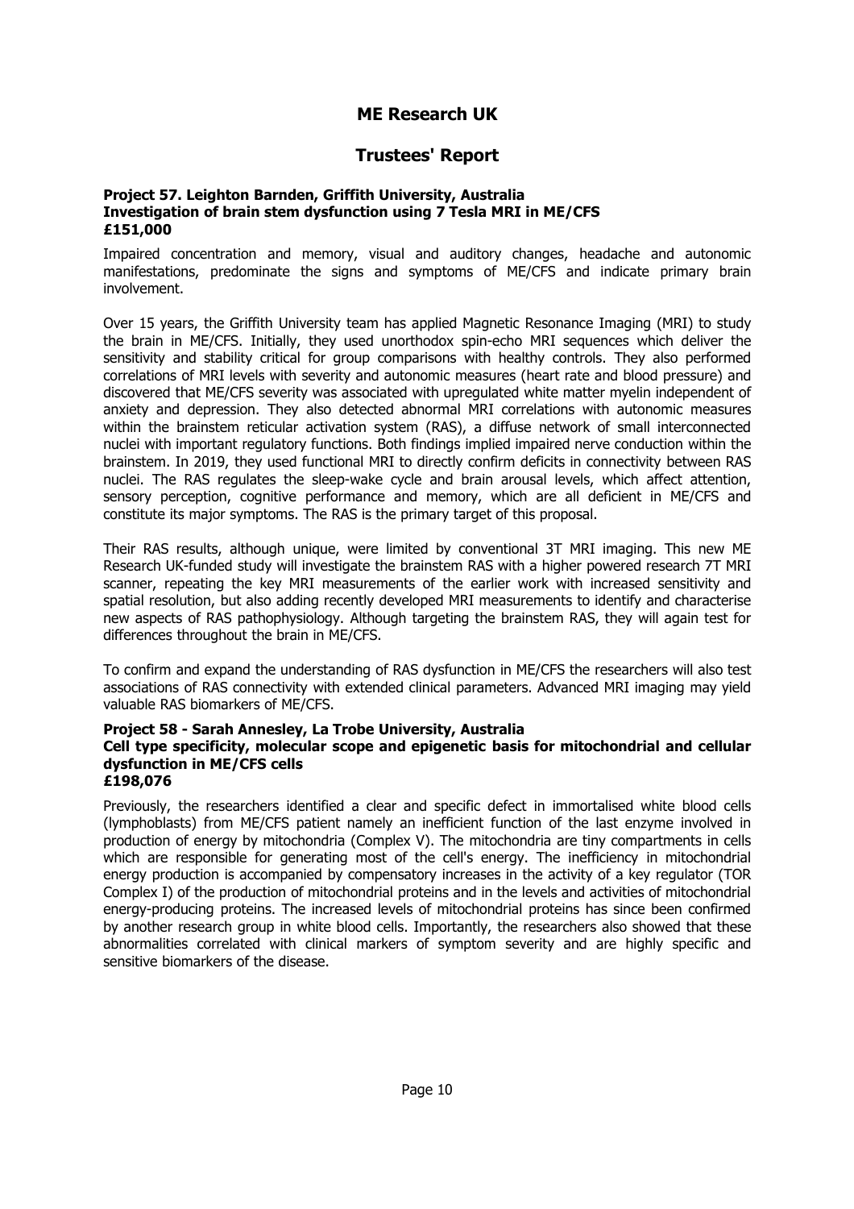# ME Research UK

## Trustees' Report

**Project 57. Leighton Barnden, Griffith University, Australia**
**Investigation of brain stem dysfunction using 7 Tesla MRI in ME/CFS**
**£151,000**

Impaired concentration and memory, visual and auditory changes, headache and autonomic manifestations, predominate the signs and symptoms of ME/CFS and indicate primary brain involvement.

Over 15 years, the Griffith University team has applied Magnetic Resonance Imaging (MRI) to study the brain in ME/CFS. Initially, they used unorthodox spin-echo MRI sequences which deliver the sensitivity and stability critical for group comparisons with healthy controls. They also performed correlations of MRI levels with severity and autonomic measures (heart rate and blood pressure) and discovered that ME/CFS severity was associated with upregulated white matter myelin independent of anxiety and depression. They also detected abnormal MRI correlations with autonomic measures within the brainstem reticular activation system (RAS), a diffuse network of small interconnected nuclei with important regulatory functions. Both findings implied impaired nerve conduction within the brainstem. In 2019, they used functional MRI to directly confirm deficits in connectivity between RAS nuclei. The RAS regulates the sleep-wake cycle and brain arousal levels, which affect attention, sensory perception, cognitive performance and memory, which are all deficient in ME/CFS and constitute its major symptoms. The RAS is the primary target of this proposal.

Their RAS results, although unique, were limited by conventional 3T MRI imaging. This new ME Research UK-funded study will investigate the brainstem RAS with a higher powered research 7T MRI scanner, repeating the key MRI measurements of the earlier work with increased sensitivity and spatial resolution, but also adding recently developed MRI measurements to identify and characterise new aspects of RAS pathophysiology. Although targeting the brainstem RAS, they will again test for differences throughout the brain in ME/CFS.

To confirm and expand the understanding of RAS dysfunction in ME/CFS the researchers will also test associations of RAS connectivity with extended clinical parameters. Advanced MRI imaging may yield valuable RAS biomarkers of ME/CFS.

**Project 58 - Sarah Annesley, La Trobe University, Australia**
**Cell type specificity, molecular scope and epigenetic basis for mitochondrial and cellular dysfunction in ME/CFS cells**
**£198,076**

Previously, the researchers identified a clear and specific defect in immortalised white blood cells (lymphoblasts) from ME/CFS patient namely an inefficient function of the last enzyme involved in production of energy by mitochondria (Complex V). The mitochondria are tiny compartments in cells which are responsible for generating most of the cell's energy. The inefficiency in mitochondrial energy production is accompanied by compensatory increases in the activity of a key regulator (TOR Complex I) of the production of mitochondrial proteins and in the levels and activities of mitochondrial energy-producing proteins. The increased levels of mitochondrial proteins has since been confirmed by another research group in white blood cells. Importantly, the researchers also showed that these abnormalities correlated with clinical markers of symptom severity and are highly specific and sensitive biomarkers of the disease.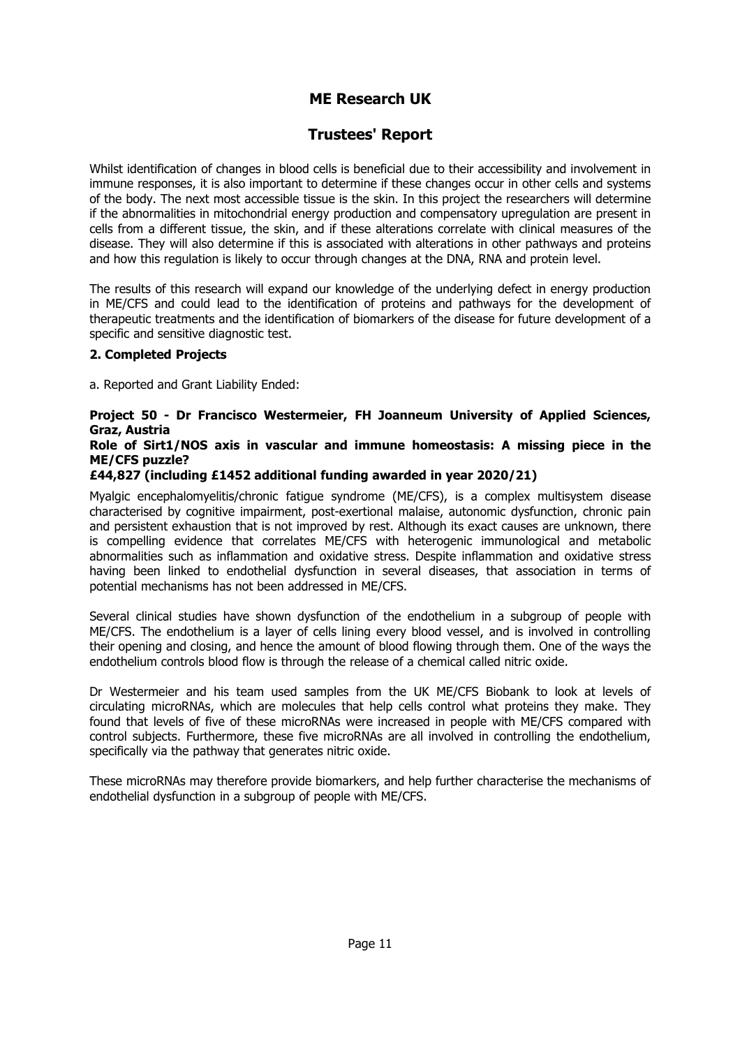Whilst identification of changes in blood cells is beneficial due to their accessibility and involvement in immune responses, it is also important to determine if these changes occur in other cells and systems of the body. The next most accessible tissue is the skin. In this project the researchers will determine if the abnormalities in mitochondrial energy production and compensatory upregulation are present in cells from a different tissue, the skin, and if these alterations correlate with clinical measures of the disease. They will also determine if this is associated with alterations in other pathways and proteins and how this regulation is likely to occur through changes at the DNA, RNA and protein level.

The results of this research will expand our knowledge of the underlying defect in energy production in ME/CFS and could lead to the identification of proteins and pathways for the development of therapeutic treatments and the identification of biomarkers of the disease for future development of a specific and sensitive diagnostic test.

**2. Completed Projects**

a. Reported and Grant Liability Ended:

**Project 50 - Dr Francisco Westermeier, FH Joanneum University of Applied Sciences, Graz, Austria**

**Role of Sirt1/NOS axis in vascular and immune homeostasis: A missing piece in the ME/CFS puzzle?**

**£44,827 (including £1452 additional funding awarded in year 2020/21)**

Myalgic encephalomyelitis/chronic fatigue syndrome (ME/CFS), is a complex multisystem disease characterised by cognitive impairment, post-exertional malaise, autonomic dysfunction, chronic pain and persistent exhaustion that is not improved by rest. Although its exact causes are unknown, there is compelling evidence that correlates ME/CFS with heterogenic immunological and metabolic abnormalities such as inflammation and oxidative stress. Despite inflammation and oxidative stress having been linked to endothelial dysfunction in several diseases, that association in terms of potential mechanisms has not been addressed in ME/CFS.

Several clinical studies have shown dysfunction of the endothelium in a subgroup of people with ME/CFS. The endothelium is a layer of cells lining every blood vessel, and is involved in controlling their opening and closing, and hence the amount of blood flowing through them. One of the ways the endothelium controls blood flow is through the release of a chemical called nitric oxide.

Dr Westermeier and his team used samples from the UK ME/CFS Biobank to look at levels of circulating microRNAs, which are molecules that help cells control what proteins they make. They found that levels of five of these microRNAs were increased in people with ME/CFS compared with control subjects. Furthermore, these five microRNAs are all involved in controlling the endothelium, specifically via the pathway that generates nitric oxide.

These microRNAs may therefore provide biomarkers, and help further characterise the mechanisms of endothelial dysfunction in a subgroup of people with ME/CFS.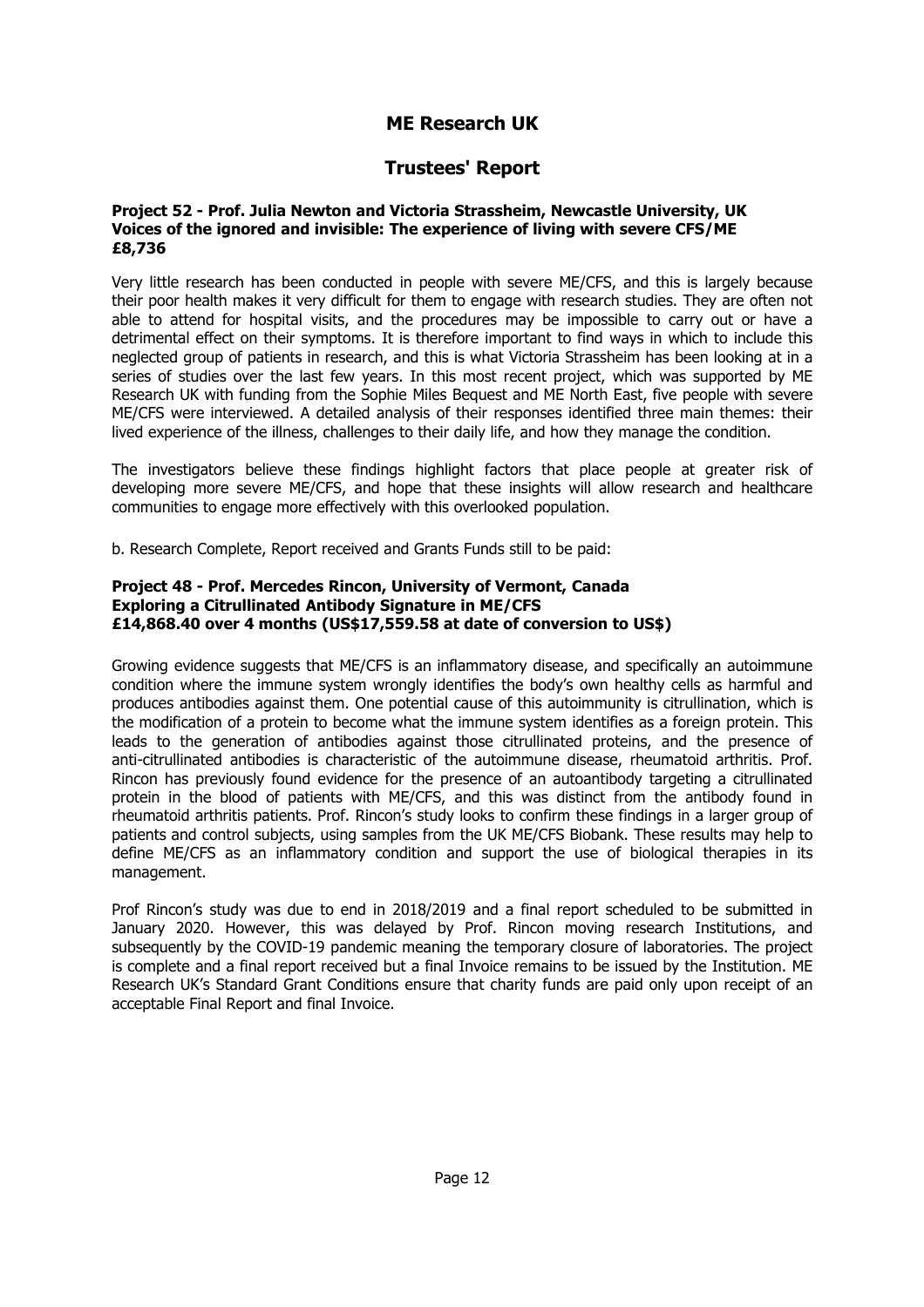# ME Research UK

## Trustees' Report

**Project 52 - Prof. Julia Newton and Victoria Strassheim, Newcastle University, UK**
**Voices of the ignored and invisible: The experience of living with severe CFS/ME**
**£8,736**

Very little research has been conducted in people with severe ME/CFS, and this is largely because their poor health makes it very difficult for them to engage with research studies. They are often not able to attend for hospital visits, and the procedures may be impossible to carry out or have a detrimental effect on their symptoms. It is therefore important to find ways in which to include this neglected group of patients in research, and this is what Victoria Strassheim has been looking at in a series of studies over the last few years. In this most recent project, which was supported by ME Research UK with funding from the Sophie Miles Bequest and ME North East, five people with severe ME/CFS were interviewed. A detailed analysis of their responses identified three main themes: their lived experience of the illness, challenges to their daily life, and how they manage the condition.

The investigators believe these findings highlight factors that place people at greater risk of developing more severe ME/CFS, and hope that these insights will allow research and healthcare communities to engage more effectively with this overlooked population.

b. Research Complete, Report received and Grants Funds still to be paid:

**Project 48 - Prof. Mercedes Rincon, University of Vermont, Canada**
**Exploring a Citrullinated Antibody Signature in ME/CFS**
**£14,868.40 over 4 months (US$17,559.58 at date of conversion to US$)**

Growing evidence suggests that ME/CFS is an inflammatory disease, and specifically an autoimmune condition where the immune system wrongly identifies the body's own healthy cells as harmful and produces antibodies against them. One potential cause of this autoimmunity is citrullination, which is the modification of a protein to become what the immune system identifies as a foreign protein. This leads to the generation of antibodies against those citrullinated proteins, and the presence of anti-citrullinated antibodies is characteristic of the autoimmune disease, rheumatoid arthritis. Prof. Rincon has previously found evidence for the presence of an autoantibody targeting a citrullinated protein in the blood of patients with ME/CFS, and this was distinct from the antibody found in rheumatoid arthritis patients. Prof. Rincon's study looks to confirm these findings in a larger group of patients and control subjects, using samples from the UK ME/CFS Biobank. These results may help to define ME/CFS as an inflammatory condition and support the use of biological therapies in its management.

Prof Rincon's study was due to end in 2018/2019 and a final report scheduled to be submitted in January 2020. However, this was delayed by Prof. Rincon moving research Institutions, and subsequently by the COVID-19 pandemic meaning the temporary closure of laboratories. The project is complete and a final report received but a final Invoice remains to be issued by the Institution. ME Research UK's Standard Grant Conditions ensure that charity funds are paid only upon receipt of an acceptable Final Report and final Invoice.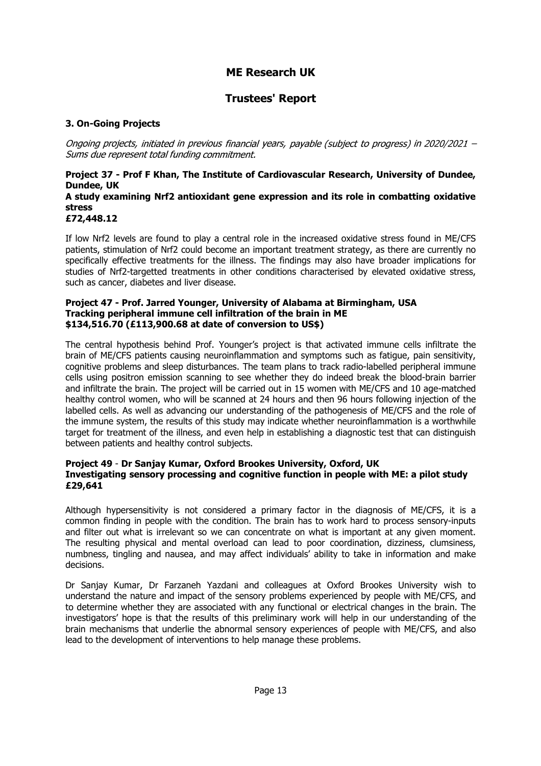# ME Research UK

# Trustees' Report

### 3. On-Going Projects

*Ongoing projects, initiated in previous financial years, payable (subject to progress) in 2020/2021 – Sums due represent total funding commitment.*

**Project 37 - Prof F Khan, The Institute of Cardiovascular Research, University of Dundee, Dundee, UK**
**A study examining Nrf2 antioxidant gene expression and its role in combatting oxidative stress**
**£72,448.12**

If low Nrf2 levels are found to play a central role in the increased oxidative stress found in ME/CFS patients, stimulation of Nrf2 could become an important treatment strategy, as there are currently no specifically effective treatments for the illness. The findings may also have broader implications for studies of Nrf2-targetted treatments in other conditions characterised by elevated oxidative stress, such as cancer, diabetes and liver disease.

**Project 47 - Prof. Jarred Younger, University of Alabama at Birmingham, USA**
**Tracking peripheral immune cell infiltration of the brain in ME**
**$134,516.70 (£113,900.68 at date of conversion to US$)**

The central hypothesis behind Prof. Younger's project is that activated immune cells infiltrate the brain of ME/CFS patients causing neuroinflammation and symptoms such as fatigue, pain sensitivity, cognitive problems and sleep disturbances. The team plans to track radio-labelled peripheral immune cells using positron emission scanning to see whether they do indeed break the blood-brain barrier and infiltrate the brain. The project will be carried out in 15 women with ME/CFS and 10 age-matched healthy control women, who will be scanned at 24 hours and then 96 hours following injection of the labelled cells. As well as advancing our understanding of the pathogenesis of ME/CFS and the role of the immune system, the results of this study may indicate whether neuroinflammation is a worthwhile target for treatment of the illness, and even help in establishing a diagnostic test that can distinguish between patients and healthy control subjects.

**Project 49 - Dr Sanjay Kumar, Oxford Brookes University, Oxford, UK**
**Investigating sensory processing and cognitive function in people with ME: a pilot study**
**£29,641**

Although hypersensitivity is not considered a primary factor in the diagnosis of ME/CFS, it is a common finding in people with the condition. The brain has to work hard to process sensory-inputs and filter out what is irrelevant so we can concentrate on what is important at any given moment. The resulting physical and mental overload can lead to poor coordination, dizziness, clumsiness, numbness, tingling and nausea, and may affect individuals' ability to take in information and make decisions.

Dr Sanjay Kumar, Dr Farzaneh Yazdani and colleagues at Oxford Brookes University wish to understand the nature and impact of the sensory problems experienced by people with ME/CFS, and to determine whether they are associated with any functional or electrical changes in the brain. The investigators' hope is that the results of this preliminary work will help in our understanding of the brain mechanisms that underlie the abnormal sensory experiences of people with ME/CFS, and also lead to the development of interventions to help manage these problems.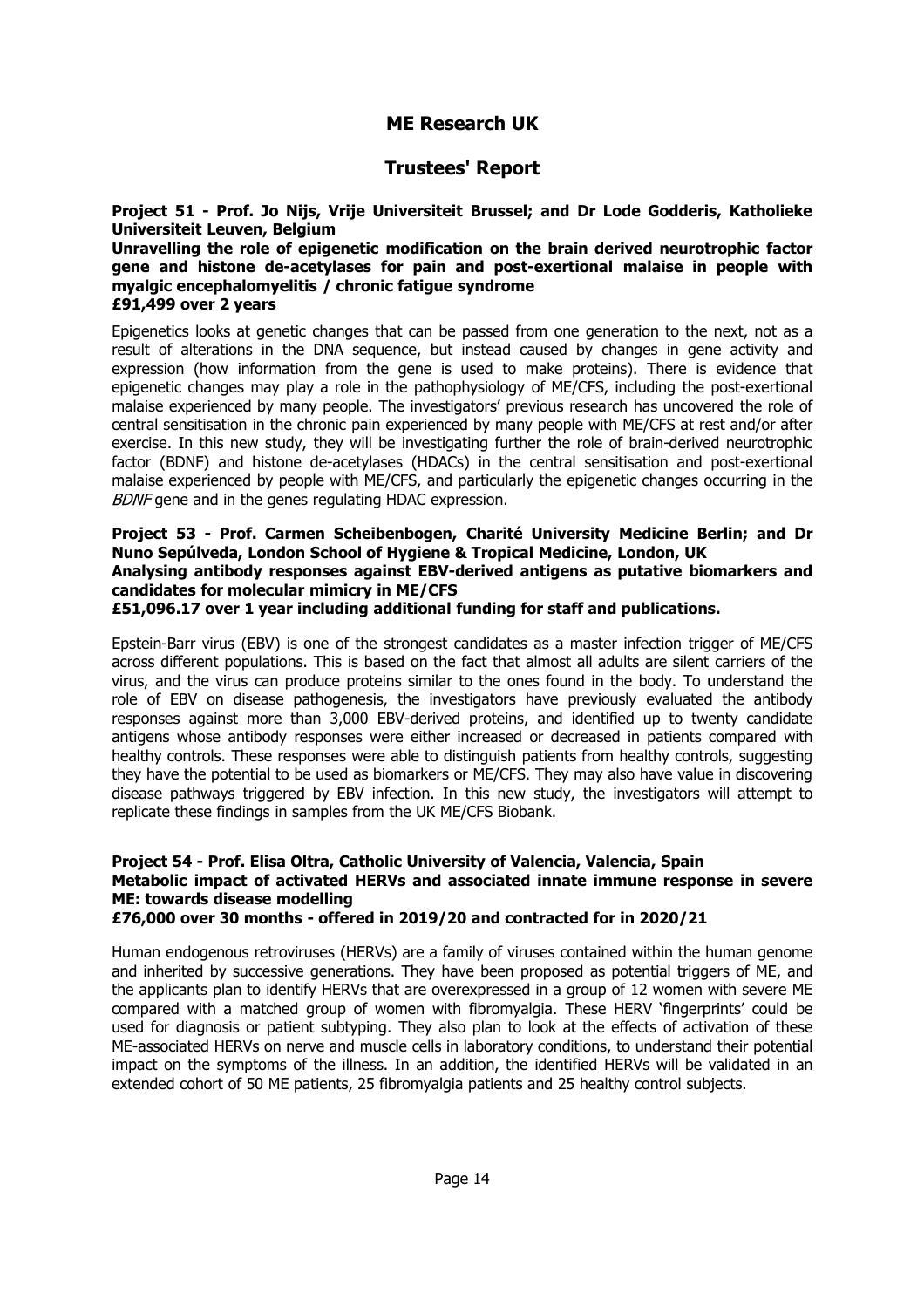**Project 51 - Prof. Jo Nijs, Vrije Universiteit Brussel; and Dr Lode Godderis, Katholieke Universiteit Leuven, Belgium**
**Unravelling the role of epigenetic modification on the brain derived neurotrophic factor gene and histone de-acetylases for pain and post-exertional malaise in people with myalgic encephalomyelitis / chronic fatigue syndrome**
**£91,499 over 2 years**

Epigenetics looks at genetic changes that can be passed from one generation to the next, not as a result of alterations in the DNA sequence, but instead caused by changes in gene activity and expression (how information from the gene is used to make proteins). There is evidence that epigenetic changes may play a role in the pathophysiology of ME/CFS, including the post-exertional malaise experienced by many people. The investigators' previous research has uncovered the role of central sensitisation in the chronic pain experienced by many people with ME/CFS at rest and/or after exercise. In this new study, they will be investigating further the role of brain-derived neurotrophic factor (BDNF) and histone de-acetylases (HDACs) in the central sensitisation and post-exertional malaise experienced by people with ME/CFS, and particularly the epigenetic changes occurring in the *BDNF* gene and in the genes regulating HDAC expression.

**Project 53 - Prof. Carmen Scheibenbogen, Charité University Medicine Berlin; and Dr Nuno Sepúlveda, London School of Hygiene & Tropical Medicine, London, UK**
**Analysing antibody responses against EBV-derived antigens as putative biomarkers and candidates for molecular mimicry in ME/CFS**
**£51,096.17 over 1 year including additional funding for staff and publications.**

Epstein-Barr virus (EBV) is one of the strongest candidates as a master infection trigger of ME/CFS across different populations. This is based on the fact that almost all adults are silent carriers of the virus, and the virus can produce proteins similar to the ones found in the body. To understand the role of EBV on disease pathogenesis, the investigators have previously evaluated the antibody responses against more than 3,000 EBV-derived proteins, and identified up to twenty candidate antigens whose antibody responses were either increased or decreased in patients compared with healthy controls. These responses were able to distinguish patients from healthy controls, suggesting they have the potential to be used as biomarkers or ME/CFS. They may also have value in discovering disease pathways triggered by EBV infection. In this new study, the investigators will attempt to replicate these findings in samples from the UK ME/CFS Biobank.

**Project 54 - Prof. Elisa Oltra, Catholic University of Valencia, Valencia, Spain**
**Metabolic impact of activated HERVs and associated innate immune response in severe ME: towards disease modelling**
**£76,000 over 30 months - offered in 2019/20 and contracted for in 2020/21**

Human endogenous retroviruses (HERVs) are a family of viruses contained within the human genome and inherited by successive generations. They have been proposed as potential triggers of ME, and the applicants plan to identify HERVs that are overexpressed in a group of 12 women with severe ME compared with a matched group of women with fibromyalgia. These HERV 'fingerprints' could be used for diagnosis or patient subtyping. They also plan to look at the effects of activation of these ME-associated HERVs on nerve and muscle cells in laboratory conditions, to understand their potential impact on the symptoms of the illness. In an addition, the identified HERVs will be validated in an extended cohort of 50 ME patients, 25 fibromyalgia patients and 25 healthy control subjects.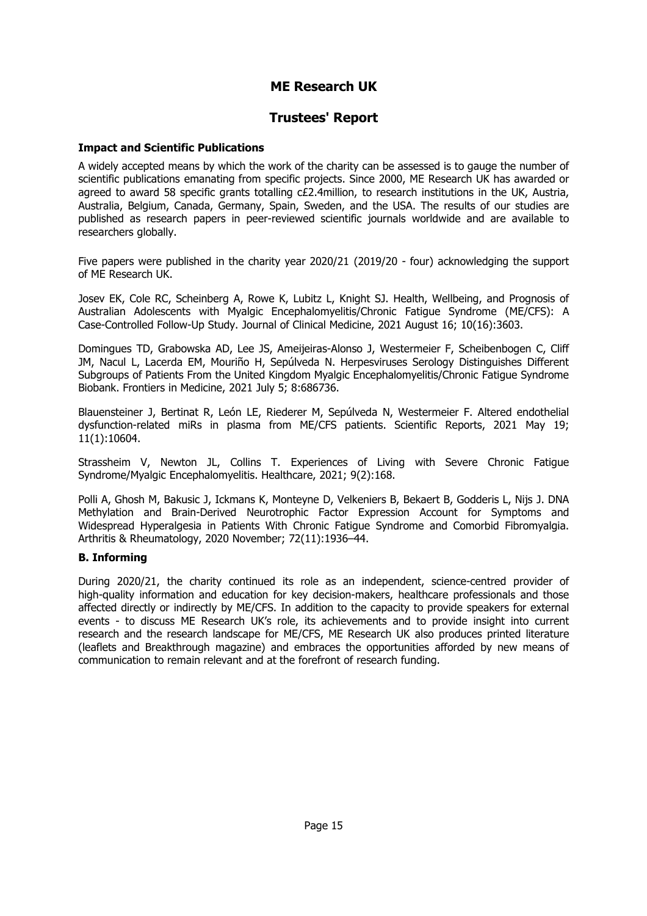# ME Research UK

## Trustees' Report

### Impact and Scientific Publications

A widely accepted means by which the work of the charity can be assessed is to gauge the number of scientific publications emanating from specific projects. Since 2000, ME Research UK has awarded or agreed to award 58 specific grants totalling c£2.4million, to research institutions in the UK, Austria, Australia, Belgium, Canada, Germany, Spain, Sweden, and the USA. The results of our studies are published as research papers in peer-reviewed scientific journals worldwide and are available to researchers globally.

Five papers were published in the charity year 2020/21 (2019/20 - four) acknowledging the support of ME Research UK.

Josev EK, Cole RC, Scheinberg A, Rowe K, Lubitz L, Knight SJ. Health, Wellbeing, and Prognosis of Australian Adolescents with Myalgic Encephalomyelitis/Chronic Fatigue Syndrome (ME/CFS): A Case-Controlled Follow-Up Study. Journal of Clinical Medicine, 2021 August 16; 10(16):3603.

Domingues TD, Grabowska AD, Lee JS, Ameijeiras-Alonso J, Westermeier F, Scheibenbogen C, Cliff JM, Nacul L, Lacerda EM, Mouriño H, Sepúlveda N. Herpesviruses Serology Distinguishes Different Subgroups of Patients From the United Kingdom Myalgic Encephalomyelitis/Chronic Fatigue Syndrome Biobank. Frontiers in Medicine, 2021 July 5; 8:686736.

Blauensteiner J, Bertinat R, León LE, Riederer M, Sepúlveda N, Westermeier F. Altered endothelial dysfunction-related miRs in plasma from ME/CFS patients. Scientific Reports, 2021 May 19; 11(1):10604.

Strassheim V, Newton JL, Collins T. Experiences of Living with Severe Chronic Fatigue Syndrome/Myalgic Encephalomyelitis. Healthcare, 2021; 9(2):168.

Polli A, Ghosh M, Bakusic J, Ickmans K, Monteyne D, Velkeniers B, Bekaert B, Godderis L, Nijs J. DNA Methylation and Brain-Derived Neurotrophic Factor Expression Account for Symptoms and Widespread Hyperalgesia in Patients With Chronic Fatigue Syndrome and Comorbid Fibromyalgia. Arthritis & Rheumatology, 2020 November; 72(11):1936–44.

### B. Informing

During 2020/21, the charity continued its role as an independent, science-centred provider of high-quality information and education for key decision-makers, healthcare professionals and those affected directly or indirectly by ME/CFS. In addition to the capacity to provide speakers for external events - to discuss ME Research UK's role, its achievements and to provide insight into current research and the research landscape for ME/CFS, ME Research UK also produces printed literature (leaflets and Breakthrough magazine) and embraces the opportunities afforded by new means of communication to remain relevant and at the forefront of research funding.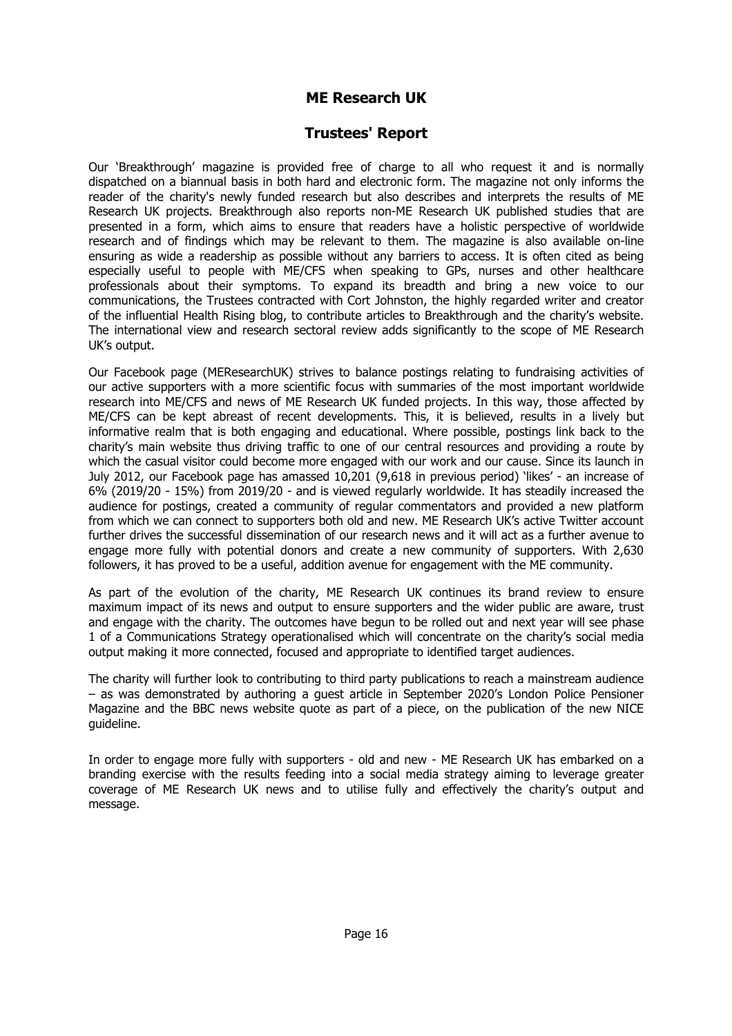# ME Research UK

## Trustees' Report

Our 'Breakthrough' magazine is provided free of charge to all who request it and is normally dispatched on a biannual basis in both hard and electronic form. The magazine not only informs the reader of the charity's newly funded research but also describes and interprets the results of ME Research UK projects. Breakthrough also reports non-ME Research UK published studies that are presented in a form, which aims to ensure that readers have a holistic perspective of worldwide research and of findings which may be relevant to them. The magazine is also available on-line ensuring as wide a readership as possible without any barriers to access. It is often cited as being especially useful to people with ME/CFS when speaking to GPs, nurses and other healthcare professionals about their symptoms. To expand its breadth and bring a new voice to our communications, the Trustees contracted with Cort Johnston, the highly regarded writer and creator of the influential Health Rising blog, to contribute articles to Breakthrough and the charity's website. The international view and research sectoral review adds significantly to the scope of ME Research UK's output.

Our Facebook page (MEResearchUK) strives to balance postings relating to fundraising activities of our active supporters with a more scientific focus with summaries of the most important worldwide research into ME/CFS and news of ME Research UK funded projects. In this way, those affected by ME/CFS can be kept abreast of recent developments. This, it is believed, results in a lively but informative realm that is both engaging and educational. Where possible, postings link back to the charity's main website thus driving traffic to one of our central resources and providing a route by which the casual visitor could become more engaged with our work and our cause. Since its launch in July 2012, our Facebook page has amassed 10,201 (9,618 in previous period) 'likes' - an increase of 6% (2019/20 - 15%) from 2019/20 - and is viewed regularly worldwide. It has steadily increased the audience for postings, created a community of regular commentators and provided a new platform from which we can connect to supporters both old and new. ME Research UK's active Twitter account further drives the successful dissemination of our research news and it will act as a further avenue to engage more fully with potential donors and create a new community of supporters. With 2,630 followers, it has proved to be a useful, addition avenue for engagement with the ME community.

As part of the evolution of the charity, ME Research UK continues its brand review to ensure maximum impact of its news and output to ensure supporters and the wider public are aware, trust and engage with the charity. The outcomes have begun to be rolled out and next year will see phase 1 of a Communications Strategy operationalised which will concentrate on the charity's social media output making it more connected, focused and appropriate to identified target audiences.

The charity will further look to contributing to third party publications to reach a mainstream audience – as was demonstrated by authoring a guest article in September 2020's London Police Pensioner Magazine and the BBC news website quote as part of a piece, on the publication of the new NICE guideline.

In order to engage more fully with supporters - old and new - ME Research UK has embarked on a branding exercise with the results feeding into a social media strategy aiming to leverage greater coverage of ME Research UK news and to utilise fully and effectively the charity's output and message.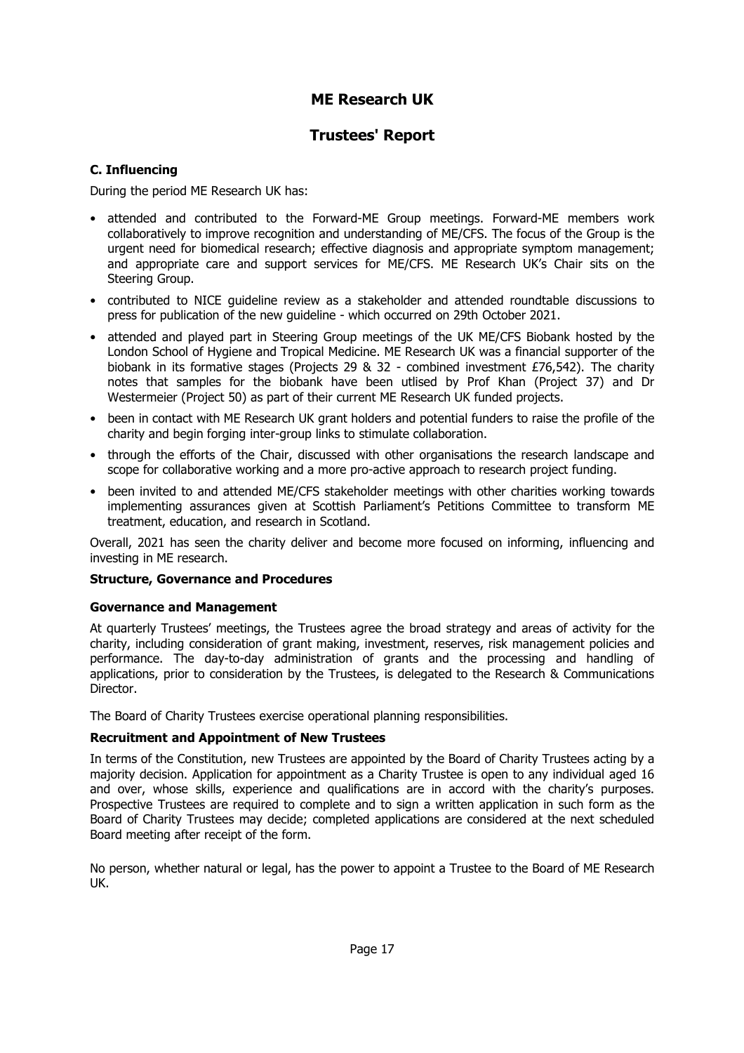# ME Research UK

## Trustees' Report

### C. Influencing

During the period ME Research UK has:

- attended and contributed to the Forward-ME Group meetings. Forward-ME members work collaboratively to improve recognition and understanding of ME/CFS. The focus of the Group is the urgent need for biomedical research; effective diagnosis and appropriate symptom management; and appropriate care and support services for ME/CFS. ME Research UK's Chair sits on the Steering Group.
- contributed to NICE guideline review as a stakeholder and attended roundtable discussions to press for publication of the new guideline - which occurred on 29th October 2021.
- attended and played part in Steering Group meetings of the UK ME/CFS Biobank hosted by the London School of Hygiene and Tropical Medicine. ME Research UK was a financial supporter of the biobank in its formative stages (Projects 29 & 32 - combined investment £76,542). The charity notes that samples for the biobank have been utlised by Prof Khan (Project 37) and Dr Westermeier (Project 50) as part of their current ME Research UK funded projects.
- been in contact with ME Research UK grant holders and potential funders to raise the profile of the charity and begin forging inter-group links to stimulate collaboration.
- through the efforts of the Chair, discussed with other organisations the research landscape and scope for collaborative working and a more pro-active approach to research project funding.
- been invited to and attended ME/CFS stakeholder meetings with other charities working towards implementing assurances given at Scottish Parliament's Petitions Committee to transform ME treatment, education, and research in Scotland.

Overall, 2021 has seen the charity deliver and become more focused on informing, influencing and investing in ME research.

### Structure, Governance and Procedures

### Governance and Management

At quarterly Trustees' meetings, the Trustees agree the broad strategy and areas of activity for the charity, including consideration of grant making, investment, reserves, risk management policies and performance. The day-to-day administration of grants and the processing and handling of applications, prior to consideration by the Trustees, is delegated to the Research & Communications Director.

The Board of Charity Trustees exercise operational planning responsibilities.

### Recruitment and Appointment of New Trustees

In terms of the Constitution, new Trustees are appointed by the Board of Charity Trustees acting by a majority decision. Application for appointment as a Charity Trustee is open to any individual aged 16 and over, whose skills, experience and qualifications are in accord with the charity's purposes. Prospective Trustees are required to complete and to sign a written application in such form as the Board of Charity Trustees may decide; completed applications are considered at the next scheduled Board meeting after receipt of the form.

No person, whether natural or legal, has the power to appoint a Trustee to the Board of ME Research UK.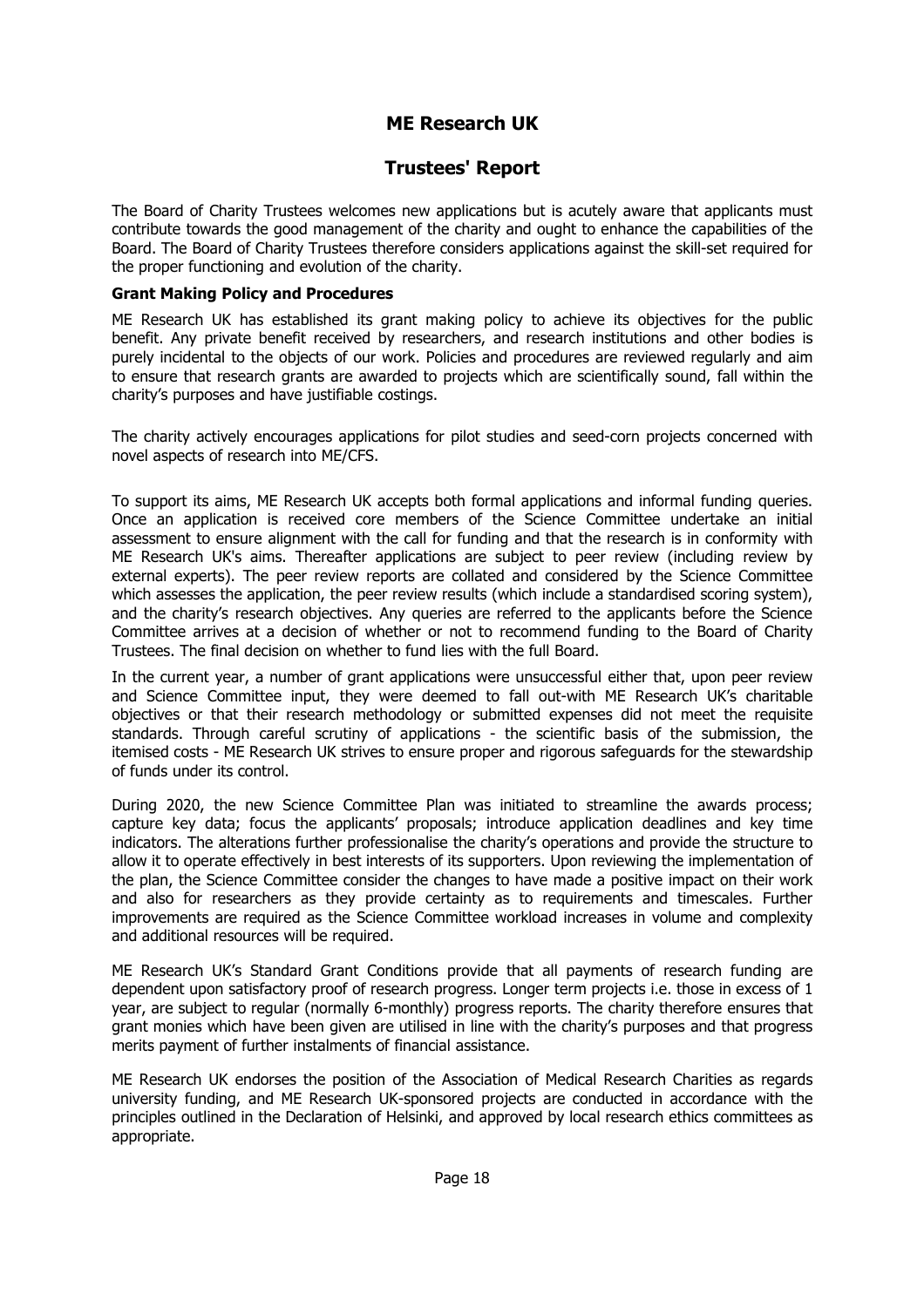# ME Research UK

## Trustees' Report

The Board of Charity Trustees welcomes new applications but is acutely aware that applicants must contribute towards the good management of the charity and ought to enhance the capabilities of the Board. The Board of Charity Trustees therefore considers applications against the skill-set required for the proper functioning and evolution of the charity.

### Grant Making Policy and Procedures

ME Research UK has established its grant making policy to achieve its objectives for the public benefit. Any private benefit received by researchers, and research institutions and other bodies is purely incidental to the objects of our work. Policies and procedures are reviewed regularly and aim to ensure that research grants are awarded to projects which are scientifically sound, fall within the charity's purposes and have justifiable costings.

The charity actively encourages applications for pilot studies and seed-corn projects concerned with novel aspects of research into ME/CFS.

To support its aims, ME Research UK accepts both formal applications and informal funding queries. Once an application is received core members of the Science Committee undertake an initial assessment to ensure alignment with the call for funding and that the research is in conformity with ME Research UK's aims. Thereafter applications are subject to peer review (including review by external experts). The peer review reports are collated and considered by the Science Committee which assesses the application, the peer review results (which include a standardised scoring system), and the charity's research objectives. Any queries are referred to the applicants before the Science Committee arrives at a decision of whether or not to recommend funding to the Board of Charity Trustees. The final decision on whether to fund lies with the full Board.

In the current year, a number of grant applications were unsuccessful either that, upon peer review and Science Committee input, they were deemed to fall out-with ME Research UK's charitable objectives or that their research methodology or submitted expenses did not meet the requisite standards. Through careful scrutiny of applications - the scientific basis of the submission, the itemised costs - ME Research UK strives to ensure proper and rigorous safeguards for the stewardship of funds under its control.

During 2020, the new Science Committee Plan was initiated to streamline the awards process; capture key data; focus the applicants' proposals; introduce application deadlines and key time indicators. The alterations further professionalise the charity's operations and provide the structure to allow it to operate effectively in best interests of its supporters. Upon reviewing the implementation of the plan, the Science Committee consider the changes to have made a positive impact on their work and also for researchers as they provide certainty as to requirements and timescales. Further improvements are required as the Science Committee workload increases in volume and complexity and additional resources will be required.

ME Research UK's Standard Grant Conditions provide that all payments of research funding are dependent upon satisfactory proof of research progress. Longer term projects i.e. those in excess of 1 year, are subject to regular (normally 6-monthly) progress reports. The charity therefore ensures that grant monies which have been given are utilised in line with the charity's purposes and that progress merits payment of further instalments of financial assistance.

ME Research UK endorses the position of the Association of Medical Research Charities as regards university funding, and ME Research UK-sponsored projects are conducted in accordance with the principles outlined in the Declaration of Helsinki, and approved by local research ethics committees as appropriate.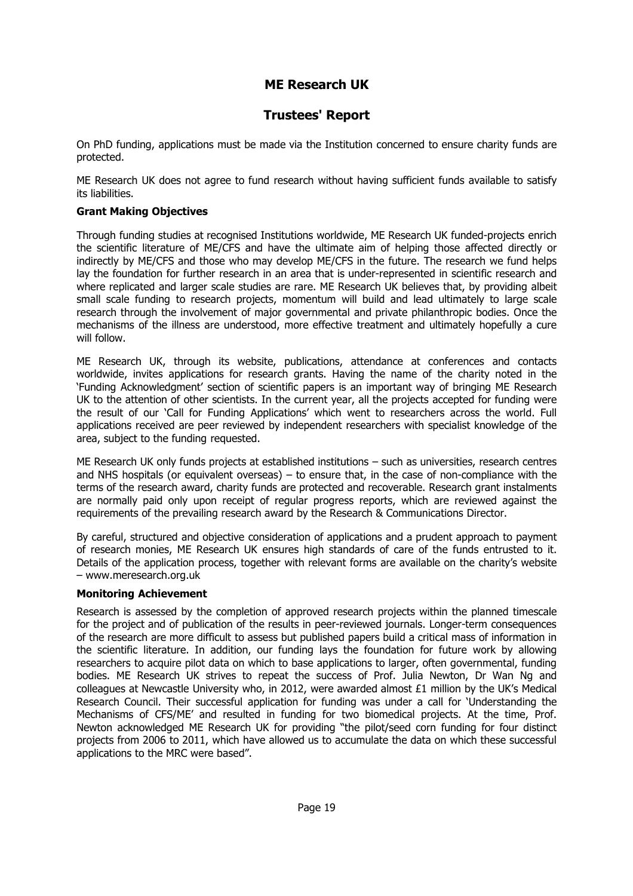On PhD funding, applications must be made via the Institution concerned to ensure charity funds are protected.

ME Research UK does not agree to fund research without having sufficient funds available to satisfy its liabilities.

**Grant Making Objectives**

Through funding studies at recognised Institutions worldwide, ME Research UK funded-projects enrich the scientific literature of ME/CFS and have the ultimate aim of helping those affected directly or indirectly by ME/CFS and those who may develop ME/CFS in the future. The research we fund helps lay the foundation for further research in an area that is under-represented in scientific research and where replicated and larger scale studies are rare. ME Research UK believes that, by providing albeit small scale funding to research projects, momentum will build and lead ultimately to large scale research through the involvement of major governmental and private philanthropic bodies. Once the mechanisms of the illness are understood, more effective treatment and ultimately hopefully a cure will follow.

ME Research UK, through its website, publications, attendance at conferences and contacts worldwide, invites applications for research grants. Having the name of the charity noted in the 'Funding Acknowledgment' section of scientific papers is an important way of bringing ME Research UK to the attention of other scientists. In the current year, all the projects accepted for funding were the result of our 'Call for Funding Applications' which went to researchers across the world. Full applications received are peer reviewed by independent researchers with specialist knowledge of the area, subject to the funding requested.

ME Research UK only funds projects at established institutions – such as universities, research centres and NHS hospitals (or equivalent overseas) – to ensure that, in the case of non-compliance with the terms of the research award, charity funds are protected and recoverable. Research grant instalments are normally paid only upon receipt of regular progress reports, which are reviewed against the requirements of the prevailing research award by the Research & Communications Director.

By careful, structured and objective consideration of applications and a prudent approach to payment of research monies, ME Research UK ensures high standards of care of the funds entrusted to it. Details of the application process, together with relevant forms are available on the charity's website – www.meresearch.org.uk

**Monitoring Achievement**

Research is assessed by the completion of approved research projects within the planned timescale for the project and of publication of the results in peer-reviewed journals. Longer-term consequences of the research are more difficult to assess but published papers build a critical mass of information in the scientific literature. In addition, our funding lays the foundation for future work by allowing researchers to acquire pilot data on which to base applications to larger, often governmental, funding bodies. ME Research UK strives to repeat the success of Prof. Julia Newton, Dr Wan Ng and colleagues at Newcastle University who, in 2012, were awarded almost £1 million by the UK's Medical Research Council. Their successful application for funding was under a call for 'Understanding the Mechanisms of CFS/ME' and resulted in funding for two biomedical projects. At the time, Prof. Newton acknowledged ME Research UK for providing "the pilot/seed corn funding for four distinct projects from 2006 to 2011, which have allowed us to accumulate the data on which these successful applications to the MRC were based".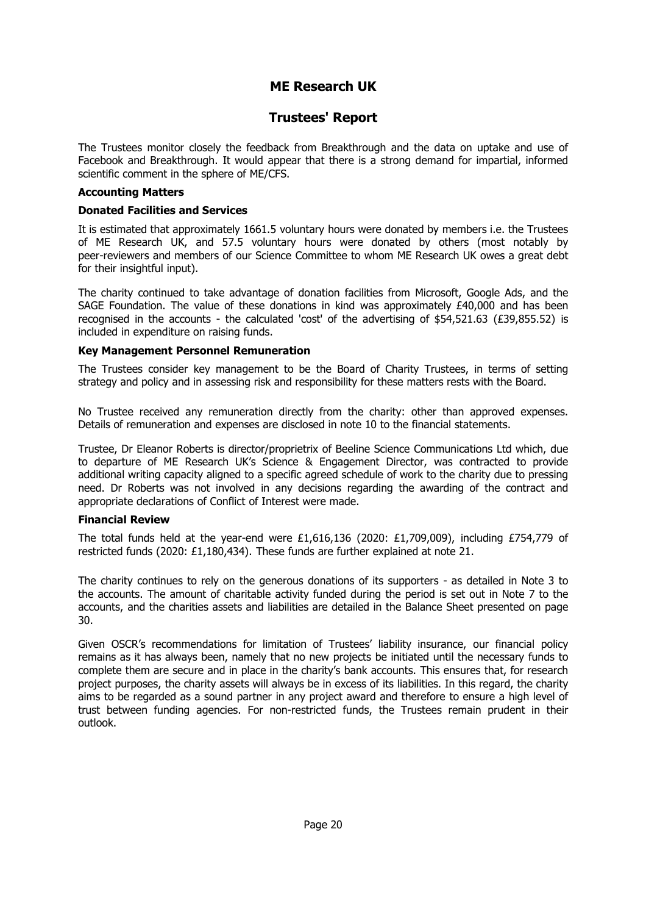# ME Research UK

## Trustees' Report

The Trustees monitor closely the feedback from Breakthrough and the data on uptake and use of Facebook and Breakthrough. It would appear that there is a strong demand for impartial, informed scientific comment in the sphere of ME/CFS.

**Accounting Matters**

**Donated Facilities and Services**

It is estimated that approximately 1661.5 voluntary hours were donated by members i.e. the Trustees of ME Research UK, and 57.5 voluntary hours were donated by others (most notably by peer-reviewers and members of our Science Committee to whom ME Research UK owes a great debt for their insightful input).

The charity continued to take advantage of donation facilities from Microsoft, Google Ads, and the SAGE Foundation. The value of these donations in kind was approximately £40,000 and has been recognised in the accounts - the calculated 'cost' of the advertising of $54,521.63 (£39,855.52) is included in expenditure on raising funds.

**Key Management Personnel Remuneration**

The Trustees consider key management to be the Board of Charity Trustees, in terms of setting strategy and policy and in assessing risk and responsibility for these matters rests with the Board.

No Trustee received any remuneration directly from the charity: other than approved expenses. Details of remuneration and expenses are disclosed in note 10 to the financial statements.

Trustee, Dr Eleanor Roberts is director/proprietrix of Beeline Science Communications Ltd which, due to departure of ME Research UK's Science & Engagement Director, was contracted to provide additional writing capacity aligned to a specific agreed schedule of work to the charity due to pressing need. Dr Roberts was not involved in any decisions regarding the awarding of the contract and appropriate declarations of Conflict of Interest were made.

**Financial Review**

The total funds held at the year-end were £1,616,136 (2020: £1,709,009), including £754,779 of restricted funds (2020: £1,180,434). These funds are further explained at note 21.

The charity continues to rely on the generous donations of its supporters - as detailed in Note 3 to the accounts. The amount of charitable activity funded during the period is set out in Note 7 to the accounts, and the charities assets and liabilities are detailed in the Balance Sheet presented on page 30.

Given OSCR's recommendations for limitation of Trustees' liability insurance, our financial policy remains as it has always been, namely that no new projects be initiated until the necessary funds to complete them are secure and in place in the charity's bank accounts. This ensures that, for research project purposes, the charity assets will always be in excess of its liabilities. In this regard, the charity aims to be regarded as a sound partner in any project award and therefore to ensure a high level of trust between funding agencies. For non-restricted funds, the Trustees remain prudent in their outlook.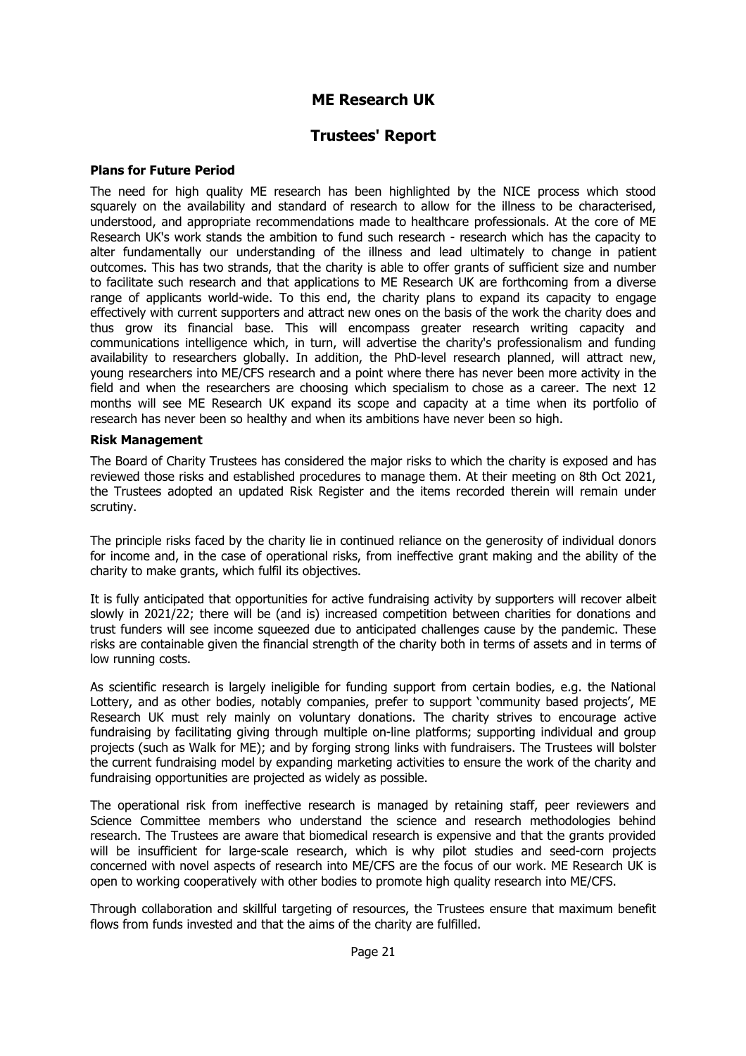# ME Research UK

## Trustees' Report

**Plans for Future Period**

The need for high quality ME research has been highlighted by the NICE process which stood squarely on the availability and standard of research to allow for the illness to be characterised, understood, and appropriate recommendations made to healthcare professionals. At the core of ME Research UK's work stands the ambition to fund such research - research which has the capacity to alter fundamentally our understanding of the illness and lead ultimately to change in patient outcomes. This has two strands, that the charity is able to offer grants of sufficient size and number to facilitate such research and that applications to ME Research UK are forthcoming from a diverse range of applicants world-wide. To this end, the charity plans to expand its capacity to engage effectively with current supporters and attract new ones on the basis of the work the charity does and thus grow its financial base. This will encompass greater research writing capacity and communications intelligence which, in turn, will advertise the charity's professionalism and funding availability to researchers globally. In addition, the PhD-level research planned, will attract new, young researchers into ME/CFS research and a point where there has never been more activity in the field and when the researchers are choosing which specialism to chose as a career. The next 12 months will see ME Research UK expand its scope and capacity at a time when its portfolio of research has never been so healthy and when its ambitions have never been so high.

**Risk Management**

The Board of Charity Trustees has considered the major risks to which the charity is exposed and has reviewed those risks and established procedures to manage them. At their meeting on 8th Oct 2021, the Trustees adopted an updated Risk Register and the items recorded therein will remain under scrutiny.

The principle risks faced by the charity lie in continued reliance on the generosity of individual donors for income and, in the case of operational risks, from ineffective grant making and the ability of the charity to make grants, which fulfil its objectives.

It is fully anticipated that opportunities for active fundraising activity by supporters will recover albeit slowly in 2021/22; there will be (and is) increased competition between charities for donations and trust funders will see income squeezed due to anticipated challenges cause by the pandemic. These risks are containable given the financial strength of the charity both in terms of assets and in terms of low running costs.

As scientific research is largely ineligible for funding support from certain bodies, e.g. the National Lottery, and as other bodies, notably companies, prefer to support 'community based projects', ME Research UK must rely mainly on voluntary donations. The charity strives to encourage active fundraising by facilitating giving through multiple on-line platforms; supporting individual and group projects (such as Walk for ME); and by forging strong links with fundraisers. The Trustees will bolster the current fundraising model by expanding marketing activities to ensure the work of the charity and fundraising opportunities are projected as widely as possible.

The operational risk from ineffective research is managed by retaining staff, peer reviewers and Science Committee members who understand the science and research methodologies behind research. The Trustees are aware that biomedical research is expensive and that the grants provided will be insufficient for large-scale research, which is why pilot studies and seed-corn projects concerned with novel aspects of research into ME/CFS are the focus of our work. ME Research UK is open to working cooperatively with other bodies to promote high quality research into ME/CFS.

Through collaboration and skillful targeting of resources, the Trustees ensure that maximum benefit flows from funds invested and that the aims of the charity are fulfilled.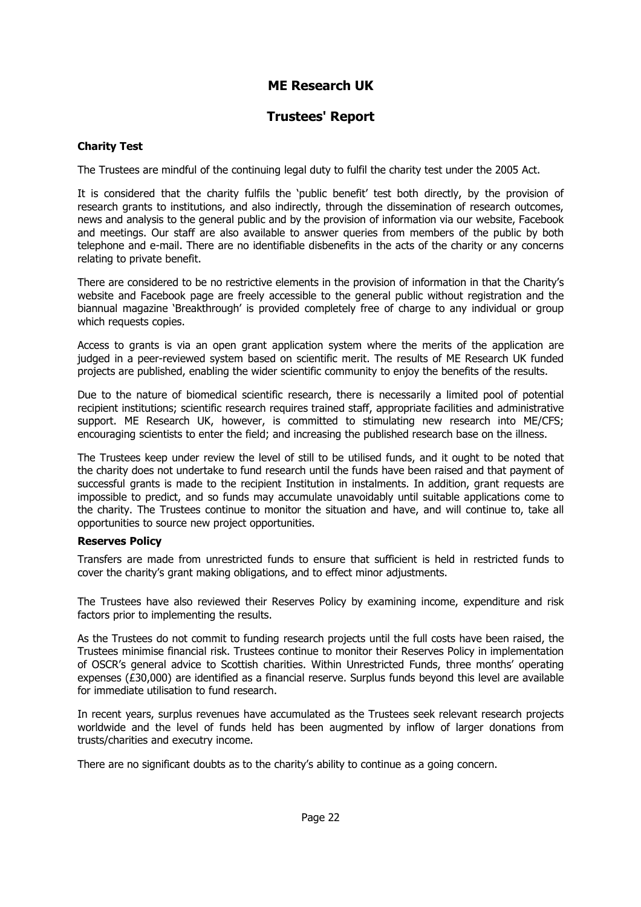# ME Research UK

## Trustees' Report

### Charity Test

The Trustees are mindful of the continuing legal duty to fulfil the charity test under the 2005 Act.

It is considered that the charity fulfils the 'public benefit' test both directly, by the provision of research grants to institutions, and also indirectly, through the dissemination of research outcomes, news and analysis to the general public and by the provision of information via our website, Facebook and meetings. Our staff are also available to answer queries from members of the public by both telephone and e-mail. There are no identifiable disbenefits in the acts of the charity or any concerns relating to private benefit.

There are considered to be no restrictive elements in the provision of information in that the Charity's website and Facebook page are freely accessible to the general public without registration and the biannual magazine 'Breakthrough' is provided completely free of charge to any individual or group which requests copies.

Access to grants is via an open grant application system where the merits of the application are judged in a peer-reviewed system based on scientific merit. The results of ME Research UK funded projects are published, enabling the wider scientific community to enjoy the benefits of the results.

Due to the nature of biomedical scientific research, there is necessarily a limited pool of potential recipient institutions; scientific research requires trained staff, appropriate facilities and administrative support. ME Research UK, however, is committed to stimulating new research into ME/CFS; encouraging scientists to enter the field; and increasing the published research base on the illness.

The Trustees keep under review the level of still to be utilised funds, and it ought to be noted that the charity does not undertake to fund research until the funds have been raised and that payment of successful grants is made to the recipient Institution in instalments. In addition, grant requests are impossible to predict, and so funds may accumulate unavoidably until suitable applications come to the charity. The Trustees continue to monitor the situation and have, and will continue to, take all opportunities to source new project opportunities.

### Reserves Policy

Transfers are made from unrestricted funds to ensure that sufficient is held in restricted funds to cover the charity's grant making obligations, and to effect minor adjustments.

The Trustees have also reviewed their Reserves Policy by examining income, expenditure and risk factors prior to implementing the results.

As the Trustees do not commit to funding research projects until the full costs have been raised, the Trustees minimise financial risk. Trustees continue to monitor their Reserves Policy in implementation of OSCR's general advice to Scottish charities. Within Unrestricted Funds, three months' operating expenses (£30,000) are identified as a financial reserve. Surplus funds beyond this level are available for immediate utilisation to fund research.

In recent years, surplus revenues have accumulated as the Trustees seek relevant research projects worldwide and the level of funds held has been augmented by inflow of larger donations from trusts/charities and executry income.

There are no significant doubts as to the charity's ability to continue as a going concern.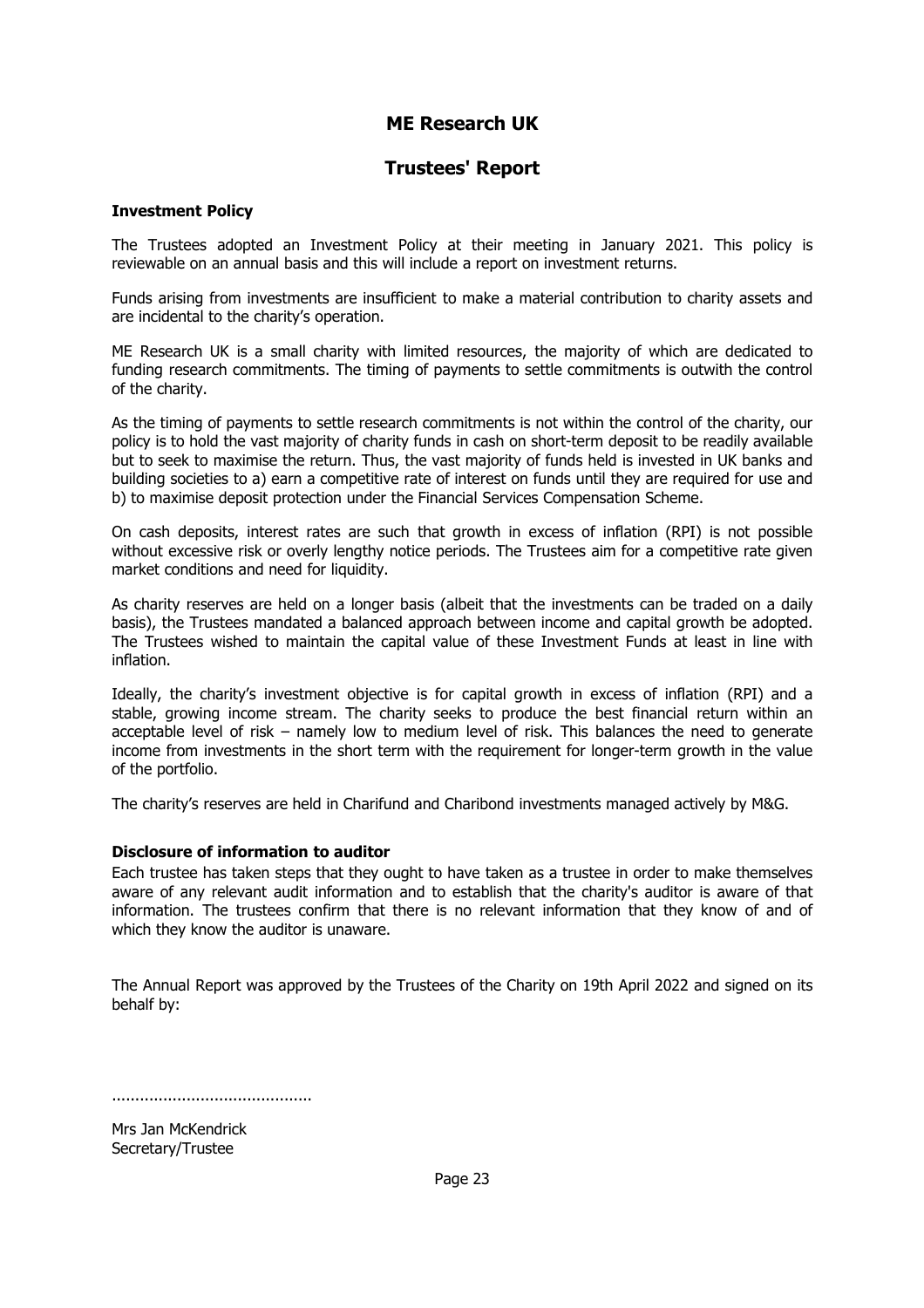# ME Research UK

## Trustees' Report

**Investment Policy**

The Trustees adopted an Investment Policy at their meeting in January 2021. This policy is reviewable on an annual basis and this will include a report on investment returns.

Funds arising from investments are insufficient to make a material contribution to charity assets and are incidental to the charity's operation.

ME Research UK is a small charity with limited resources, the majority of which are dedicated to funding research commitments. The timing of payments to settle commitments is outwith the control of the charity.

As the timing of payments to settle research commitments is not within the control of the charity, our policy is to hold the vast majority of charity funds in cash on short-term deposit to be readily available but to seek to maximise the return. Thus, the vast majority of funds held is invested in UK banks and building societies to a) earn a competitive rate of interest on funds until they are required for use and b) to maximise deposit protection under the Financial Services Compensation Scheme.

On cash deposits, interest rates are such that growth in excess of inflation (RPI) is not possible without excessive risk or overly lengthy notice periods. The Trustees aim for a competitive rate given market conditions and need for liquidity.

As charity reserves are held on a longer basis (albeit that the investments can be traded on a daily basis), the Trustees mandated a balanced approach between income and capital growth be adopted. The Trustees wished to maintain the capital value of these Investment Funds at least in line with inflation.

Ideally, the charity's investment objective is for capital growth in excess of inflation (RPI) and a stable, growing income stream. The charity seeks to produce the best financial return within an acceptable level of risk – namely low to medium level of risk. This balances the need to generate income from investments in the short term with the requirement for longer-term growth in the value of the portfolio.

The charity's reserves are held in Charifund and Charibond investments managed actively by M&G.

**Disclosure of information to auditor**

Each trustee has taken steps that they ought to have taken as a trustee in order to make themselves aware of any relevant audit information and to establish that the charity's auditor is aware of that information. The trustees confirm that there is no relevant information that they know of and of which they know the auditor is unaware.

The Annual Report was approved by the Trustees of the Charity on 19th April 2022 and signed on its behalf by:

..........................................

Mrs Jan McKendrick
Secretary/Trustee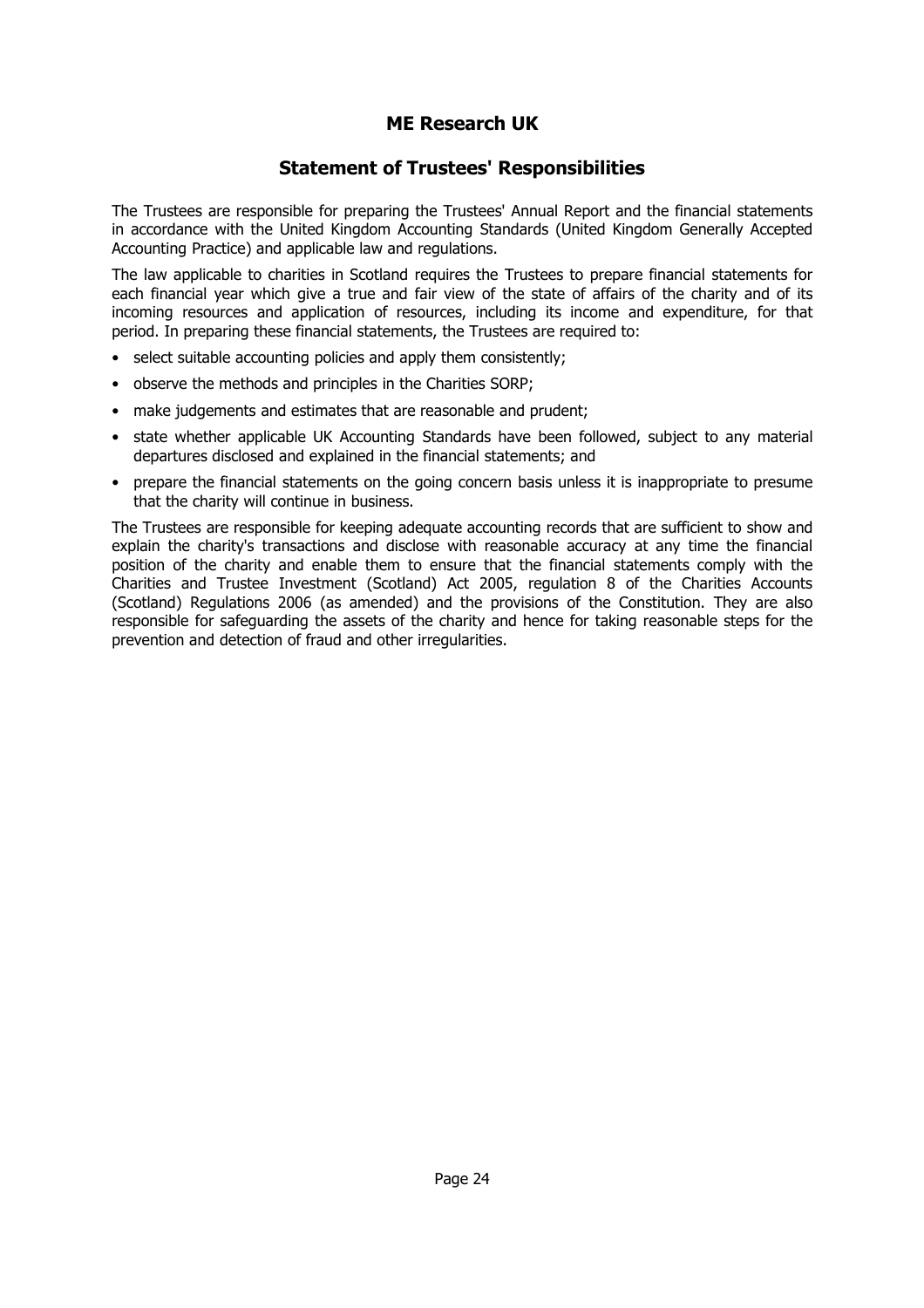# ME Research UK

## Statement of Trustees' Responsibilities

The Trustees are responsible for preparing the Trustees' Annual Report and the financial statements in accordance with the United Kingdom Accounting Standards (United Kingdom Generally Accepted Accounting Practice) and applicable law and regulations.

The law applicable to charities in Scotland requires the Trustees to prepare financial statements for each financial year which give a true and fair view of the state of affairs of the charity and of its incoming resources and application of resources, including its income and expenditure, for that period. In preparing these financial statements, the Trustees are required to:

- select suitable accounting policies and apply them consistently;
- observe the methods and principles in the Charities SORP;
- make judgements and estimates that are reasonable and prudent;
- state whether applicable UK Accounting Standards have been followed, subject to any material departures disclosed and explained in the financial statements; and
- prepare the financial statements on the going concern basis unless it is inappropriate to presume that the charity will continue in business.

The Trustees are responsible for keeping adequate accounting records that are sufficient to show and explain the charity's transactions and disclose with reasonable accuracy at any time the financial position of the charity and enable them to ensure that the financial statements comply with the Charities and Trustee Investment (Scotland) Act 2005, regulation 8 of the Charities Accounts (Scotland) Regulations 2006 (as amended) and the provisions of the Constitution. They are also responsible for safeguarding the assets of the charity and hence for taking reasonable steps for the prevention and detection of fraud and other irregularities.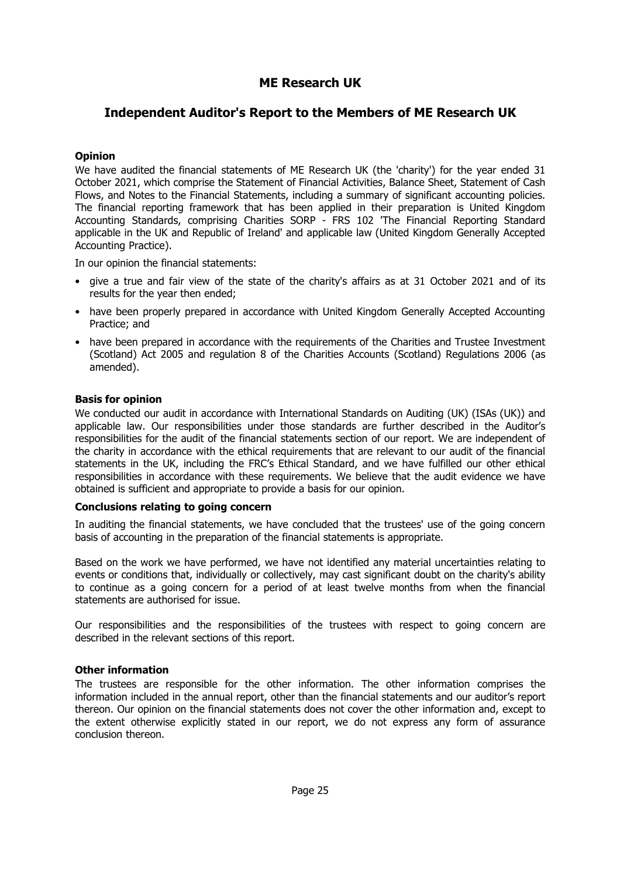# ME Research UK

## Independent Auditor's Report to the Members of ME Research UK

### Opinion

We have audited the financial statements of ME Research UK (the 'charity') for the year ended 31 October 2021, which comprise the Statement of Financial Activities, Balance Sheet, Statement of Cash Flows, and Notes to the Financial Statements, including a summary of significant accounting policies. The financial reporting framework that has been applied in their preparation is United Kingdom Accounting Standards, comprising Charities SORP - FRS 102 'The Financial Reporting Standard applicable in the UK and Republic of Ireland' and applicable law (United Kingdom Generally Accepted Accounting Practice).

In our opinion the financial statements:

- give a true and fair view of the state of the charity's affairs as at 31 October 2021 and of its results for the year then ended;
- have been properly prepared in accordance with United Kingdom Generally Accepted Accounting Practice; and
- have been prepared in accordance with the requirements of the Charities and Trustee Investment (Scotland) Act 2005 and regulation 8 of the Charities Accounts (Scotland) Regulations 2006 (as amended).

### Basis for opinion

We conducted our audit in accordance with International Standards on Auditing (UK) (ISAs (UK)) and applicable law. Our responsibilities under those standards are further described in the Auditor's responsibilities for the audit of the financial statements section of our report. We are independent of the charity in accordance with the ethical requirements that are relevant to our audit of the financial statements in the UK, including the FRC's Ethical Standard, and we have fulfilled our other ethical responsibilities in accordance with these requirements. We believe that the audit evidence we have obtained is sufficient and appropriate to provide a basis for our opinion.

### Conclusions relating to going concern

In auditing the financial statements, we have concluded that the trustees' use of the going concern basis of accounting in the preparation of the financial statements is appropriate.

Based on the work we have performed, we have not identified any material uncertainties relating to events or conditions that, individually or collectively, may cast significant doubt on the charity's ability to continue as a going concern for a period of at least twelve months from when the financial statements are authorised for issue.

Our responsibilities and the responsibilities of the trustees with respect to going concern are described in the relevant sections of this report.

### Other information

The trustees are responsible for the other information. The other information comprises the information included in the annual report, other than the financial statements and our auditor's report thereon. Our opinion on the financial statements does not cover the other information and, except to the extent otherwise explicitly stated in our report, we do not express any form of assurance conclusion thereon.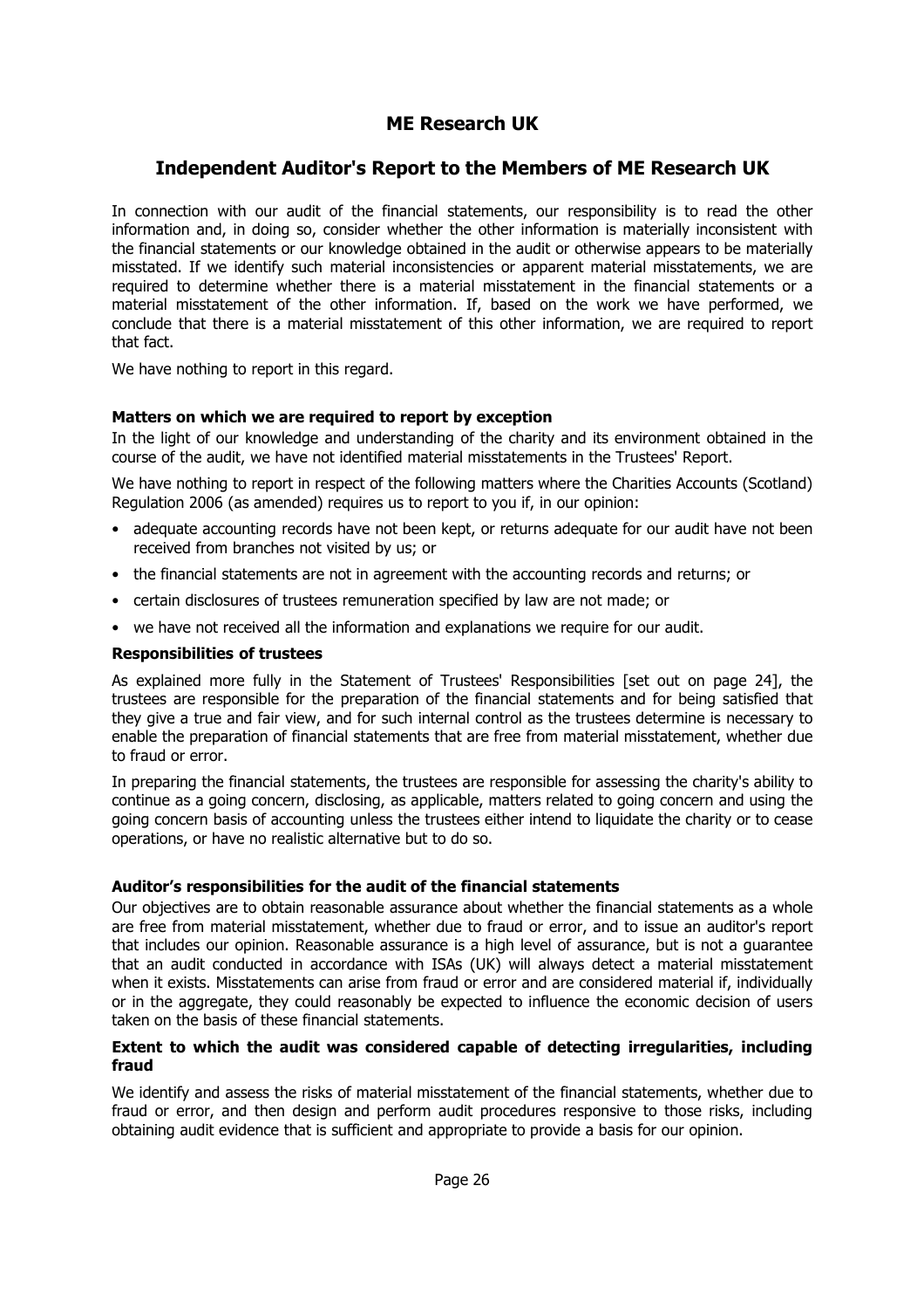# ME Research UK

## Independent Auditor's Report to the Members of ME Research UK

In connection with our audit of the financial statements, our responsibility is to read the other information and, in doing so, consider whether the other information is materially inconsistent with the financial statements or our knowledge obtained in the audit or otherwise appears to be materially misstated. If we identify such material inconsistencies or apparent material misstatements, we are required to determine whether there is a material misstatement in the financial statements or a material misstatement of the other information. If, based on the work we have performed, we conclude that there is a material misstatement of this other information, we are required to report that fact.

We have nothing to report in this regard.

### Matters on which we are required to report by exception

In the light of our knowledge and understanding of the charity and its environment obtained in the course of the audit, we have not identified material misstatements in the Trustees' Report.

We have nothing to report in respect of the following matters where the Charities Accounts (Scotland) Regulation 2006 (as amended) requires us to report to you if, in our opinion:

- adequate accounting records have not been kept, or returns adequate for our audit have not been received from branches not visited by us; or
- the financial statements are not in agreement with the accounting records and returns; or
- certain disclosures of trustees remuneration specified by law are not made; or
- we have not received all the information and explanations we require for our audit.

### Responsibilities of trustees

As explained more fully in the Statement of Trustees' Responsibilities [set out on page 24], the trustees are responsible for the preparation of the financial statements and for being satisfied that they give a true and fair view, and for such internal control as the trustees determine is necessary to enable the preparation of financial statements that are free from material misstatement, whether due to fraud or error.

In preparing the financial statements, the trustees are responsible for assessing the charity's ability to continue as a going concern, disclosing, as applicable, matters related to going concern and using the going concern basis of accounting unless the trustees either intend to liquidate the charity or to cease operations, or have no realistic alternative but to do so.

### Auditor’s responsibilities for the audit of the financial statements

Our objectives are to obtain reasonable assurance about whether the financial statements as a whole are free from material misstatement, whether due to fraud or error, and to issue an auditor's report that includes our opinion. Reasonable assurance is a high level of assurance, but is not a guarantee that an audit conducted in accordance with ISAs (UK) will always detect a material misstatement when it exists. Misstatements can arise from fraud or error and are considered material if, individually or in the aggregate, they could reasonably be expected to influence the economic decision of users taken on the basis of these financial statements.

### Extent to which the audit was considered capable of detecting irregularities, including fraud

We identify and assess the risks of material misstatement of the financial statements, whether due to fraud or error, and then design and perform audit procedures responsive to those risks, including obtaining audit evidence that is sufficient and appropriate to provide a basis for our opinion.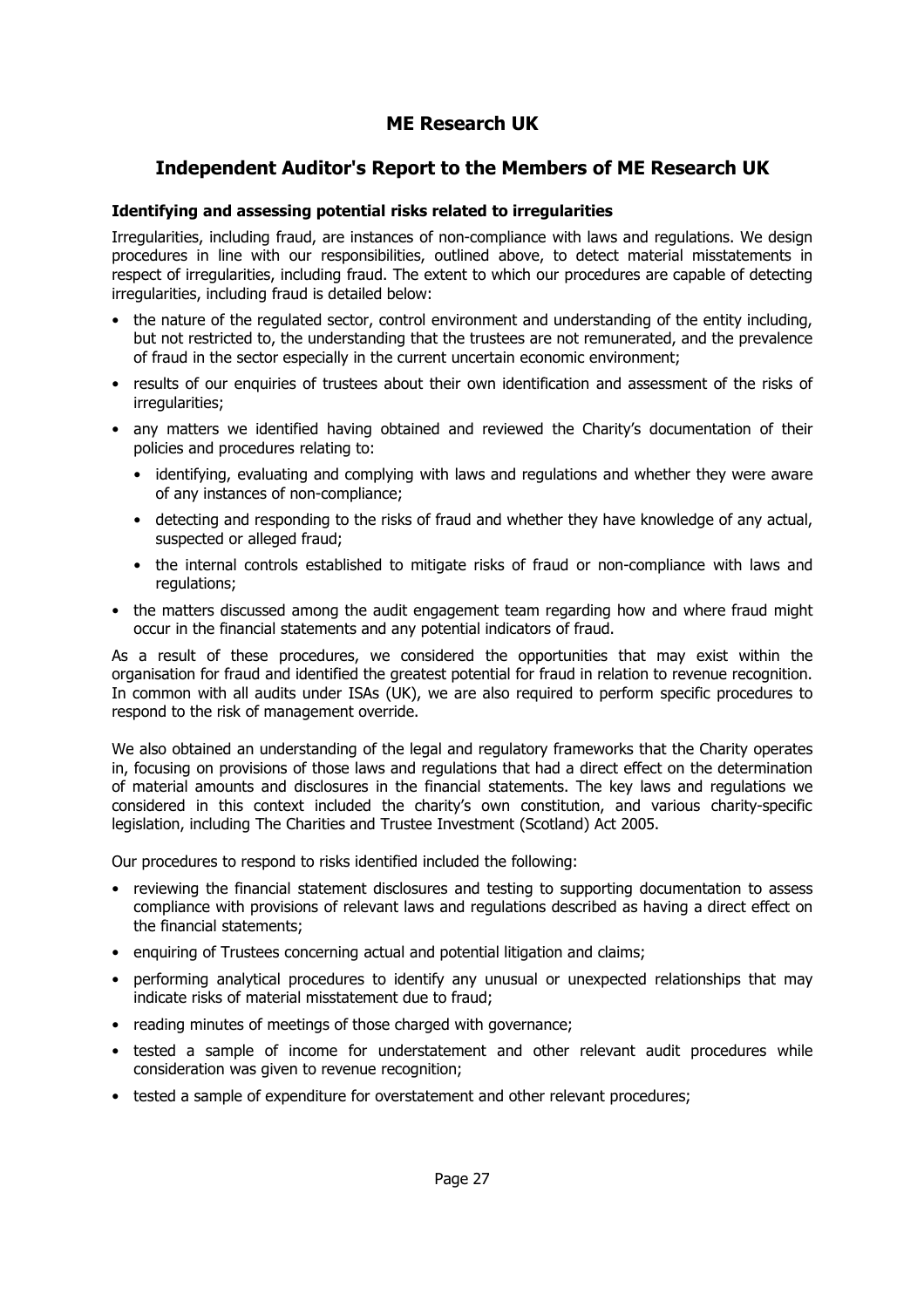# ME Research UK

## Independent Auditor's Report to the Members of ME Research UK

### Identifying and assessing potential risks related to irregularities

Irregularities, including fraud, are instances of non-compliance with laws and regulations. We design procedures in line with our responsibilities, outlined above, to detect material misstatements in respect of irregularities, including fraud. The extent to which our procedures are capable of detecting irregularities, including fraud is detailed below:

- the nature of the regulated sector, control environment and understanding of the entity including, but not restricted to, the understanding that the trustees are not remunerated, and the prevalence of fraud in the sector especially in the current uncertain economic environment;
- results of our enquiries of trustees about their own identification and assessment of the risks of irregularities;
- any matters we identified having obtained and reviewed the Charity's documentation of their policies and procedures relating to:
    - identifying, evaluating and complying with laws and regulations and whether they were aware of any instances of non-compliance;
    - detecting and responding to the risks of fraud and whether they have knowledge of any actual, suspected or alleged fraud;
    - the internal controls established to mitigate risks of fraud or non-compliance with laws and regulations;
- the matters discussed among the audit engagement team regarding how and where fraud might occur in the financial statements and any potential indicators of fraud.

As a result of these procedures, we considered the opportunities that may exist within the organisation for fraud and identified the greatest potential for fraud in relation to revenue recognition. In common with all audits under ISAs (UK), we are also required to perform specific procedures to respond to the risk of management override.

We also obtained an understanding of the legal and regulatory frameworks that the Charity operates in, focusing on provisions of those laws and regulations that had a direct effect on the determination of material amounts and disclosures in the financial statements. The key laws and regulations we considered in this context included the charity's own constitution, and various charity-specific legislation, including The Charities and Trustee Investment (Scotland) Act 2005.

Our procedures to respond to risks identified included the following:

- reviewing the financial statement disclosures and testing to supporting documentation to assess compliance with provisions of relevant laws and regulations described as having a direct effect on the financial statements;
- enquiring of Trustees concerning actual and potential litigation and claims;
- performing analytical procedures to identify any unusual or unexpected relationships that may indicate risks of material misstatement due to fraud;
- reading minutes of meetings of those charged with governance;
- tested a sample of income for understatement and other relevant audit procedures while consideration was given to revenue recognition;
- tested a sample of expenditure for overstatement and other relevant procedures;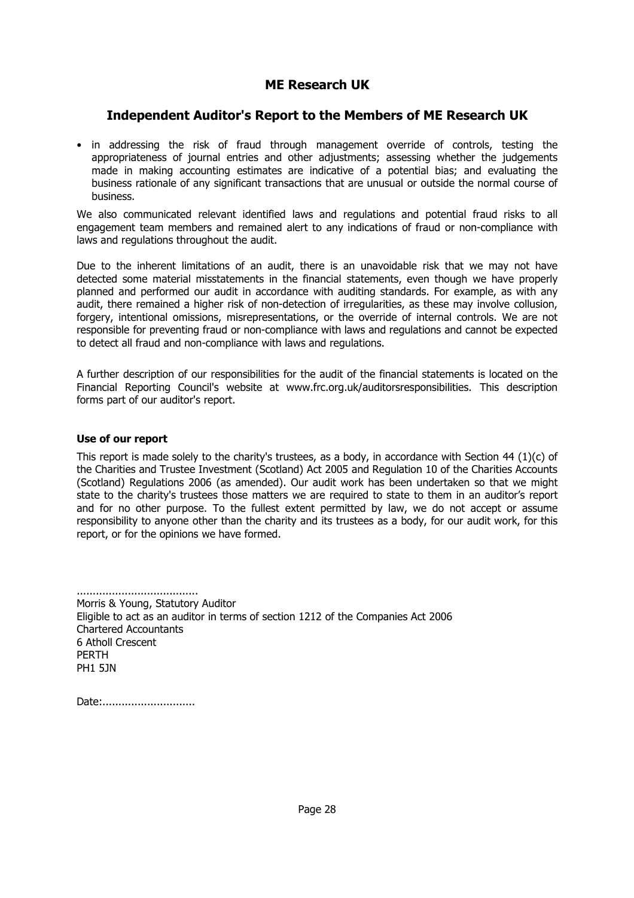# ME Research UK

## Independent Auditor's Report to the Members of ME Research UK

- in addressing the risk of fraud through management override of controls, testing the appropriateness of journal entries and other adjustments; assessing whether the judgements made in making accounting estimates are indicative of a potential bias; and evaluating the business rationale of any significant transactions that are unusual or outside the normal course of business.

We also communicated relevant identified laws and regulations and potential fraud risks to all engagement team members and remained alert to any indications of fraud or non-compliance with laws and regulations throughout the audit.

Due to the inherent limitations of an audit, there is an unavoidable risk that we may not have detected some material misstatements in the financial statements, even though we have properly planned and performed our audit in accordance with auditing standards. For example, as with any audit, there remained a higher risk of non-detection of irregularities, as these may involve collusion, forgery, intentional omissions, misrepresentations, or the override of internal controls. We are not responsible for preventing fraud or non-compliance with laws and regulations and cannot be expected to detect all fraud and non-compliance with laws and regulations.

A further description of our responsibilities for the audit of the financial statements is located on the Financial Reporting Council's website at www.frc.org.uk/auditorsresponsibilities. This description forms part of our auditor's report.

**Use of our report**

This report is made solely to the charity's trustees, as a body, in accordance with Section 44 (1)(c) of the Charities and Trustee Investment (Scotland) Act 2005 and Regulation 10 of the Charities Accounts (Scotland) Regulations 2006 (as amended). Our audit work has been undertaken so that we might state to the charity's trustees those matters we are required to state to them in an auditor's report and for no other purpose. To the fullest extent permitted by law, we do not accept or assume responsibility to anyone other than the charity and its trustees as a body, for our audit work, for this report, or for the opinions we have formed.

.....................................
Morris & Young, Statutory Auditor
Eligible to act as an auditor in terms of section 1212 of the Companies Act 2006
Chartered Accountants
6 Atholl Crescent
PERTH
PH1 5JN

Date:.............................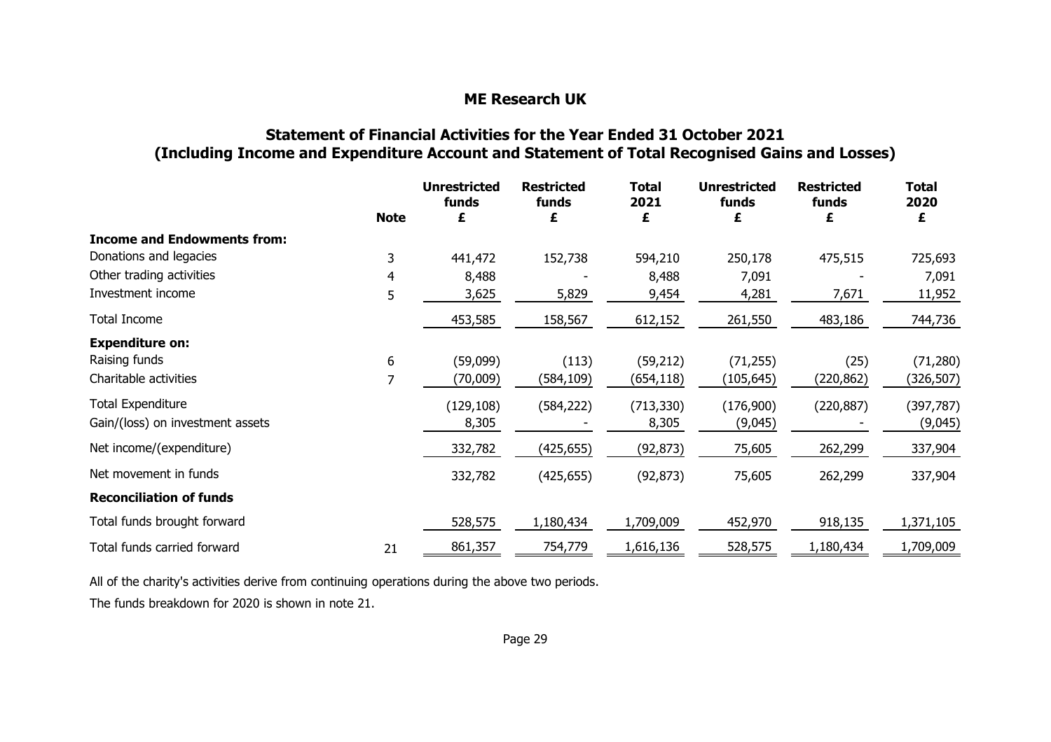# ME Research UK

## Statement of Financial Activities for the Year Ended 31 October 2021
## (Including Income and Expenditure Account and Statement of Total Recognised Gains and Losses)

| | Note | Unrestricted funds £ | Restricted funds £ | Total 2021 £ | Unrestricted funds £ | Restricted funds £ | Total 2020 £ |
|---|---|---|---|---|---|---|---|
| **Income and Endowments from:** | | | | | | | |
| Donations and legacies | 3 | 441,472 | 152,738 | 594,210 | 250,178 | 475,515 | 725,693 |
| Other trading activities | 4 | 8,488 | - | 8,488 | 7,091 | - | 7,091 |
| Investment income | 5 | 3,625 | 5,829 | 9,454 | 4,281 | 7,671 | 11,952 |
| Total Income | | 453,585 | 158,567 | 612,152 | 261,550 | 483,186 | 744,736 |
| **Expenditure on:** | | | | | | | |
| Raising funds | 6 | (59,099) | (113) | (59,212) | (71,255) | (25) | (71,280) |
| Charitable activities | 7 | (70,009) | (584,109) | (654,118) | (105,645) | (220,862) | (326,507) |
| Total Expenditure | | (129,108) | (584,222) | (713,330) | (176,900) | (220,887) | (397,787) |
| Gain/(loss) on investment assets | | 8,305 | - | 8,305 | (9,045) | - | (9,045) |
| Net income/(expenditure) | | 332,782 | (425,655) | (92,873) | 75,605 | 262,299 | 337,904 |
| Net movement in funds | | 332,782 | (425,655) | (92,873) | 75,605 | 262,299 | 337,904 |
| **Reconciliation of funds** | | | | | | | |
| Total funds brought forward | | 528,575 | 1,180,434 | 1,709,009 | 452,970 | 918,135 | 1,371,105 |
| Total funds carried forward | 21 | 861,357 | 754,779 | 1,616,136 | 528,575 | 1,180,434 | 1,709,009 |

All of the charity's activities derive from continuing operations during the above two periods.

The funds breakdown for 2020 is shown in note 21.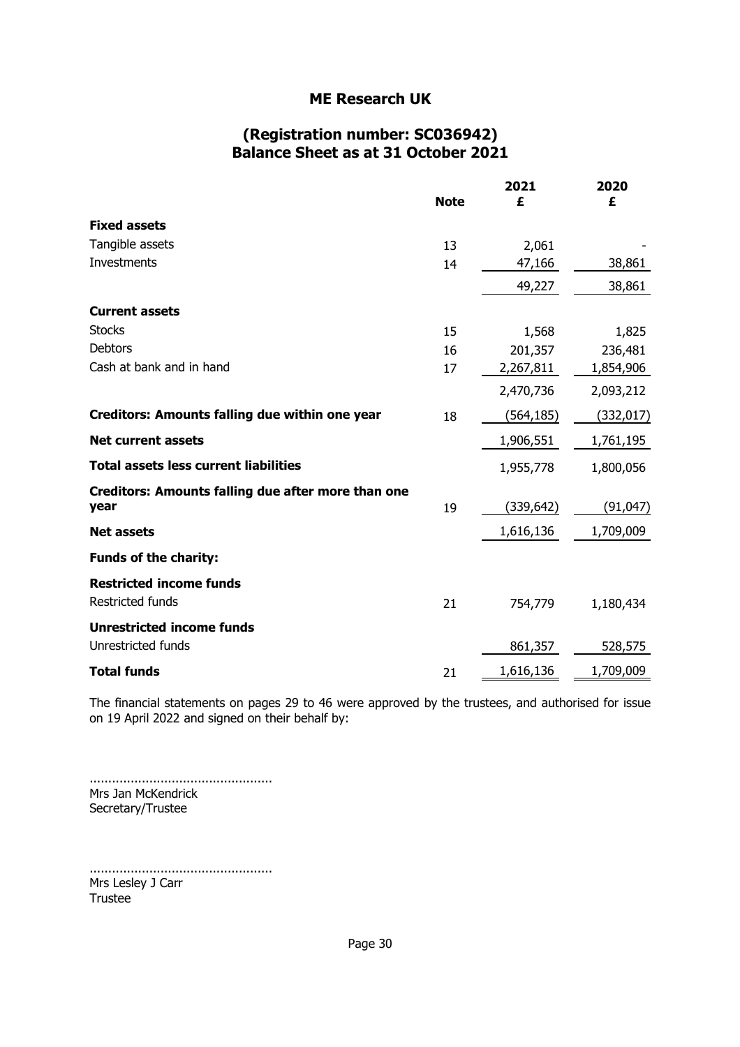# ME Research UK

## (Registration number: SC036942)
## Balance Sheet as at 31 October 2021

| | Note | 2021 £ | 2020 £ |
|---|---|---|---|
| **Fixed assets** | | | |
| Tangible assets | 13 | 2,061 | - |
| Investments | 14 | 47,166 | 38,861 |
| | | 49,227 | 38,861 |
| **Current assets** | | | |
| Stocks | 15 | 1,568 | 1,825 |
| Debtors | 16 | 201,357 | 236,481 |
| Cash at bank and in hand | 17 | 2,267,811 | 1,854,906 |
| | | 2,470,736 | 2,093,212 |
| **Creditors: Amounts falling due within one year** | 18 | (564,185) | (332,017) |
| **Net current assets** | | 1,906,551 | 1,761,195 |
| **Total assets less current liabilities** | | 1,955,778 | 1,800,056 |
| **Creditors: Amounts falling due after more than one year** | 19 | (339,642) | (91,047) |
| **Net assets** | | 1,616,136 | 1,709,009 |
| **Funds of the charity:** | | | |
| **Restricted income funds** | | | |
| Restricted funds | 21 | 754,779 | 1,180,434 |
| **Unrestricted income funds** | | | |
| Unrestricted funds | | 861,357 | 528,575 |
| **Total funds** | 21 | 1,616,136 | 1,709,009 |

The financial statements on pages 29 to 46 were approved by the trustees, and authorised for issue on 19 April 2022 and signed on their behalf by:

.................................................
Mrs Jan McKendrick
Secretary/Trustee

.................................................
Mrs Lesley J Carr
Trustee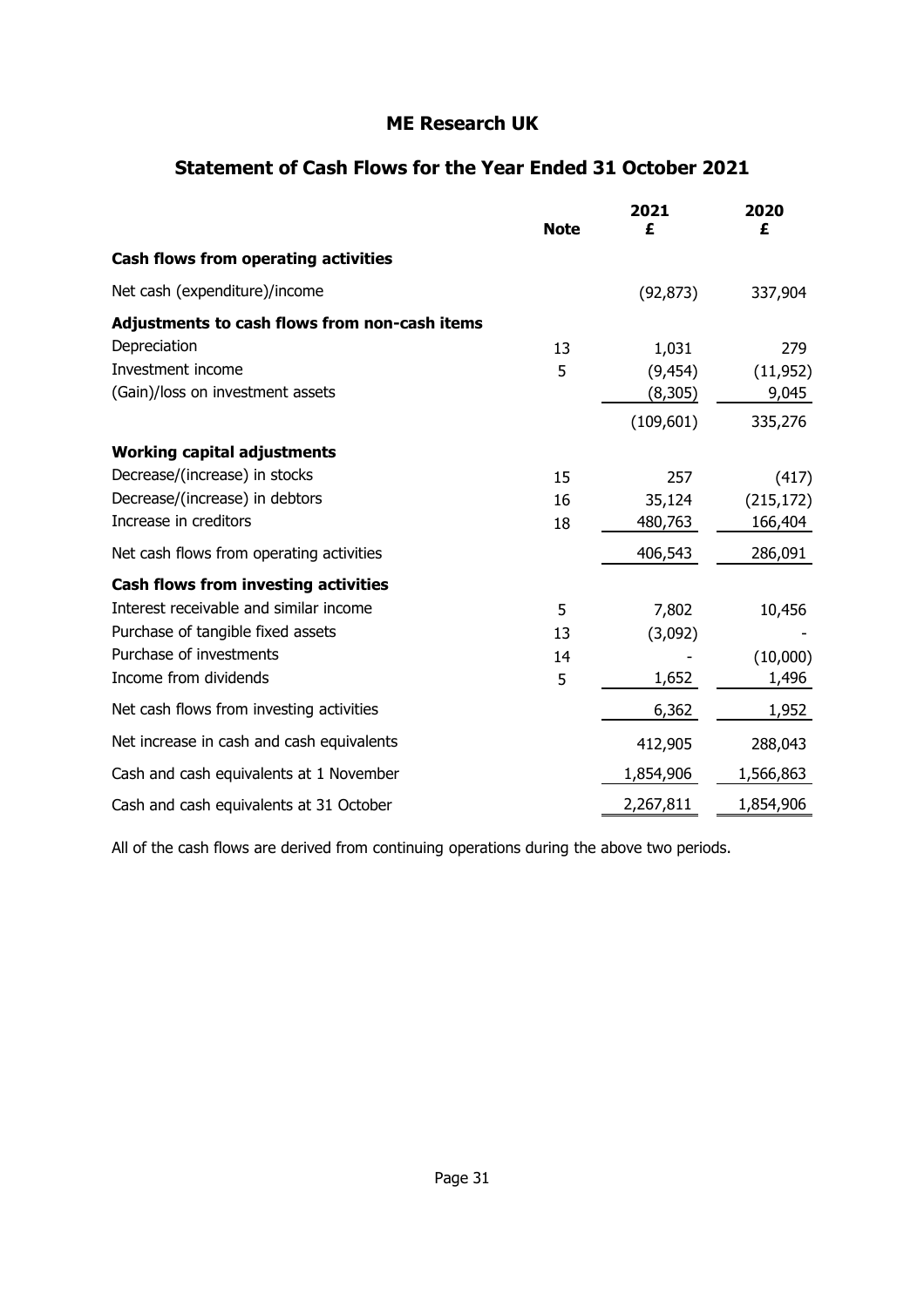# ME Research UK

## Statement of Cash Flows for the Year Ended 31 October 2021

| | Note | 2021 £ | 2020 £ |
|---|---|---|---|
| **Cash flows from operating activities** | | | |
| Net cash (expenditure)/income | | (92,873) | 337,904 |
| **Adjustments to cash flows from non-cash items** | | | |
| Depreciation | 13 | 1,031 | 279 |
| Investment income | 5 | (9,454) | (11,952) |
| (Gain)/loss on investment assets | | (8,305) | 9,045 |
| | | (109,601) | 335,276 |
| **Working capital adjustments** | | | |
| Decrease/(increase) in stocks | 15 | 257 | (417) |
| Decrease/(increase) in debtors | 16 | 35,124 | (215,172) |
| Increase in creditors | 18 | 480,763 | 166,404 |
| Net cash flows from operating activities | | 406,543 | 286,091 |
| **Cash flows from investing activities** | | | |
| Interest receivable and similar income | 5 | 7,802 | 10,456 |
| Purchase of tangible fixed assets | 13 | (3,092) | - |
| Purchase of investments | 14 | - | (10,000) |
| Income from dividends | 5 | 1,652 | 1,496 |
| Net cash flows from investing activities | | 6,362 | 1,952 |
| Net increase in cash and cash equivalents | | 412,905 | 288,043 |
| Cash and cash equivalents at 1 November | | 1,854,906 | 1,566,863 |
| Cash and cash equivalents at 31 October | | 2,267,811 | 1,854,906 |

All of the cash flows are derived from continuing operations during the above two periods.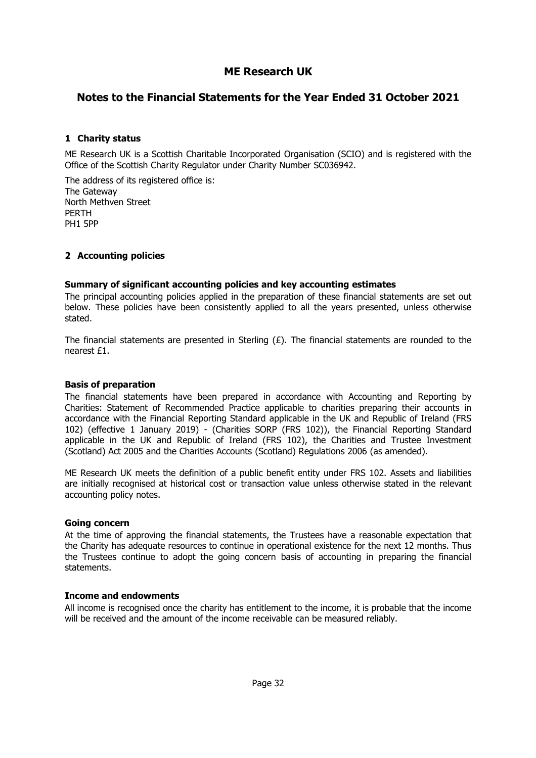# ME Research UK

## Notes to the Financial Statements for the Year Ended 31 October 2021

### 1 Charity status

ME Research UK is a Scottish Charitable Incorporated Organisation (SCIO) and is registered with the Office of the Scottish Charity Regulator under Charity Number SC036942.

The address of its registered office is:
The Gateway
North Methven Street
PERTH
PH1 5PP

### 2 Accounting policies

**Summary of significant accounting policies and key accounting estimates**

The principal accounting policies applied in the preparation of these financial statements are set out below. These policies have been consistently applied to all the years presented, unless otherwise stated.

The financial statements are presented in Sterling (£). The financial statements are rounded to the nearest £1.

**Basis of preparation**

The financial statements have been prepared in accordance with Accounting and Reporting by Charities: Statement of Recommended Practice applicable to charities preparing their accounts in accordance with the Financial Reporting Standard applicable in the UK and Republic of Ireland (FRS 102) (effective 1 January 2019) - (Charities SORP (FRS 102)), the Financial Reporting Standard applicable in the UK and Republic of Ireland (FRS 102), the Charities and Trustee Investment (Scotland) Act 2005 and the Charities Accounts (Scotland) Regulations 2006 (as amended).

ME Research UK meets the definition of a public benefit entity under FRS 102. Assets and liabilities are initially recognised at historical cost or transaction value unless otherwise stated in the relevant accounting policy notes.

**Going concern**

At the time of approving the financial statements, the Trustees have a reasonable expectation that the Charity has adequate resources to continue in operational existence for the next 12 months. Thus the Trustees continue to adopt the going concern basis of accounting in preparing the financial statements.

**Income and endowments**

All income is recognised once the charity has entitlement to the income, it is probable that the income will be received and the amount of the income receivable can be measured reliably.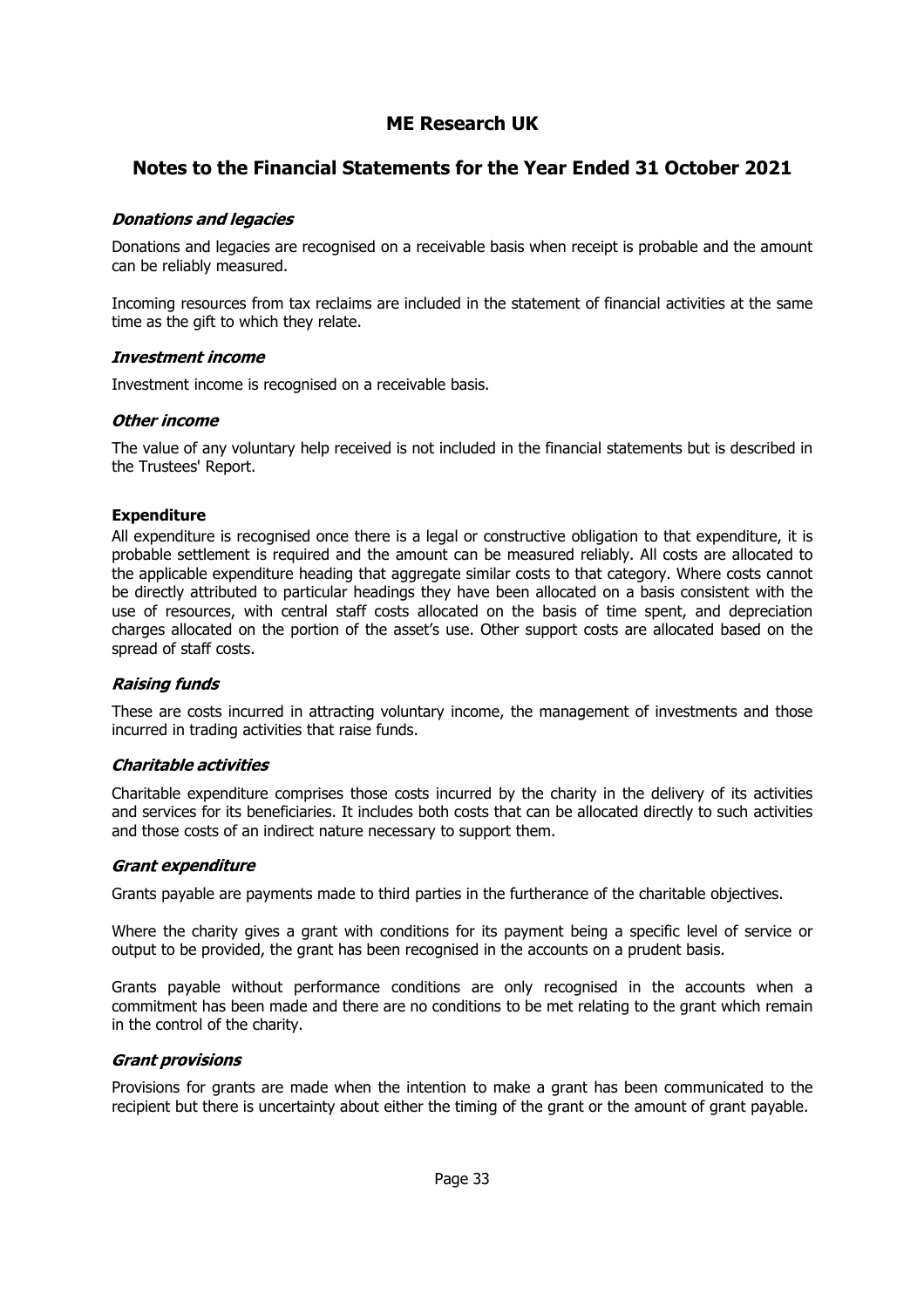# ME Research UK

## Notes to the Financial Statements for the Year Ended 31 October 2021

***Donations and legacies***

Donations and legacies are recognised on a receivable basis when receipt is probable and the amount can be reliably measured.

Incoming resources from tax reclaims are included in the statement of financial activities at the same time as the gift to which they relate.

***Investment income***

Investment income is recognised on a receivable basis.

***Other income***

The value of any voluntary help received is not included in the financial statements but is described in the Trustees' Report.

**Expenditure**

All expenditure is recognised once there is a legal or constructive obligation to that expenditure, it is probable settlement is required and the amount can be measured reliably. All costs are allocated to the applicable expenditure heading that aggregate similar costs to that category. Where costs cannot be directly attributed to particular headings they have been allocated on a basis consistent with the use of resources, with central staff costs allocated on the basis of time spent, and depreciation charges allocated on the portion of the asset's use. Other support costs are allocated based on the spread of staff costs.

***Raising funds***

These are costs incurred in attracting voluntary income, the management of investments and those incurred in trading activities that raise funds.

***Charitable activities***

Charitable expenditure comprises those costs incurred by the charity in the delivery of its activities and services for its beneficiaries. It includes both costs that can be allocated directly to such activities and those costs of an indirect nature necessary to support them.

***Grant expenditure***

Grants payable are payments made to third parties in the furtherance of the charitable objectives.

Where the charity gives a grant with conditions for its payment being a specific level of service or output to be provided, the grant has been recognised in the accounts on a prudent basis.

Grants payable without performance conditions are only recognised in the accounts when a commitment has been made and there are no conditions to be met relating to the grant which remain in the control of the charity.

***Grant provisions***

Provisions for grants are made when the intention to make a grant has been communicated to the recipient but there is uncertainty about either the timing of the grant or the amount of grant payable.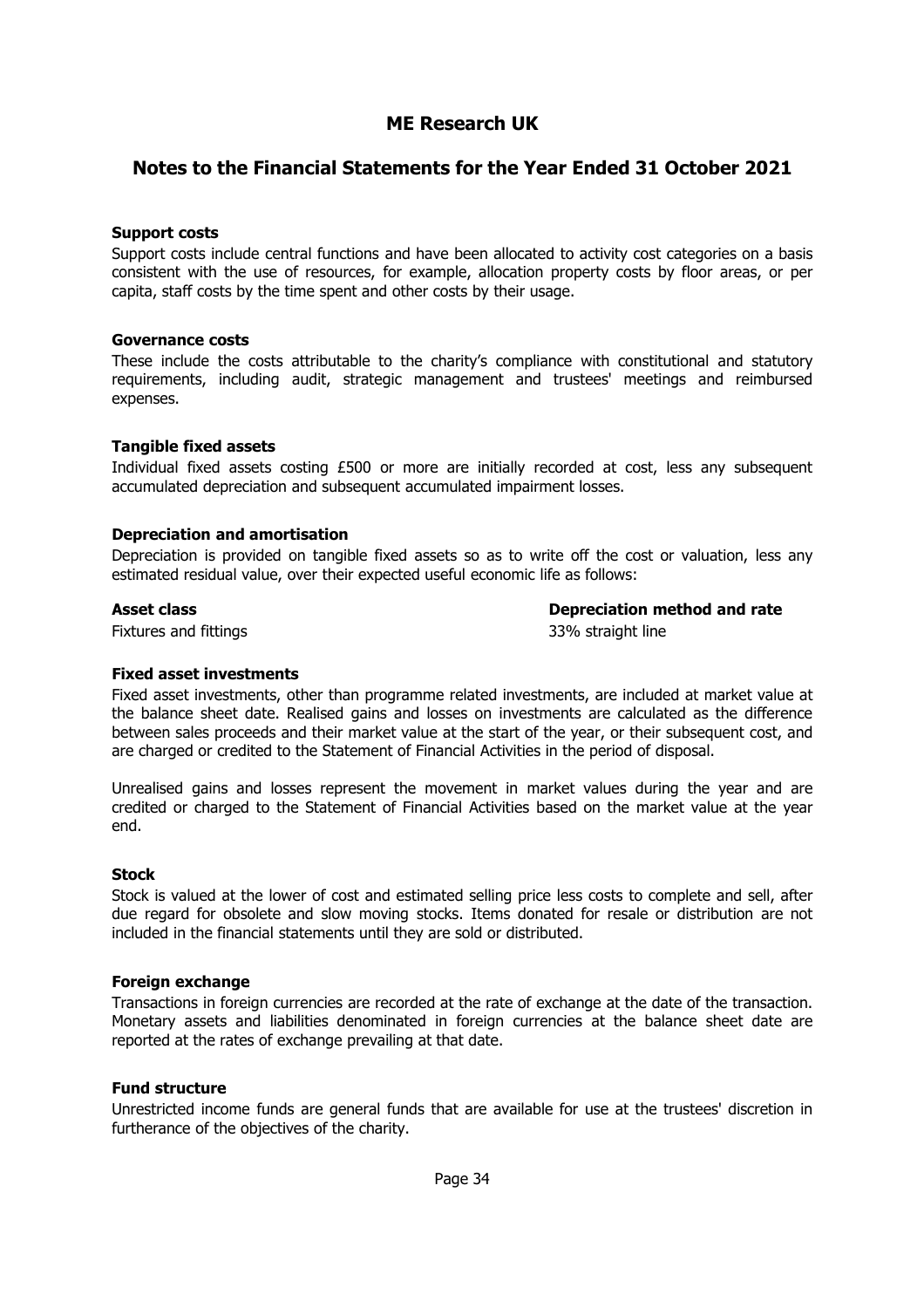# ME Research UK

## Notes to the Financial Statements for the Year Ended 31 October 2021

**Support costs**

Support costs include central functions and have been allocated to activity cost categories on a basis consistent with the use of resources, for example, allocation property costs by floor areas, or per capita, staff costs by the time spent and other costs by their usage.

**Governance costs**

These include the costs attributable to the charity's compliance with constitutional and statutory requirements, including audit, strategic management and trustees' meetings and reimbursed expenses.

**Tangible fixed assets**

Individual fixed assets costing £500 or more are initially recorded at cost, less any subsequent accumulated depreciation and subsequent accumulated impairment losses.

**Depreciation and amortisation**

Depreciation is provided on tangible fixed assets so as to write off the cost or valuation, less any estimated residual value, over their expected useful economic life as follows:

| **Asset class** | **Depreciation method and rate** |
| --- | --- |
| Fixtures and fittings | 33% straight line |

**Fixed asset investments**

Fixed asset investments, other than programme related investments, are included at market value at the balance sheet date. Realised gains and losses on investments are calculated as the difference between sales proceeds and their market value at the start of the year, or their subsequent cost, and are charged or credited to the Statement of Financial Activities in the period of disposal.

Unrealised gains and losses represent the movement in market values during the year and are credited or charged to the Statement of Financial Activities based on the market value at the year end.

**Stock**

Stock is valued at the lower of cost and estimated selling price less costs to complete and sell, after due regard for obsolete and slow moving stocks. Items donated for resale or distribution are not included in the financial statements until they are sold or distributed.

**Foreign exchange**

Transactions in foreign currencies are recorded at the rate of exchange at the date of the transaction. Monetary assets and liabilities denominated in foreign currencies at the balance sheet date are reported at the rates of exchange prevailing at that date.

**Fund structure**

Unrestricted income funds are general funds that are available for use at the trustees' discretion in furtherance of the objectives of the charity.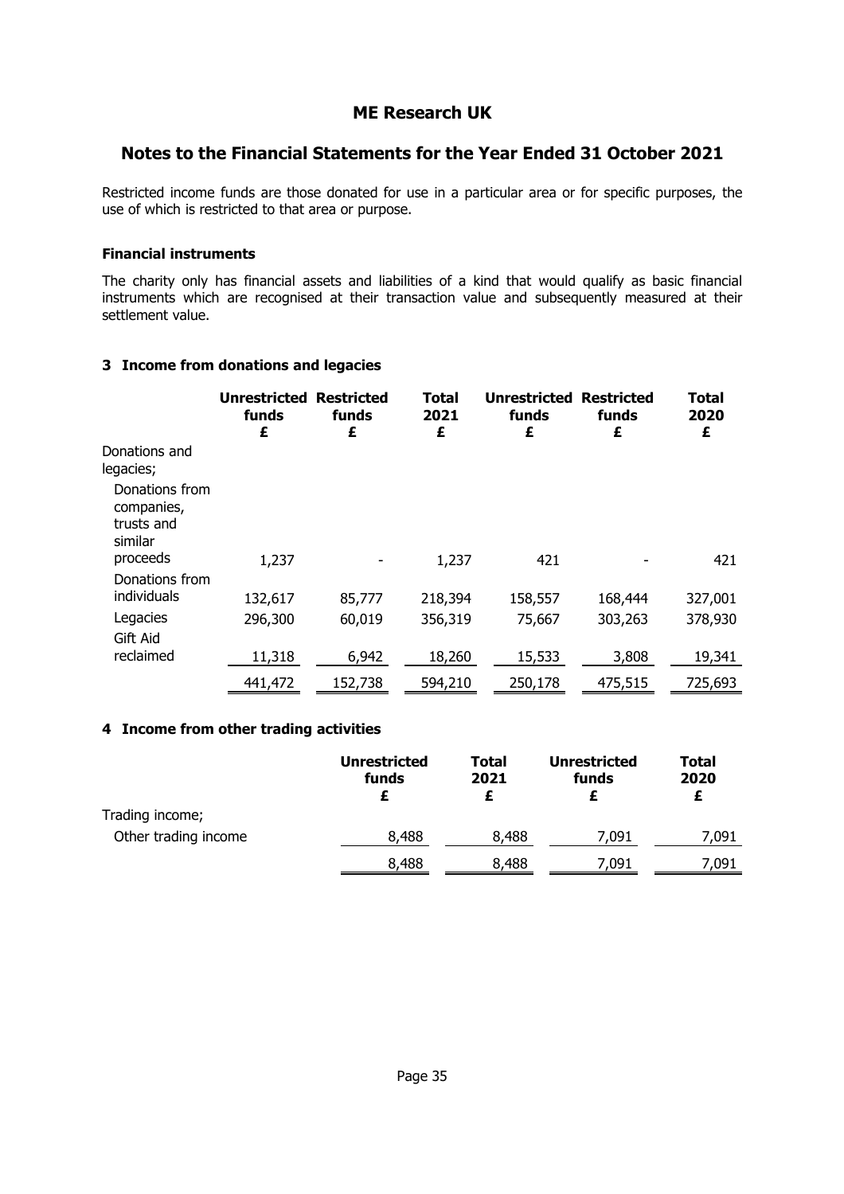# ME Research UK

## Notes to the Financial Statements for the Year Ended 31 October 2021

Restricted income funds are those donated for use in a particular area or for specific purposes, the use of which is restricted to that area or purpose.

### Financial instruments

The charity only has financial assets and liabilities of a kind that would qualify as basic financial instruments which are recognised at their transaction value and subsequently measured at their settlement value.

### 3 Income from donations and legacies

| | Unrestricted funds £ | Restricted funds £ | Total 2021 £ | Unrestricted funds £ | Restricted funds £ | Total 2020 £ |
|---|---|---|---|---|---|---|
| Donations and legacies; | | | | | | |
| Donations from companies, trusts and similar proceeds | 1,237 | - | 1,237 | 421 | - | 421 |
| Donations from individuals | 132,617 | 85,777 | 218,394 | 158,557 | 168,444 | 327,001 |
| Legacies | 296,300 | 60,019 | 356,319 | 75,667 | 303,263 | 378,930 |
| Gift Aid reclaimed | 11,318 | 6,942 | 18,260 | 15,533 | 3,808 | 19,341 |
| | 441,472 | 152,738 | 594,210 | 250,178 | 475,515 | 725,693 |

### 4 Income from other trading activities

| | Unrestricted funds £ | Total 2021 £ | Unrestricted funds £ | Total 2020 £ |
|---|---|---|---|---|
| Trading income; | | | | |
| Other trading income | 8,488 | 8,488 | 7,091 | 7,091 |
| | 8,488 | 8,488 | 7,091 | 7,091 |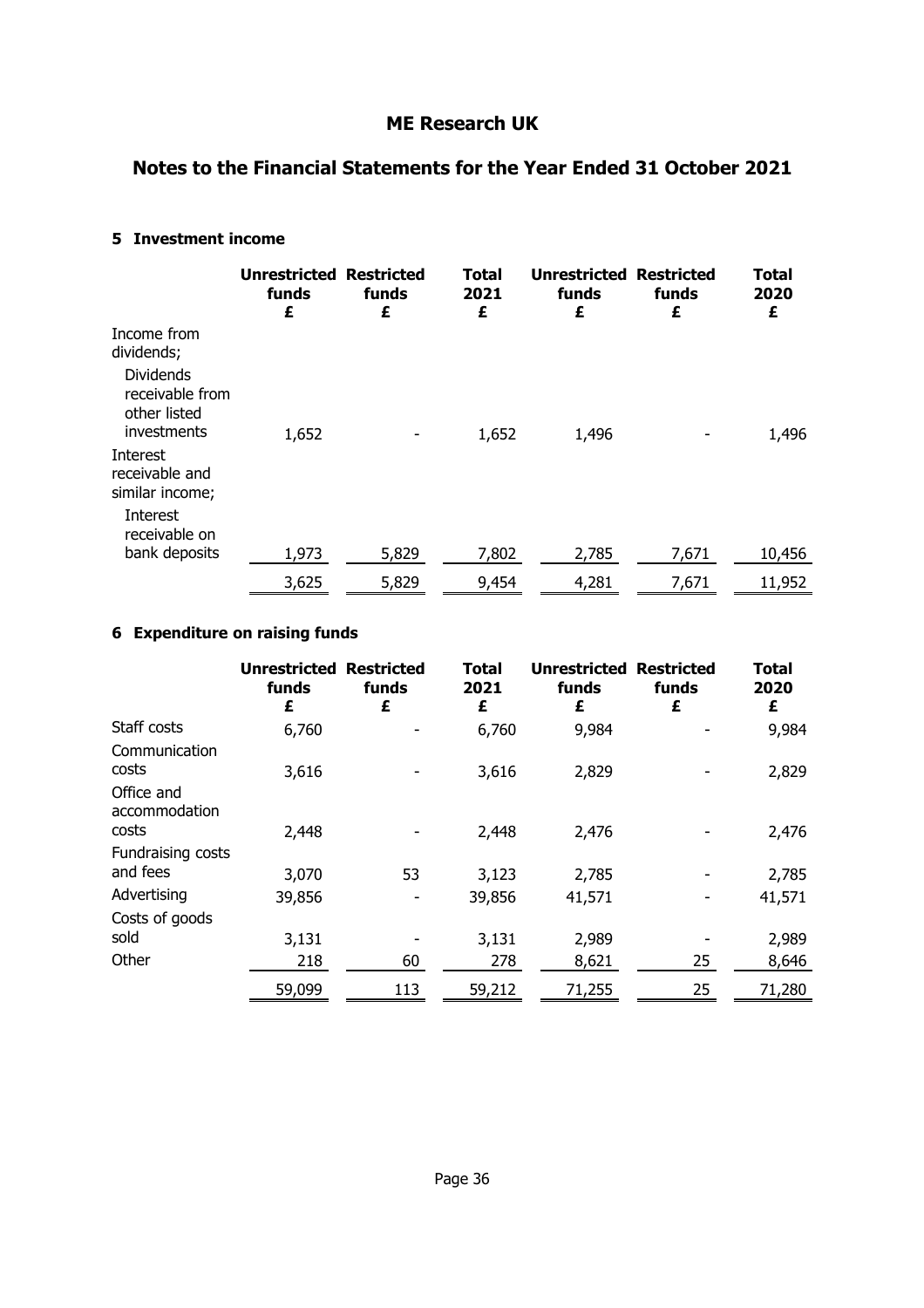# ME Research UK

## Notes to the Financial Statements for the Year Ended 31 October 2021

### 5 Investment income

| | Unrestricted funds £ | Restricted funds £ | Total 2021 £ | Unrestricted funds £ | Restricted funds £ | Total 2020 £ |
|---|---|---|---|---|---|---|
| Income from dividends; | | | | | | |
| Dividends receivable from other listed investments | 1,652 | - | 1,652 | 1,496 | - | 1,496 |
| Interest receivable and similar income; | | | | | | |
| Interest receivable on bank deposits | 1,973 | 5,829 | 7,802 | 2,785 | 7,671 | 10,456 |
| | 3,625 | 5,829 | 9,454 | 4,281 | 7,671 | 11,952 |

### 6 Expenditure on raising funds

| | Unrestricted funds £ | Restricted funds £ | Total 2021 £ | Unrestricted funds £ | Restricted funds £ | Total 2020 £ |
|---|---|---|---|---|---|---|
| Staff costs | 6,760 | - | 6,760 | 9,984 | - | 9,984 |
| Communication costs | 3,616 | - | 3,616 | 2,829 | - | 2,829 |
| Office and accommodation costs | 2,448 | - | 2,448 | 2,476 | - | 2,476 |
| Fundraising costs and fees | 3,070 | 53 | 3,123 | 2,785 | - | 2,785 |
| Advertising | 39,856 | - | 39,856 | 41,571 | - | 41,571 |
| Costs of goods sold | 3,131 | - | 3,131 | 2,989 | - | 2,989 |
| Other | 218 | 60 | 278 | 8,621 | 25 | 8,646 |
| | 59,099 | 113 | 59,212 | 71,255 | 25 | 71,280 |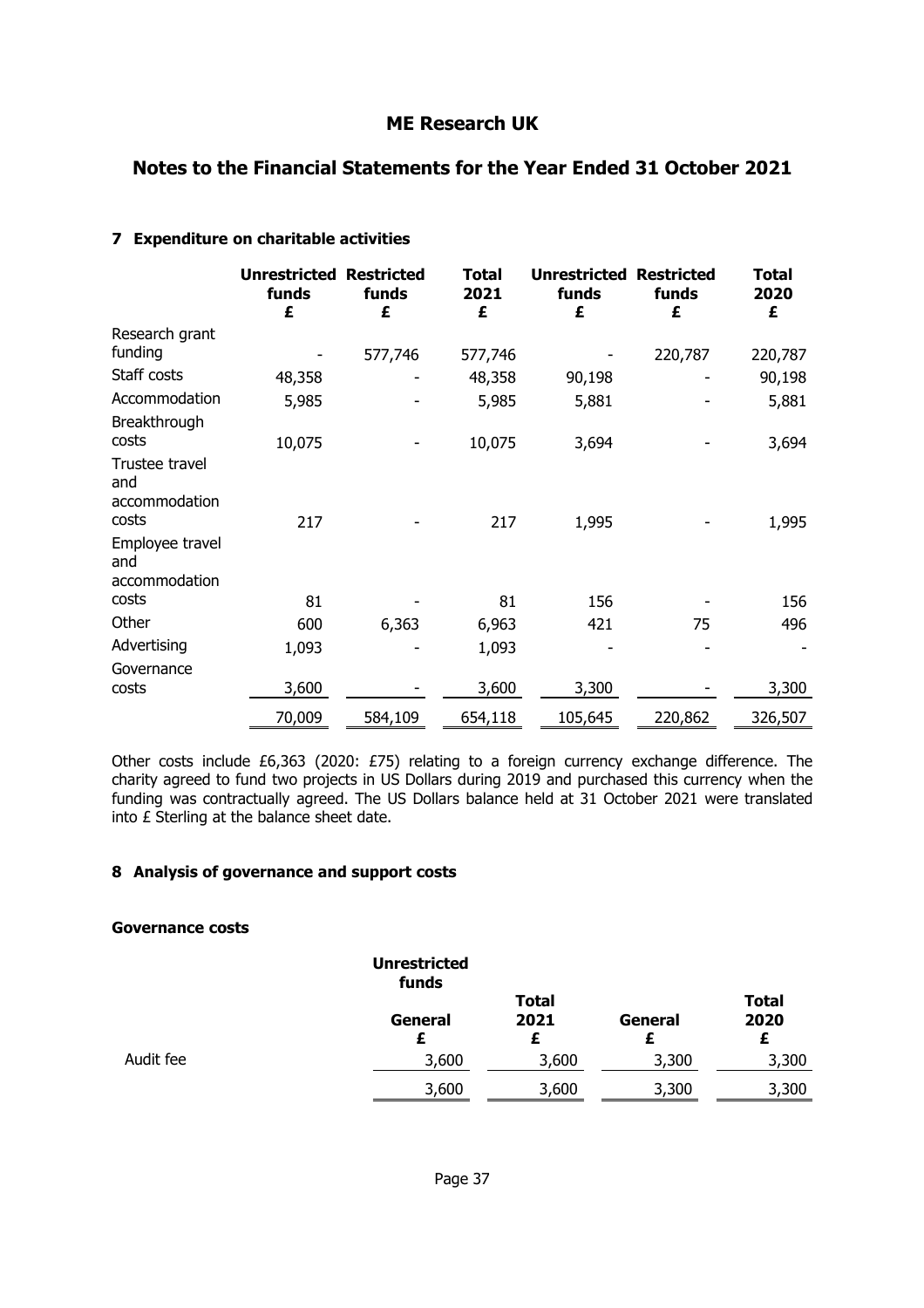# ME Research UK

## Notes to the Financial Statements for the Year Ended 31 October 2021

### 7 Expenditure on charitable activities

| | Unrestricted funds £ | Restricted funds £ | Total 2021 £ | Unrestricted funds £ | Restricted funds £ | Total 2020 £ |
|---|---|---|---|---|---|---|
| Research grant funding | - | 577,746 | 577,746 | - | 220,787 | 220,787 |
| Staff costs | 48,358 | - | 48,358 | 90,198 | - | 90,198 |
| Accommodation | 5,985 | - | 5,985 | 5,881 | - | 5,881 |
| Breakthrough costs | 10,075 | - | 10,075 | 3,694 | - | 3,694 |
| Trustee travel and accommodation costs | 217 | - | 217 | 1,995 | - | 1,995 |
| Employee travel and accommodation costs | 81 | - | 81 | 156 | - | 156 |
| Other | 600 | 6,363 | 6,963 | 421 | 75 | 496 |
| Advertising | 1,093 | - | 1,093 | - | - | - |
| Governance costs | 3,600 | - | 3,600 | 3,300 | - | 3,300 |
| | 70,009 | 584,109 | 654,118 | 105,645 | 220,862 | 326,507 |

Other costs include £6,363 (2020: £75) relating to a foreign currency exchange difference. The charity agreed to fund two projects in US Dollars during 2019 and purchased this currency when the funding was contractually agreed. The US Dollars balance held at 31 October 2021 were translated into £ Sterling at the balance sheet date.

### 8 Analysis of governance and support costs

#### Governance costs

| | Unrestricted funds | | | |
|---|---|---|---|---|
| | General £ | Total 2021 £ | General £ | Total 2020 £ |
| Audit fee | 3,600 | 3,600 | 3,300 | 3,300 |
| | 3,600 | 3,600 | 3,300 | 3,300 |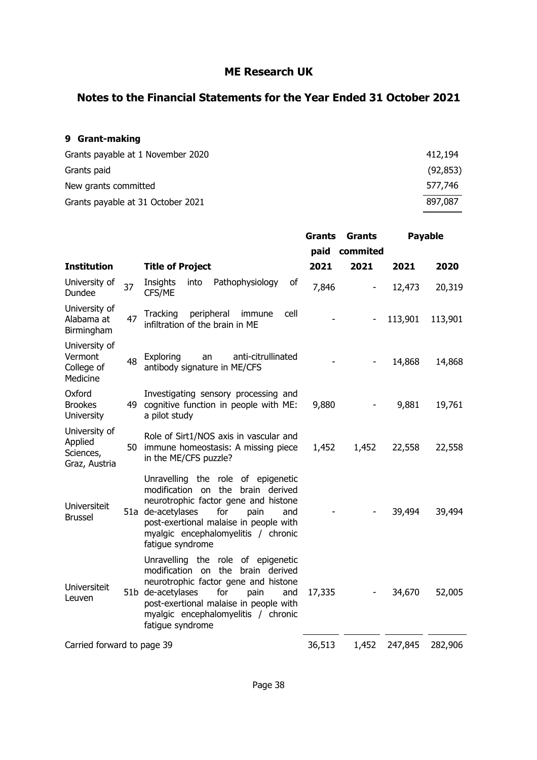# ME Research UK

## Notes to the Financial Statements for the Year Ended 31 October 2021

### 9 Grant-making

| | |
|---|---|
| Grants payable at 1 November 2020 | 412,194 |
| Grants paid | (92,853) |
| New grants committed | 577,746 |
| Grants payable at 31 October 2021 | 897,087 |

| Institution | | Title of Project | Grants paid 2021 | Grants commited 2021 | Payable 2021 | Payable 2020 |
|---|---|---|---|---|---|---|
| University of Dundee | 37 | Insights into Pathophysiology of CFS/ME | 7,846 | - | 12,473 | 20,319 |
| University of Alabama at Birmingham | 47 | Tracking peripheral immune cell infiltration of the brain in ME | - | - | 113,901 | 113,901 |
| University of Vermont College of Medicine | 48 | Exploring an anti-citrullinated antibody signature in ME/CFS | - | - | 14,868 | 14,868 |
| Oxford Brookes University | 49 | Investigating sensory processing and cognitive function in people with ME: a pilot study | 9,880 | - | 9,881 | 19,761 |
| University of Applied Sciences, Graz, Austria | 50 | Role of Sirt1/NOS axis in vascular and immune homeostasis: A missing piece in the ME/CFS puzzle? | 1,452 | 1,452 | 22,558 | 22,558 |
| Universiteit Brussel | 51a | Unravelling the role of epigenetic modification on the brain derived neurotrophic factor gene and histone de-acetylases for pain and post-exertional malaise in people with myalgic encephalomyelitis / chronic fatigue syndrome | - | - | 39,494 | 39,494 |
| Universiteit Leuven | 51b | Unravelling the role of epigenetic modification on the brain derived neurotrophic factor gene and histone de-acetylases for pain and post-exertional malaise in people with myalgic encephalomyelitis / chronic fatigue syndrome | 17,335 | - | 34,670 | 52,005 |
| Carried forward to page 39 | | | 36,513 | 1,452 | 247,845 | 282,906 |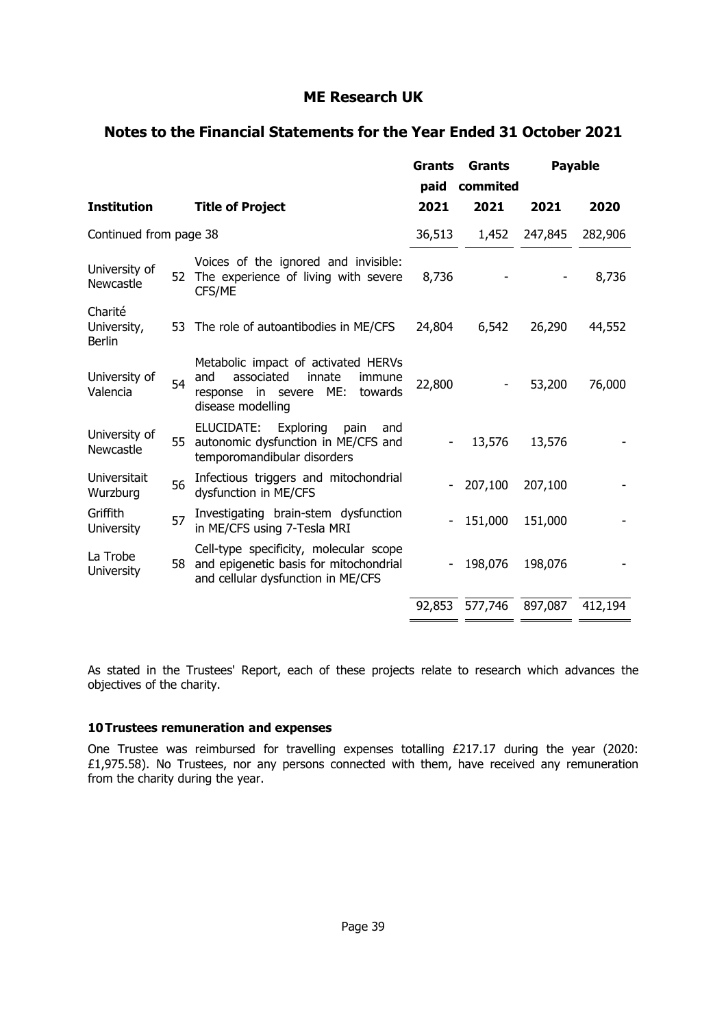# ME Research UK

## Notes to the Financial Statements for the Year Ended 31 October 2021

| Institution | | Title of Project | Grants paid 2021 | Grants commited 2021 | Payable 2021 | Payable 2020 |
|---|---|---|---|---|---|---|
| Continued from page 38 | | | 36,513 | 1,452 | 247,845 | 282,906 |
| University of Newcastle | 52 | Voices of the ignored and invisible: The experience of living with severe CFS/ME | 8,736 | - | - | 8,736 |
| Charité University, Berlin | 53 | The role of autoantibodies in ME/CFS | 24,804 | 6,542 | 26,290 | 44,552 |
| University of Valencia | 54 | Metabolic impact of activated HERVs and associated innate immune response in severe ME: towards disease modelling | 22,800 | - | 53,200 | 76,000 |
| University of Newcastle | 55 | ELUCIDATE: Exploring pain and autonomic dysfunction in ME/CFS and temporomandibular disorders | - | 13,576 | 13,576 | - |
| Universitait Wurzburg | 56 | Infectious triggers and mitochondrial dysfunction in ME/CFS | - | 207,100 | 207,100 | - |
| Griffith University | 57 | Investigating brain-stem dysfunction in ME/CFS using 7-Tesla MRI | - | 151,000 | 151,000 | - |
| La Trobe University | 58 | Cell-type specificity, molecular scope and epigenetic basis for mitochondrial and cellular dysfunction in ME/CFS | - | 198,076 | 198,076 | - |
| | | | 92,853 | 577,746 | 897,087 | 412,194 |

As stated in the Trustees' Report, each of these projects relate to research which advances the objectives of the charity.

### 10 Trustees remuneration and expenses

One Trustee was reimbursed for travelling expenses totalling £217.17 during the year (2020: £1,975.58). No Trustees, nor any persons connected with them, have received any remuneration from the charity during the year.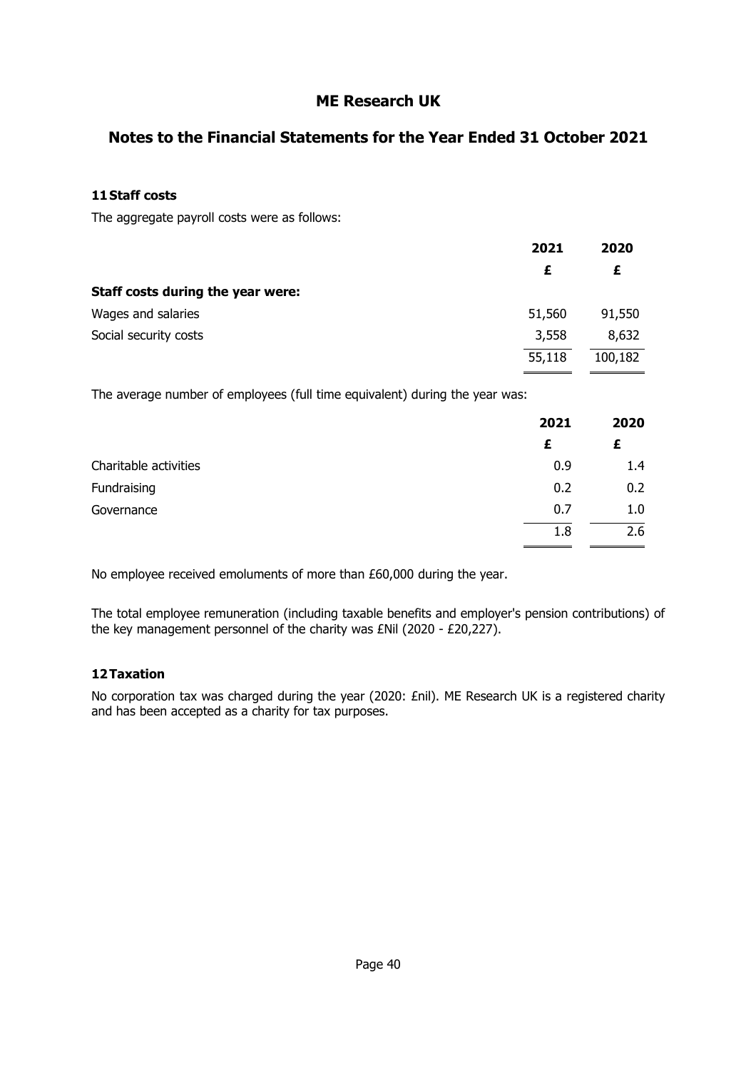# ME Research UK

## Notes to the Financial Statements for the Year Ended 31 October 2021

### 11 Staff costs

The aggregate payroll costs were as follows:

| | 2021 | 2020 |
|---|---|---|
| | £ | £ |
| **Staff costs during the year were:** | | |
| Wages and salaries | 51,560 | 91,550 |
| Social security costs | 3,558 | 8,632 |
| | 55,118 | 100,182 |

The average number of employees (full time equivalent) during the year was:

| | 2021 | 2020 |
|---|---|---|
| | £ | £ |
| Charitable activities | 0.9 | 1.4 |
| Fundraising | 0.2 | 0.2 |
| Governance | 0.7 | 1.0 |
| | 1.8 | 2.6 |

No employee received emoluments of more than £60,000 during the year.

The total employee remuneration (including taxable benefits and employer's pension contributions) of the key management personnel of the charity was £Nil (2020 - £20,227).

### 12 Taxation

No corporation tax was charged during the year (2020: £nil). ME Research UK is a registered charity and has been accepted as a charity for tax purposes.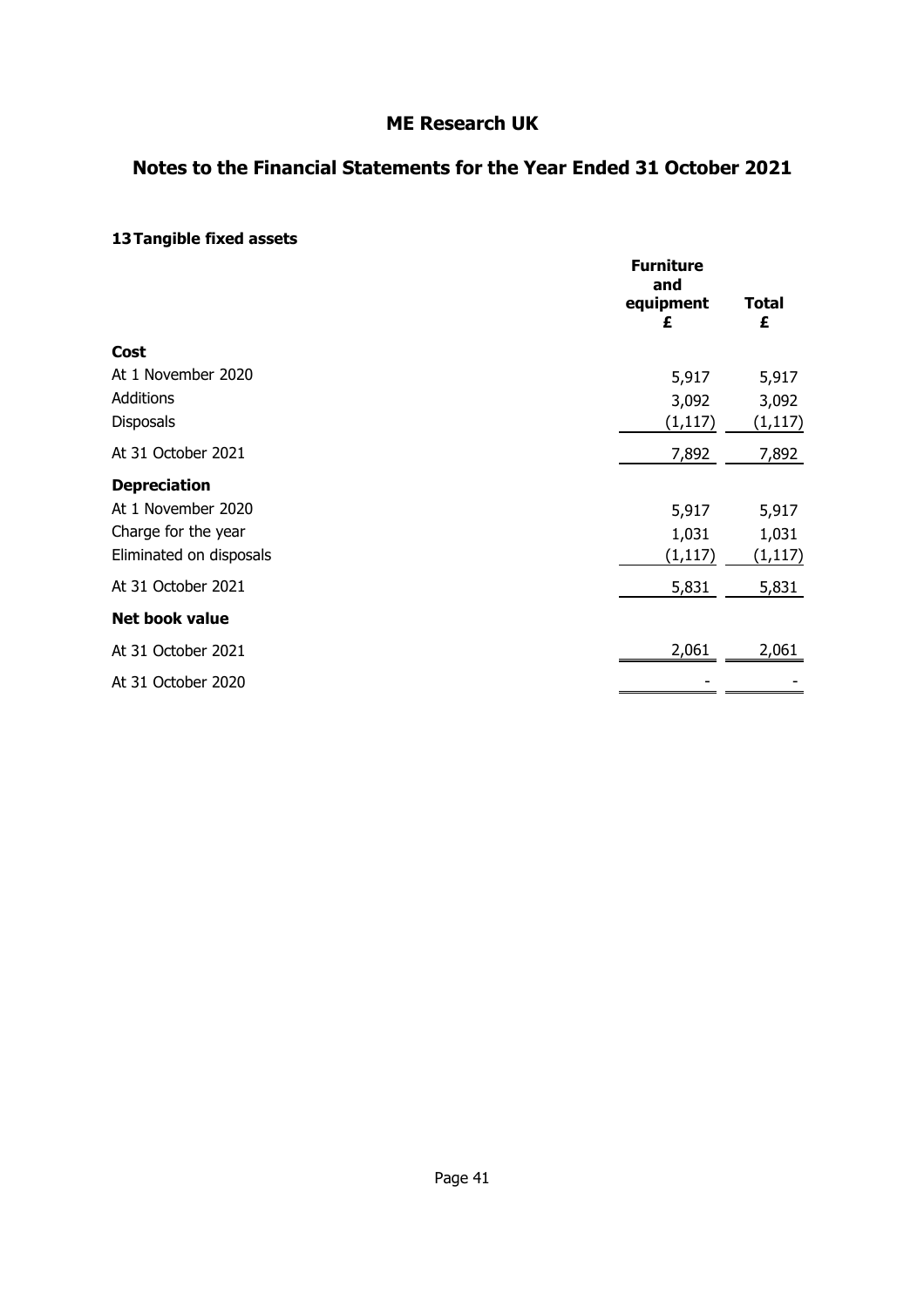# ME Research UK

## Notes to the Financial Statements for the Year Ended 31 October 2021

### 13 Tangible fixed assets

| | Furniture and equipment £ | Total £ |
|---|---|---|
| **Cost** | | |
| At 1 November 2020 | 5,917 | 5,917 |
| Additions | 3,092 | 3,092 |
| Disposals | (1,117) | (1,117) |
| At 31 October 2021 | 7,892 | 7,892 |
| **Depreciation** | | |
| At 1 November 2020 | 5,917 | 5,917 |
| Charge for the year | 1,031 | 1,031 |
| Eliminated on disposals | (1,117) | (1,117) |
| At 31 October 2021 | 5,831 | 5,831 |
| **Net book value** | | |
| At 31 October 2021 | 2,061 | 2,061 |
| At 31 October 2020 | - | - |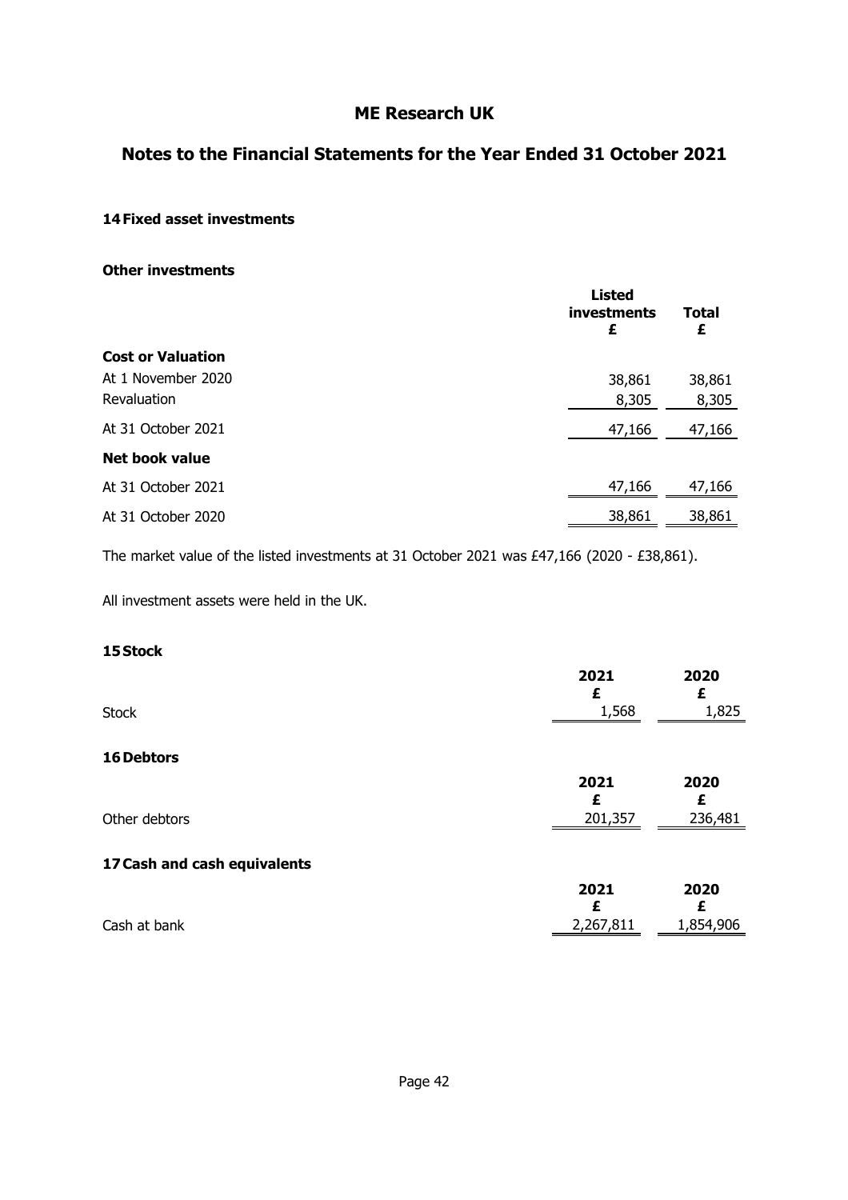# ME Research UK

## Notes to the Financial Statements for the Year Ended 31 October 2021

### 14 Fixed asset investments

**Other investments**

| | Listed investments £ | Total £ |
|---|---|---|
| **Cost or Valuation** | | |
| At 1 November 2020 | 38,861 | 38,861 |
| Revaluation | 8,305 | 8,305 |
| At 31 October 2021 | 47,166 | 47,166 |
| **Net book value** | | |
| At 31 October 2021 | 47,166 | 47,166 |
| At 31 October 2020 | 38,861 | 38,861 |

The market value of the listed investments at 31 October 2021 was £47,166 (2020 - £38,861).

All investment assets were held in the UK.

### 15 Stock

| | 2021 £ | 2020 £ |
|---|---|---|
| Stock | 1,568 | 1,825 |

### 16 Debtors

| | 2021 £ | 2020 £ |
|---|---|---|
| Other debtors | 201,357 | 236,481 |

### 17 Cash and cash equivalents

| | 2021 £ | 2020 £ |
|---|---|---|
| Cash at bank | 2,267,811 | 1,854,906 |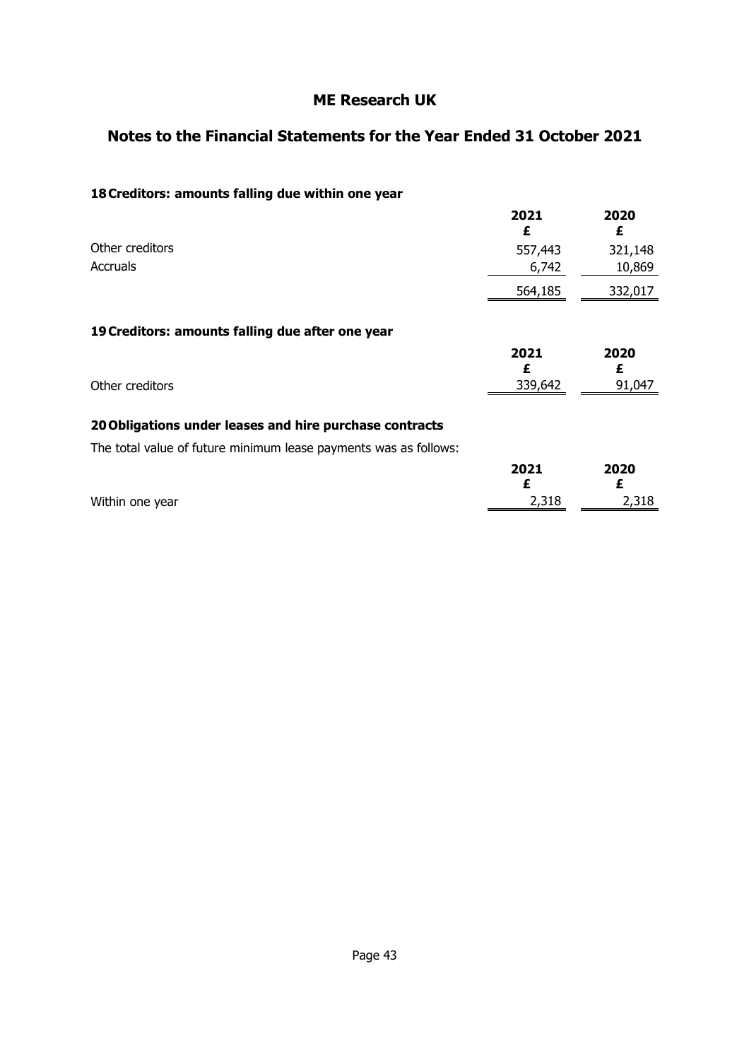# ME Research UK

## Notes to the Financial Statements for the Year Ended 31 October 2021

### 18 Creditors: amounts falling due within one year

| | 2021<br>£ | 2020<br>£ |
|---|---|---|
| Other creditors | 557,443 | 321,148 |
| Accruals | 6,742 | 10,869 |
| | 564,185 | 332,017 |

### 19 Creditors: amounts falling due after one year

| | 2021<br>£ | 2020<br>£ |
|---|---|---|
| Other creditors | 339,642 | 91,047 |

### 20 Obligations under leases and hire purchase contracts

The total value of future minimum lease payments was as follows:

| | 2021<br>£ | 2020<br>£ |
|---|---|---|
| Within one year | 2,318 | 2,318 |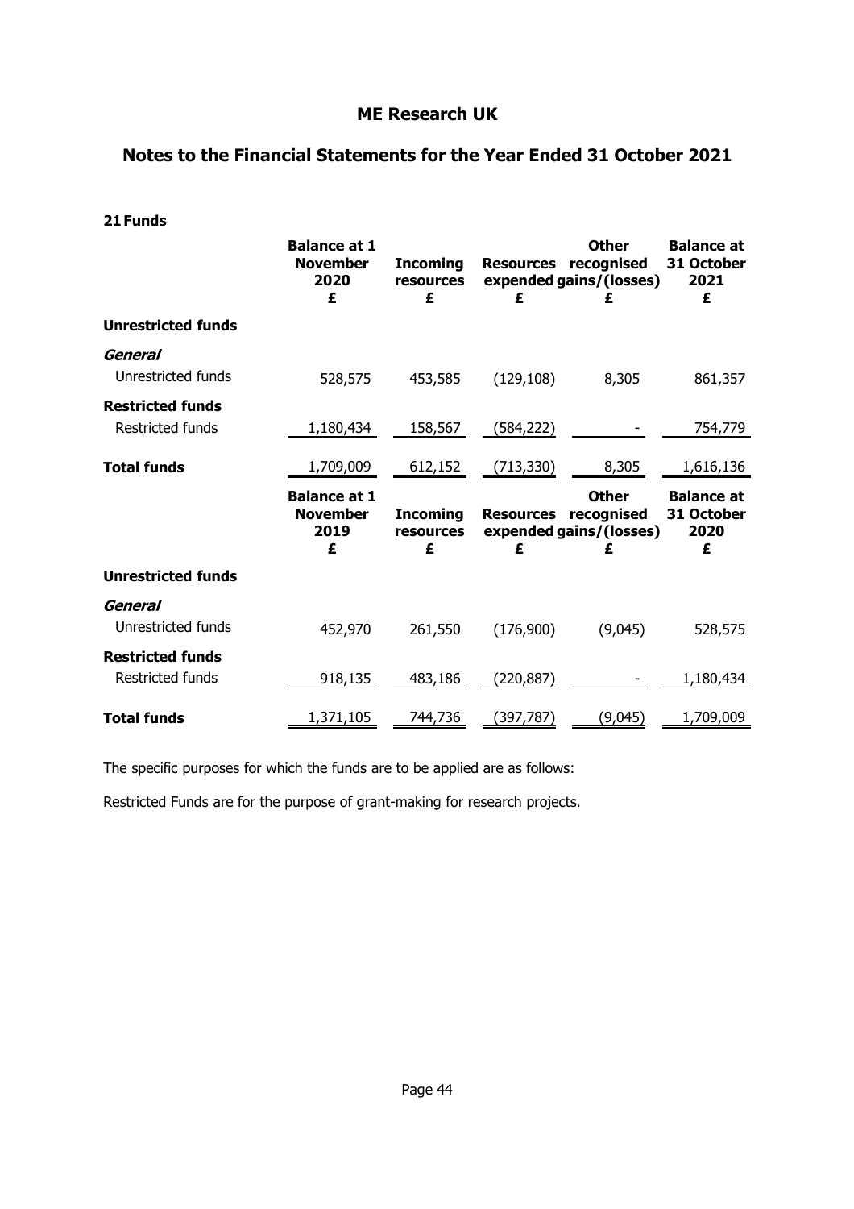# ME Research UK

## Notes to the Financial Statements for the Year Ended 31 October 2021

### 21 Funds

| | Balance at 1 November 2020 £ | Incoming resources £ | Resources expended £ | Other recognised gains/(losses) £ | Balance at 31 October 2021 £ |
|---|---|---|---|---|---|
| **Unrestricted funds** | | | | | |
| ***General*** | | | | | |
| Unrestricted funds | 528,575 | 453,585 | (129,108) | 8,305 | 861,357 |
| **Restricted funds** | | | | | |
| Restricted funds | 1,180,434 | 158,567 | (584,222) | - | 754,779 |
| **Total funds** | 1,709,009 | 612,152 | (713,330) | 8,305 | 1,616,136 |

| | Balance at 1 November 2019 £ | Incoming resources £ | Resources expended £ | Other recognised gains/(losses) £ | Balance at 31 October 2020 £ |
|---|---|---|---|---|---|
| **Unrestricted funds** | | | | | |
| ***General*** | | | | | |
| Unrestricted funds | 452,970 | 261,550 | (176,900) | (9,045) | 528,575 |
| **Restricted funds** | | | | | |
| Restricted funds | 918,135 | 483,186 | (220,887) | - | 1,180,434 |
| **Total funds** | 1,371,105 | 744,736 | (397,787) | (9,045) | 1,709,009 |

The specific purposes for which the funds are to be applied are as follows:

Restricted Funds are for the purpose of grant-making for research projects.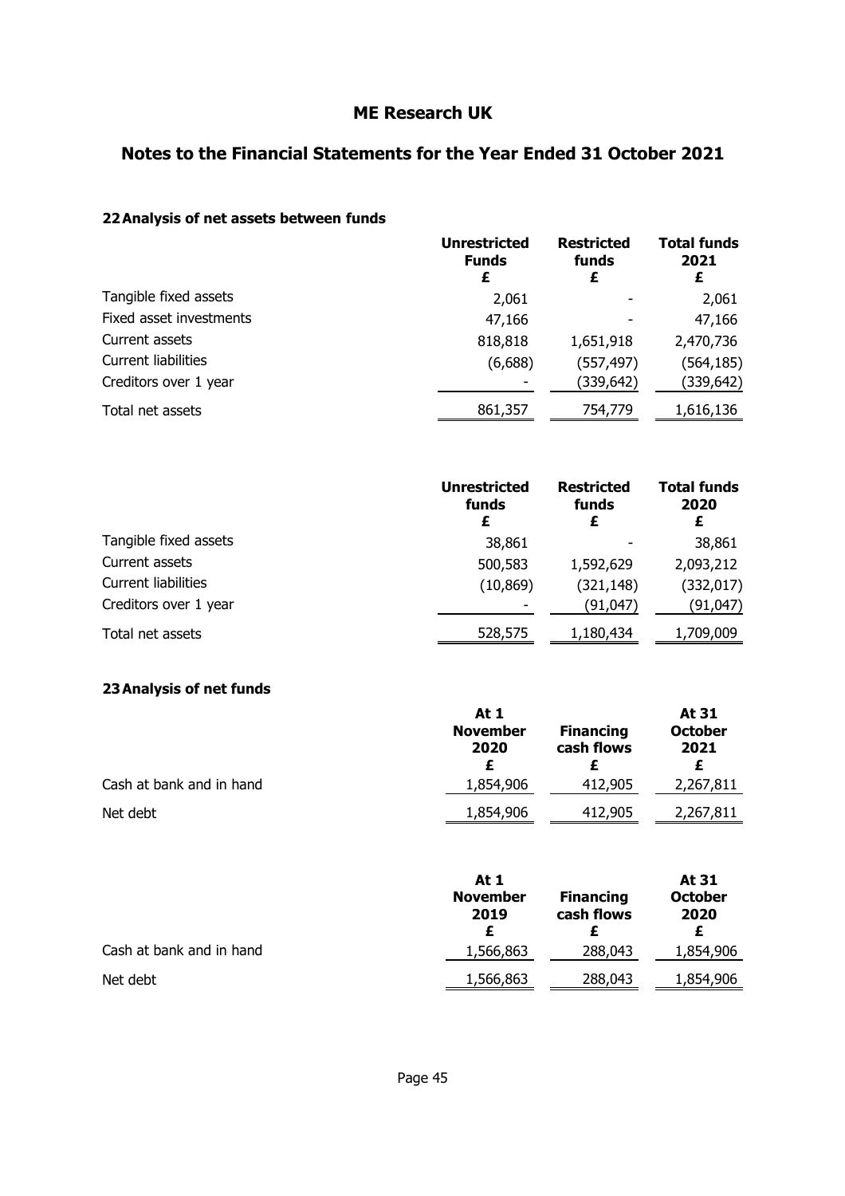# ME Research UK

## Notes to the Financial Statements for the Year Ended 31 October 2021

### 22 Analysis of net assets between funds

| | Unrestricted Funds £ | Restricted funds £ | Total funds 2021 £ |
|---|---|---|---|
| Tangible fixed assets | 2,061 | - | 2,061 |
| Fixed asset investments | 47,166 | - | 47,166 |
| Current assets | 818,818 | 1,651,918 | 2,470,736 |
| Current liabilities | (6,688) | (557,497) | (564,185) |
| Creditors over 1 year | - | (339,642) | (339,642) |
| Total net assets | 861,357 | 754,779 | 1,616,136 |

| | Unrestricted funds £ | Restricted funds £ | Total funds 2020 £ |
|---|---|---|---|
| Tangible fixed assets | 38,861 | - | 38,861 |
| Current assets | 500,583 | 1,592,629 | 2,093,212 |
| Current liabilities | (10,869) | (321,148) | (332,017) |
| Creditors over 1 year | - | (91,047) | (91,047) |
| Total net assets | 528,575 | 1,180,434 | 1,709,009 |

### 23 Analysis of net funds

| | At 1 November 2020 £ | Financing cash flows £ | At 31 October 2021 £ |
|---|---|---|---|
| Cash at bank and in hand | 1,854,906 | 412,905 | 2,267,811 |
| Net debt | 1,854,906 | 412,905 | 2,267,811 |

| | At 1 November 2019 £ | Financing cash flows £ | At 31 October 2020 £ |
|---|---|---|---|
| Cash at bank and in hand | 1,566,863 | 288,043 | 1,854,906 |
| Net debt | 1,566,863 | 288,043 | 1,854,906 |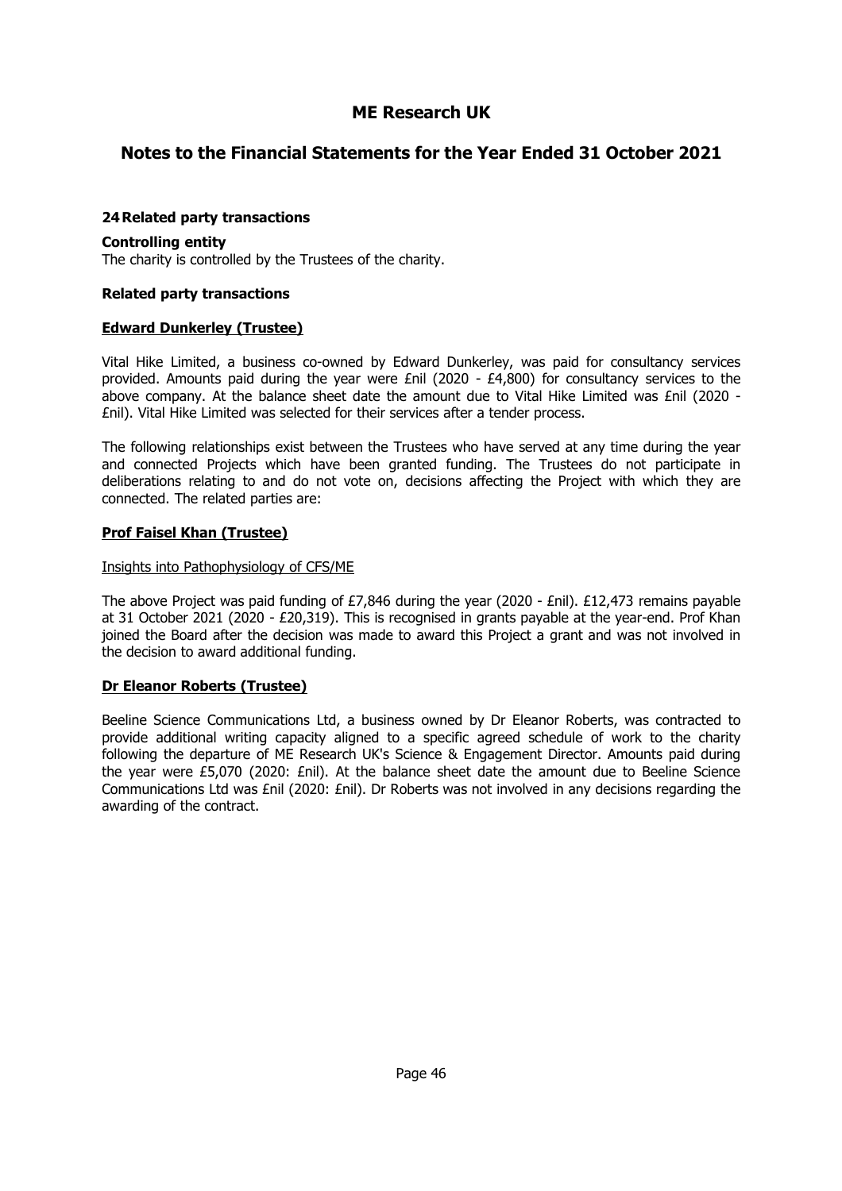# ME Research UK

## Notes to the Financial Statements for the Year Ended 31 October 2021

### 24 Related party transactions

**Controlling entity**

The charity is controlled by the Trustees of the charity.

**Related party transactions**

**Edward Dunkerley (Trustee)**

Vital Hike Limited, a business co-owned by Edward Dunkerley, was paid for consultancy services provided. Amounts paid during the year were £nil (2020 - £4,800) for consultancy services to the above company. At the balance sheet date the amount due to Vital Hike Limited was £nil (2020 - £nil). Vital Hike Limited was selected for their services after a tender process.

The following relationships exist between the Trustees who have served at any time during the year and connected Projects which have been granted funding. The Trustees do not participate in deliberations relating to and do not vote on, decisions affecting the Project with which they are connected. The related parties are:

**Prof Faisel Khan (Trustee)**

Insights into Pathophysiology of CFS/ME

The above Project was paid funding of £7,846 during the year (2020 - £nil). £12,473 remains payable at 31 October 2021 (2020 - £20,319). This is recognised in grants payable at the year-end. Prof Khan joined the Board after the decision was made to award this Project a grant and was not involved in the decision to award additional funding.

**Dr Eleanor Roberts (Trustee)**

Beeline Science Communications Ltd, a business owned by Dr Eleanor Roberts, was contracted to provide additional writing capacity aligned to a specific agreed schedule of work to the charity following the departure of ME Research UK's Science & Engagement Director. Amounts paid during the year were £5,070 (2020: £nil). At the balance sheet date the amount due to Beeline Science Communications Ltd was £nil (2020: £nil). Dr Roberts was not involved in any decisions regarding the awarding of the contract.